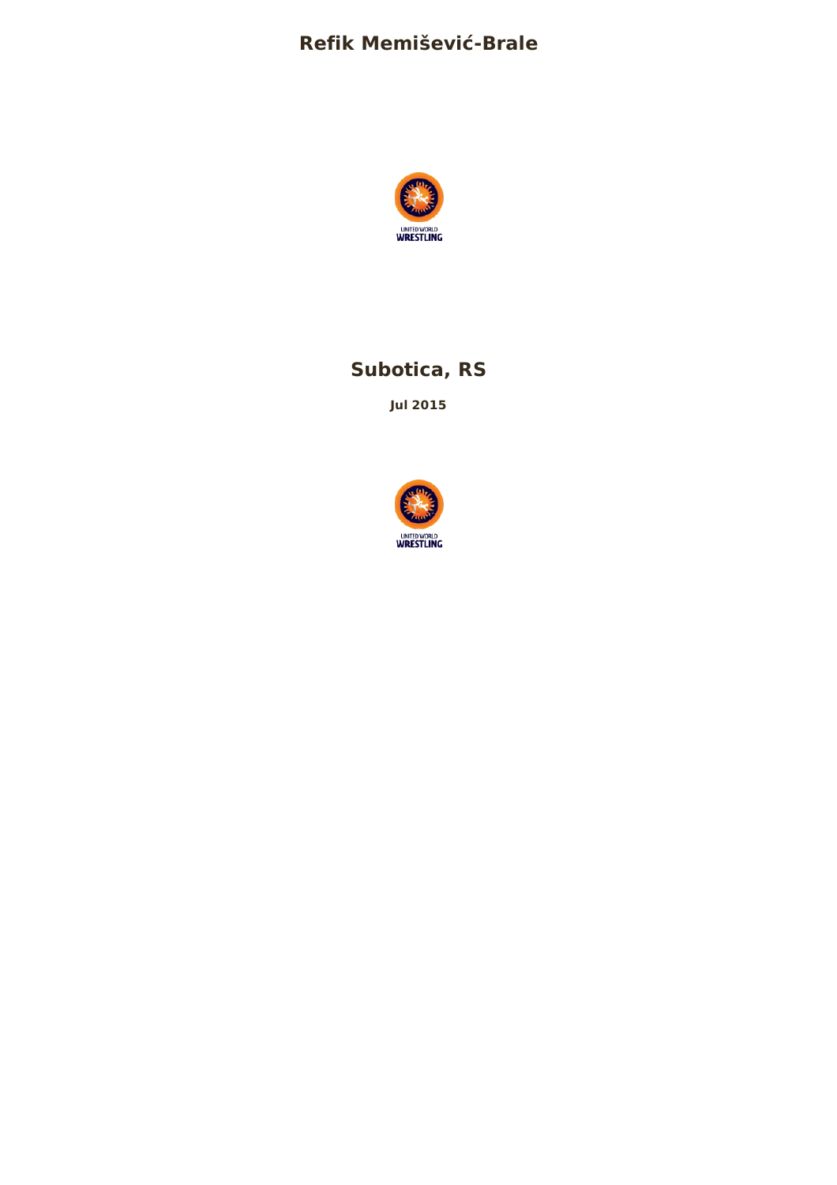# Refik Memišević-Brale

UNITED WORLD
WRESTLING

## Subotica, RS

**Jul 2015**

UNITED WORLD
WRESTLING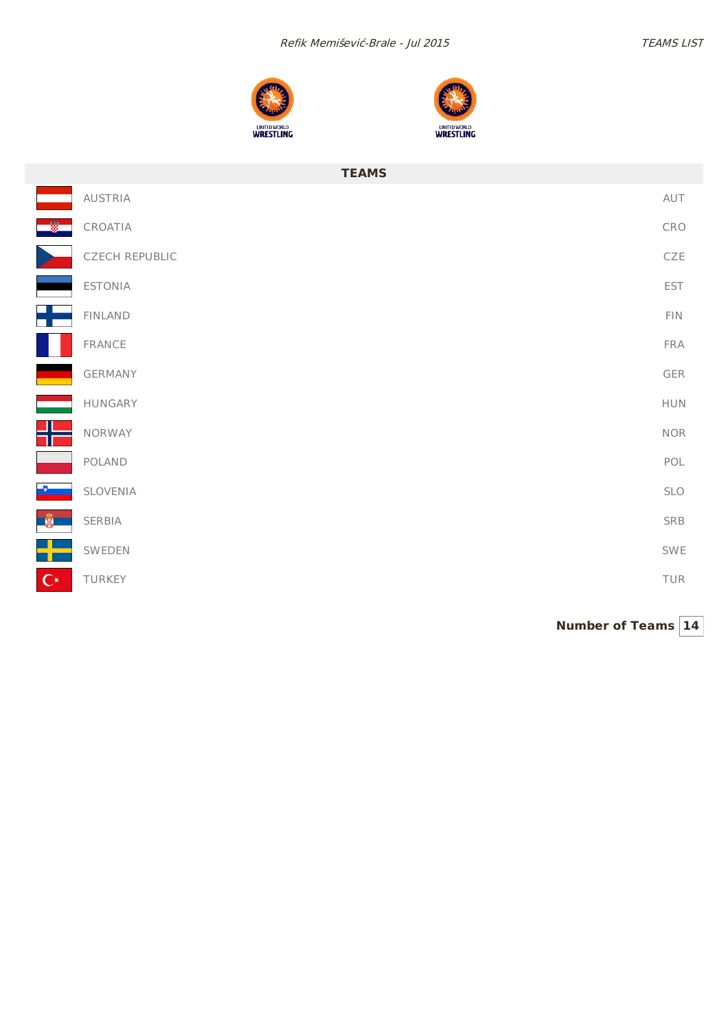## TEAMS

| Team | Code |
| --- | --- |
| AUSTRIA | AUT |
| CROATIA | CRO |
| CZECH REPUBLIC | CZE |
| ESTONIA | EST |
| FINLAND | FIN |
| FRANCE | FRA |
| GERMANY | GER |
| HUNGARY | HUN |
| NORWAY | NOR |
| POLAND | POL |
| SLOVENIA | SLO |
| SERBIA | SRB |
| SWEDEN | SWE |
| TURKEY | TUR |

**Number of Teams** **14**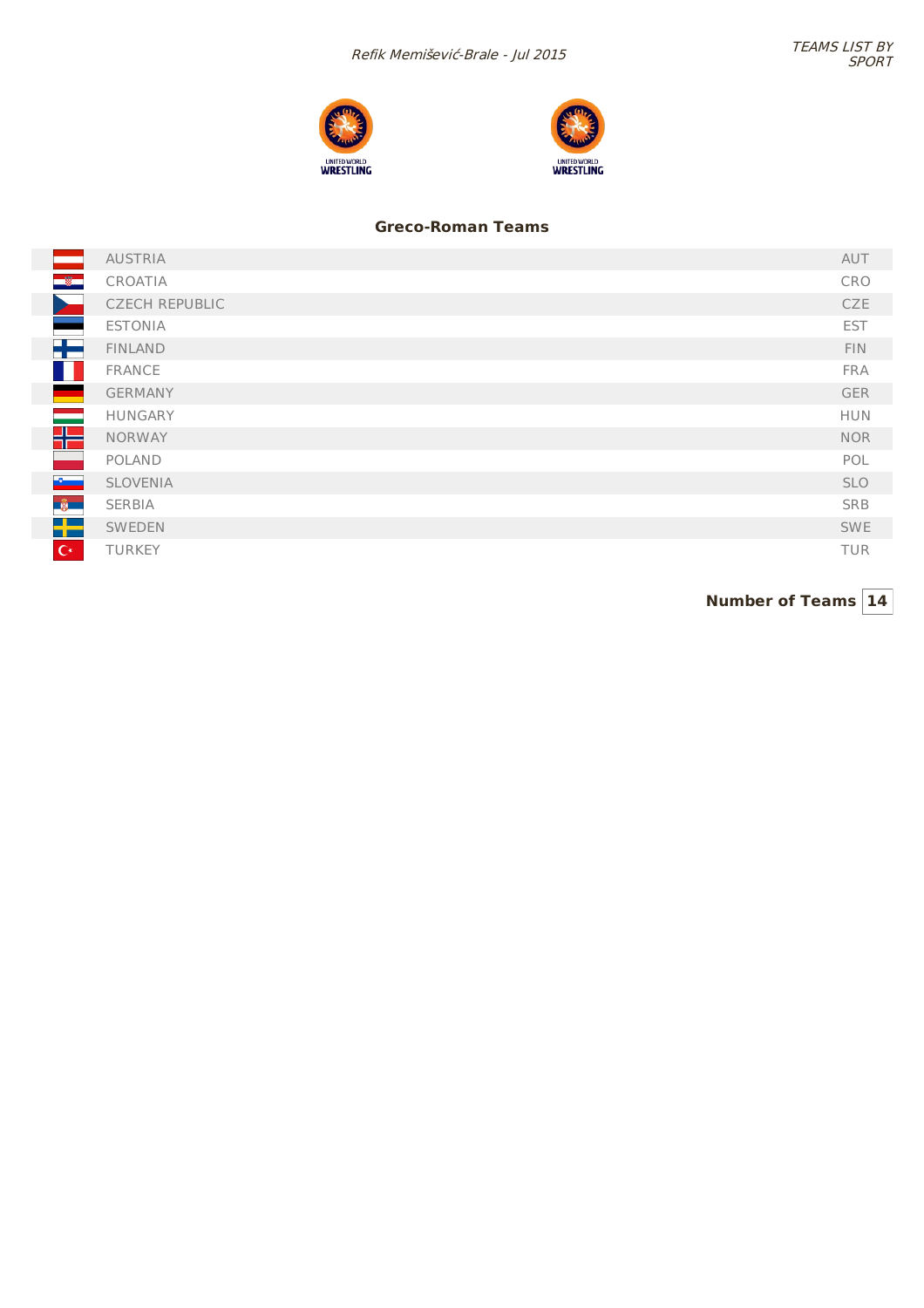## Greco-Roman Teams

| Country | Code |
| --- | --- |
| AUSTRIA | AUT |
| CROATIA | CRO |
| CZECH REPUBLIC | CZE |
| ESTONIA | EST |
| FINLAND | FIN |
| FRANCE | FRA |
| GERMANY | GER |
| HUNGARY | HUN |
| NORWAY | NOR |
| POLAND | POL |
| SLOVENIA | SLO |
| SERBIA | SRB |
| SWEDEN | SWE |
| TURKEY | TUR |

**Number of Teams** **14**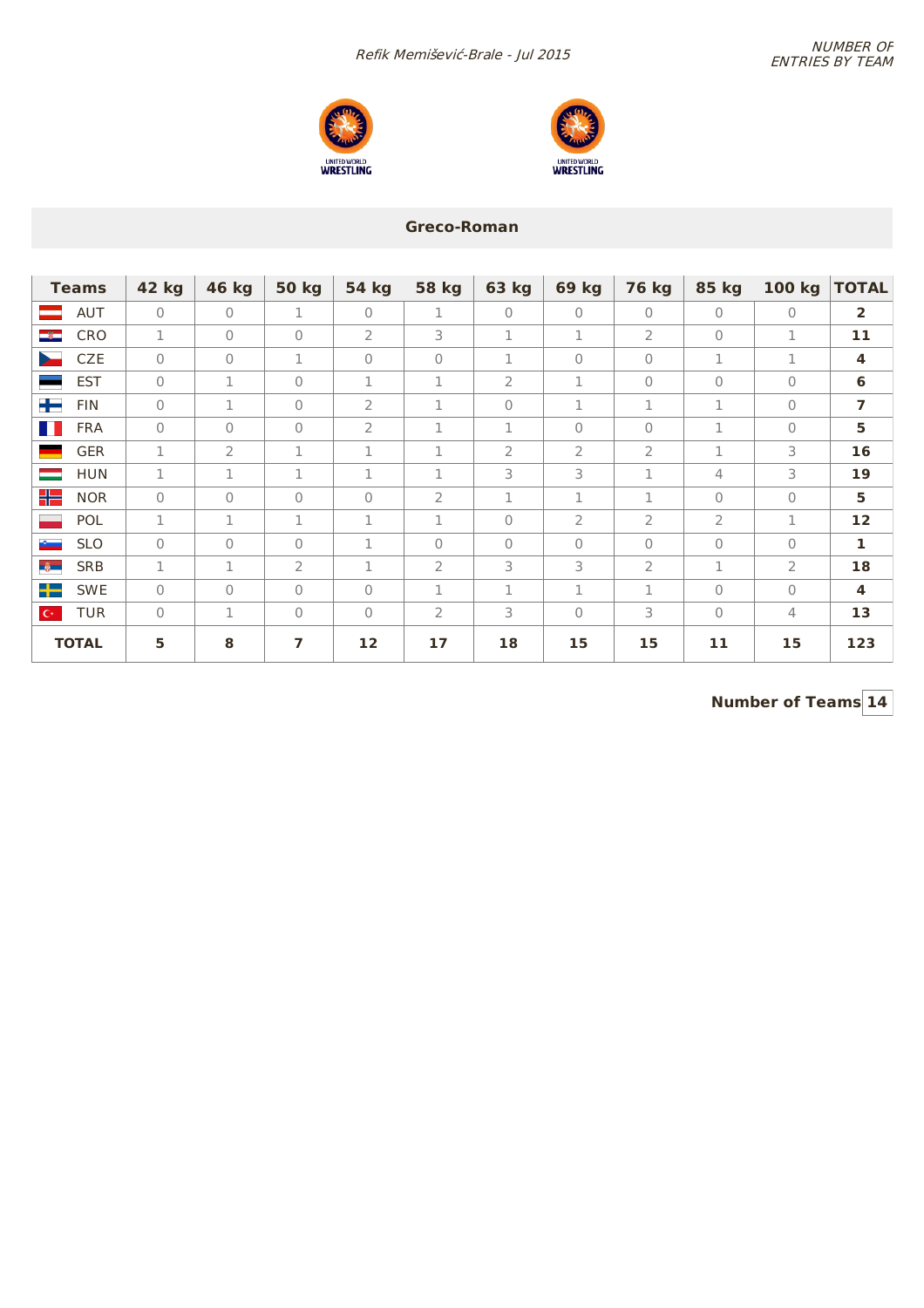*Refik Memišević-Brale - Jul 2015*

*NUMBER OF ENTRIES BY TEAM*

## Greco-Roman

| Teams | 42 kg | 46 kg | 50 kg | 54 kg | 58 kg | 63 kg | 69 kg | 76 kg | 85 kg | 100 kg | TOTAL |
|---|---|---|---|---|---|---|---|---|---|---|---|
| AUT | 0 | 0 | 1 | 0 | 1 | 0 | 0 | 0 | 0 | 0 | **2** |
| CRO | 1 | 0 | 0 | 2 | 3 | 1 | 1 | 2 | 0 | 1 | **11** |
| CZE | 0 | 0 | 1 | 0 | 0 | 1 | 0 | 0 | 1 | 1 | **4** |
| EST | 0 | 1 | 0 | 1 | 1 | 2 | 1 | 0 | 0 | 0 | **6** |
| FIN | 0 | 1 | 0 | 2 | 1 | 0 | 1 | 1 | 1 | 0 | **7** |
| FRA | 0 | 0 | 0 | 2 | 1 | 1 | 0 | 0 | 1 | 0 | **5** |
| GER | 1 | 2 | 1 | 1 | 1 | 2 | 2 | 2 | 1 | 3 | **16** |
| HUN | 1 | 1 | 1 | 1 | 1 | 3 | 3 | 1 | 4 | 3 | **19** |
| NOR | 0 | 0 | 0 | 0 | 2 | 1 | 1 | 1 | 0 | 0 | **5** |
| POL | 1 | 1 | 1 | 1 | 1 | 0 | 2 | 2 | 2 | 1 | **12** |
| SLO | 0 | 0 | 0 | 1 | 0 | 0 | 0 | 0 | 0 | 0 | **1** |
| SRB | 1 | 1 | 2 | 1 | 2 | 3 | 3 | 2 | 1 | 2 | **18** |
| SWE | 0 | 0 | 0 | 0 | 1 | 1 | 1 | 1 | 0 | 0 | **4** |
| TUR | 0 | 1 | 0 | 0 | 2 | 3 | 0 | 3 | 0 | 4 | **13** |
| **TOTAL** | **5** | **8** | **7** | **12** | **17** | **18** | **15** | **15** | **11** | **15** | **123** |

**Number of Teams** 14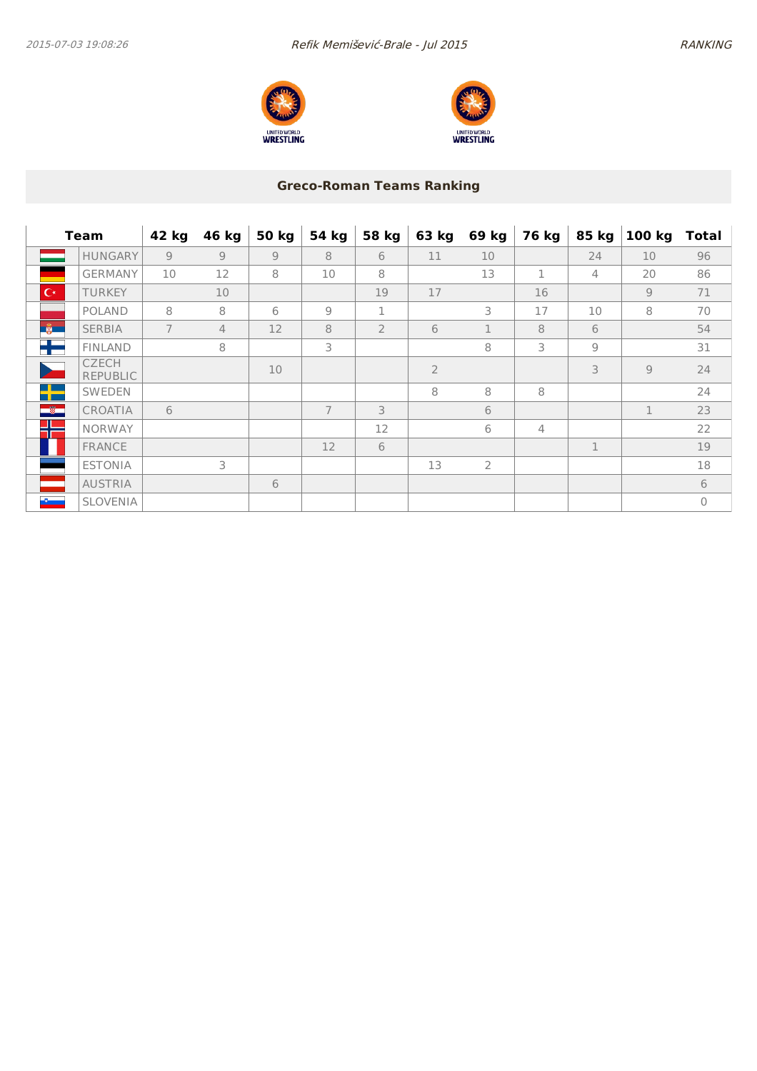## Greco-Roman Teams Ranking

| Team | 42 kg | 46 kg | 50 kg | 54 kg | 58 kg | 63 kg | 69 kg | 76 kg | 85 kg | 100 kg | Total |
|---|---|---|---|---|---|---|---|---|---|---|---|
| HUNGARY | 9 | 9 | 9 | 8 | 6 | 11 | 10 | | 24 | 10 | 96 |
| GERMANY | 10 | 12 | 8 | 10 | 8 | | 13 | 1 | 4 | 20 | 86 |
| TURKEY | | 10 | | | 19 | 17 | | 16 | | 9 | 71 |
| POLAND | 8 | 8 | 6 | 9 | 1 | | 3 | 17 | 10 | 8 | 70 |
| SERBIA | 7 | 4 | 12 | 8 | 2 | 6 | 1 | 8 | 6 | | 54 |
| FINLAND | | 8 | | 3 | | | 8 | 3 | 9 | | 31 |
| CZECH REPUBLIC | | | 10 | | | 2 | | | 3 | 9 | 24 |
| SWEDEN | | | | | | 8 | 8 | 8 | | | 24 |
| CROATIA | 6 | | | 7 | 3 | | 6 | | | 1 | 23 |
| NORWAY | | | | | 12 | | 6 | 4 | | | 22 |
| FRANCE | | | | 12 | 6 | | | | 1 | | 19 |
| ESTONIA | | 3 | | | | 13 | 2 | | | | 18 |
| AUSTRIA | | | 6 | | | | | | | | 6 |
| SLOVENIA | | | | | | | | | | | 0 |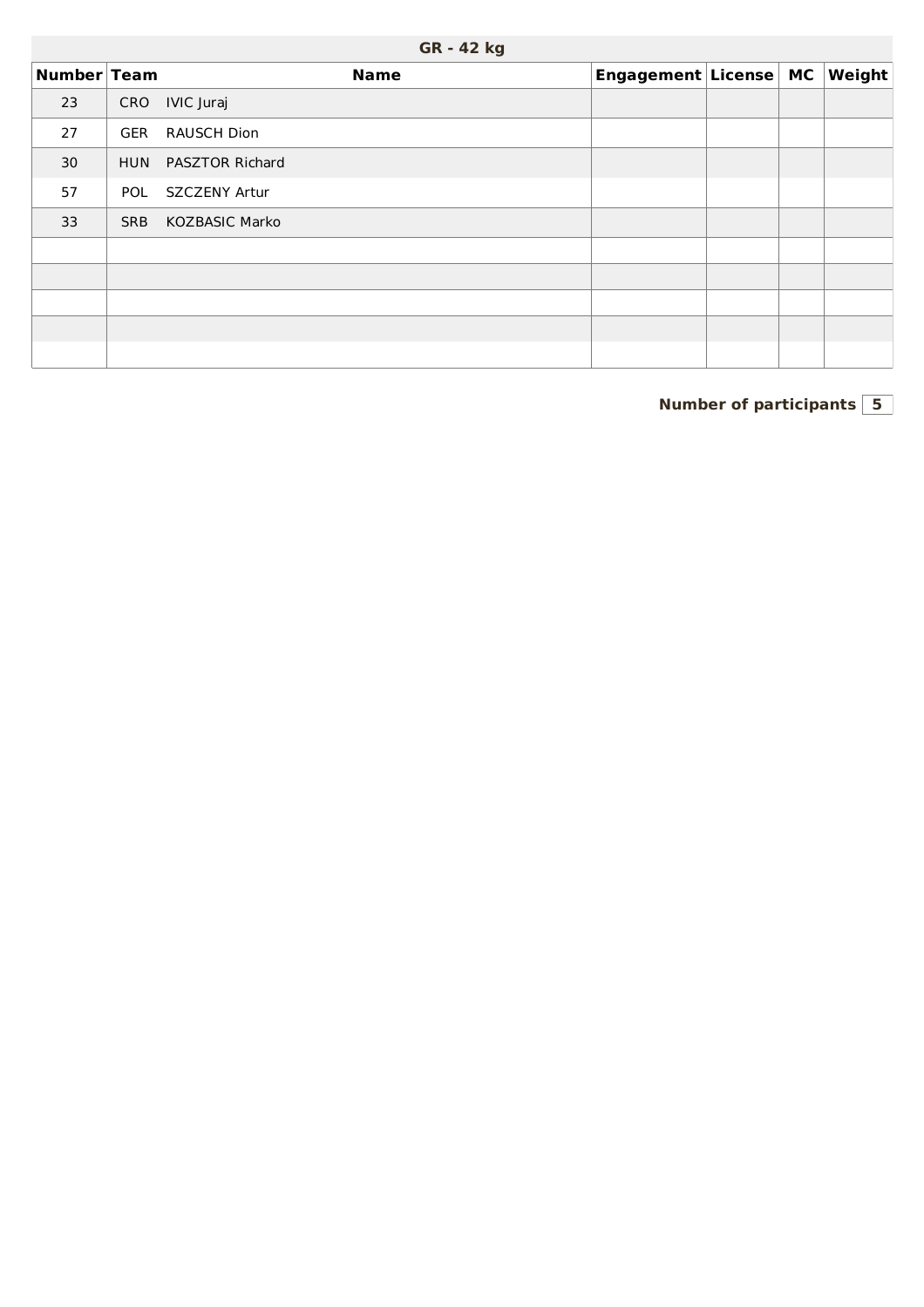## GR - 42 kg

| Number | Team | Name | Engagement | License | MC | Weight |
|---|---|---|---|---|---|---|
| 23 | CRO | IVIC Juraj | | | | |
| 27 | GER | RAUSCH Dion | | | | |
| 30 | HUN | PASZTOR Richard | | | | |
| 57 | POL | SZCZENY Artur | | | | |
| 33 | SRB | KOZBASIC Marko | | | | |
| | | | | | | |
| | | | | | | |
| | | | | | | |
| | | | | | | |
| | | | | | | |

**Number of participants** 5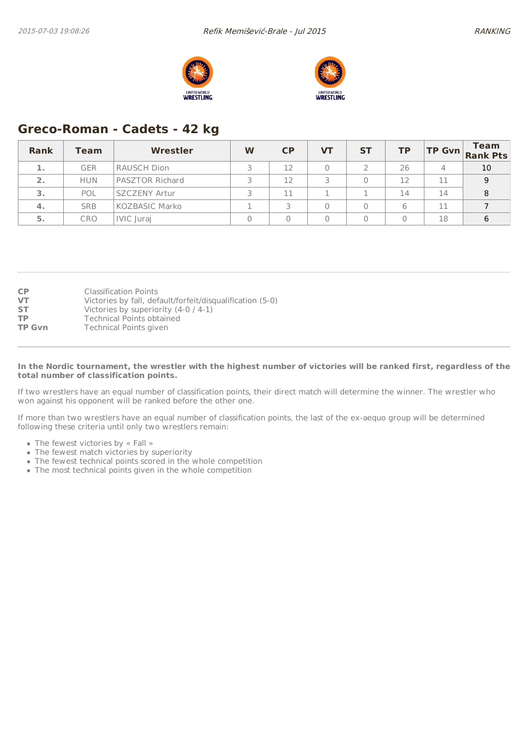## Greco-Roman - Cadets - 42 kg

| Rank | Team | Wrestler | W | CP | VT | ST | TP | TP Gvn | Team Rank Pts |
|---|---|---|---|---|---|---|---|---|---|
| 1. | GER | RAUSCH Dion | 3 | 12 | 0 | 2 | 26 | 4 | 10 |
| 2. | HUN | PASZTOR Richard | 3 | 12 | 3 | 0 | 12 | 11 | 9 |
| 3. | POL | SZCZENY Artur | 3 | 11 | 1 | 1 | 14 | 14 | 8 |
| 4. | SRB | KOZBASIC Marko | 1 | 3 | 0 | 0 | 6 | 11 | 7 |
| 5. | CRO | IVIC Juraj | 0 | 0 | 0 | 0 | 0 | 18 | 6 |

**CP** Classification Points
**VT** Victories by fall, default/forfeit/disqualification (5-0)
**ST** Victories by superiority (4-0 / 4-1)
**TP** Technical Points obtained
**TP Gvn** Technical Points given

**In the Nordic tournament, the wrestler with the highest number of victories will be ranked first, regardless of the total number of classification points.**

If two wrestlers have an equal number of classification points, their direct match will determine the winner. The wrestler who won against his opponent will be ranked before the other one.

If more than two wrestlers have an equal number of classification points, the last of the ex-aequo group will be determined following these criteria until only two wrestlers remain:

- The fewest victories by « Fall »
- The fewest match victories by superiority
- The fewest technical points scored in the whole competition
- The most technical points given in the whole competition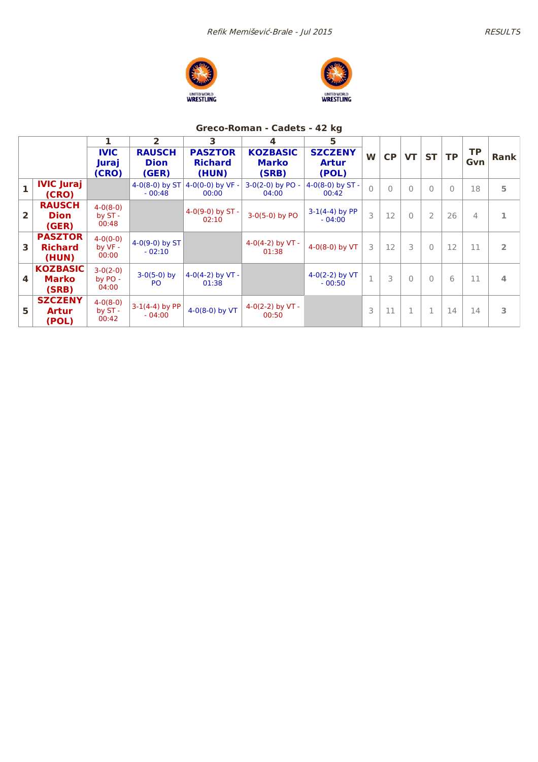## Greco-Roman - Cadets - 42 kg

| | | 1 IVIC Juraj (CRO) | 2 RAUSCH Dion (GER) | 3 PASZTOR Richard (HUN) | 4 KOZBASIC Marko (SRB) | 5 SZCZENY Artur (POL) | W | CP | VT | ST | TP | TP Gvn | Rank |
|---|---|---|---|---|---|---|---|---|---|---|---|---|---|
| 1 | IVIC Juraj (CRO) | | 4-0(8-0) by ST - 00:48 | 4-0(0-0) by VF - 00:00 | 3-0(2-0) by PO - 04:00 | 4-0(8-0) by ST - 00:42 | 0 | 0 | 0 | 0 | 0 | 18 | 5 |
| 2 | RAUSCH Dion (GER) | 4-0(8-0) by ST - 00:48 | | 4-0(9-0) by ST - 02:10 | 3-0(5-0) by PO | 3-1(4-4) by PP - 04:00 | 3 | 12 | 0 | 2 | 26 | 4 | 1 |
| 3 | PASZTOR Richard (HUN) | 4-0(0-0) by VF - 00:00 | 4-0(9-0) by ST - 02:10 | | 4-0(4-2) by VT - 01:38 | 4-0(8-0) by VT | 3 | 12 | 3 | 0 | 12 | 11 | 2 |
| 4 | KOZBASIC Marko (SRB) | 3-0(2-0) by PO - 04:00 | 3-0(5-0) by PO | 4-0(4-2) by VT - 01:38 | | 4-0(2-2) by VT - 00:50 | 1 | 3 | 0 | 0 | 6 | 11 | 4 |
| 5 | SZCZENY Artur (POL) | 4-0(8-0) by ST - 00:42 | 3-1(4-4) by PP - 04:00 | 4-0(8-0) by VT | 4-0(2-2) by VT - 00:50 | | 3 | 11 | 1 | 1 | 14 | 14 | 3 |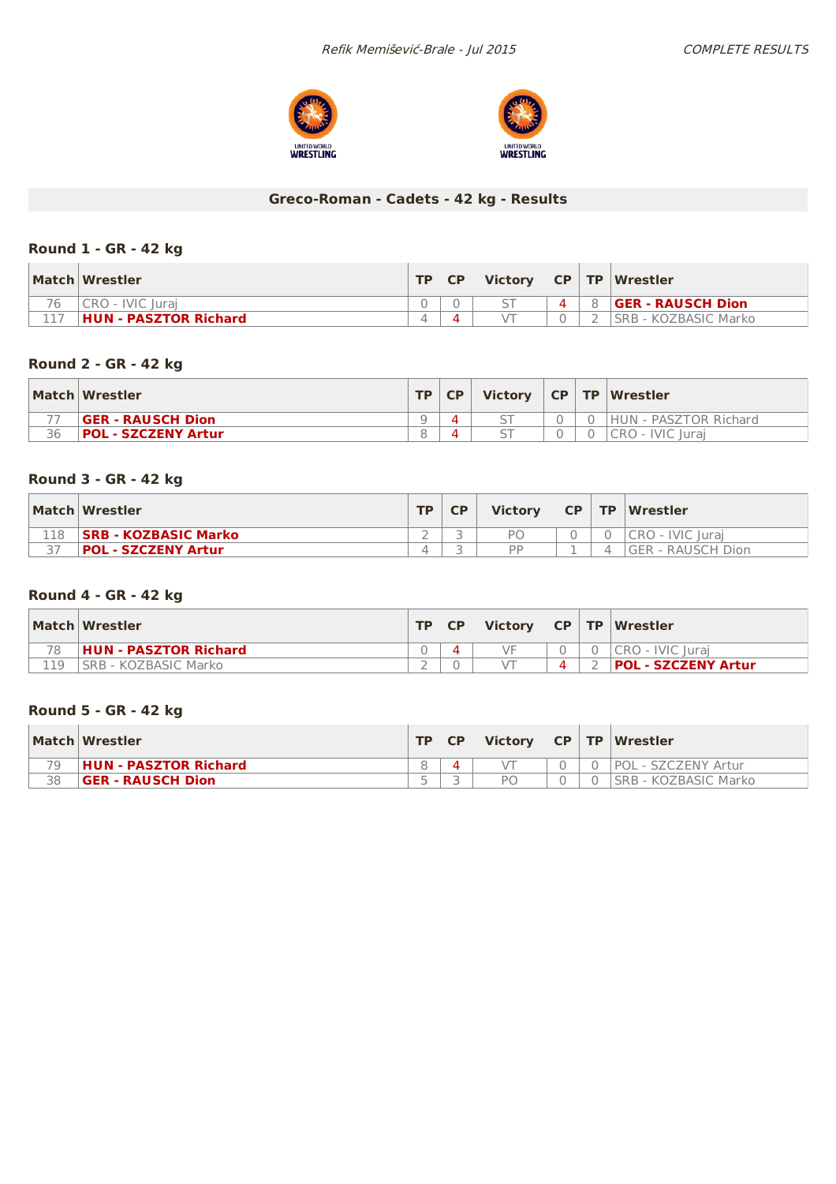## Greco-Roman - Cadets - 42 kg - Results

### Round 1 - GR - 42 kg

| Match | Wrestler | TP | CP | Victory | CP | TP | Wrestler |
|---|---|---|---|---|---|---|---|
| 76 | CRO - IVIC Juraj | 0 | 0 | ST | 4 | 8 | **GER - RAUSCH Dion** |
| 117 | **HUN - PASZTOR Richard** | 4 | 4 | VT | 0 | 2 | SRB - KOZBASIC Marko |

### Round 2 - GR - 42 kg

| Match | Wrestler | TP | CP | Victory | CP | TP | Wrestler |
|---|---|---|---|---|---|---|---|
| 77 | **GER - RAUSCH Dion** | 9 | 4 | ST | 0 | 0 | HUN - PASZTOR Richard |
| 36 | **POL - SZCZENY Artur** | 8 | 4 | ST | 0 | 0 | CRO - IVIC Juraj |

### Round 3 - GR - 42 kg

| Match | Wrestler | TP | CP | Victory | CP | TP | Wrestler |
|---|---|---|---|---|---|---|---|
| 118 | **SRB - KOZBASIC Marko** | 2 | 3 | PO | 0 | 0 | CRO - IVIC Juraj |
| 37 | **POL - SZCZENY Artur** | 4 | 3 | PP | 1 | 4 | GER - RAUSCH Dion |

### Round 4 - GR - 42 kg

| Match | Wrestler | TP | CP | Victory | CP | TP | Wrestler |
|---|---|---|---|---|---|---|---|
| 78 | **HUN - PASZTOR Richard** | 0 | 4 | VF | 0 | 0 | CRO - IVIC Juraj |
| 119 | SRB - KOZBASIC Marko | 2 | 0 | VT | 4 | 2 | **POL - SZCZENY Artur** |

### Round 5 - GR - 42 kg

| Match | Wrestler | TP | CP | Victory | CP | TP | Wrestler |
|---|---|---|---|---|---|---|---|
| 79 | **HUN - PASZTOR Richard** | 8 | 4 | VT | 0 | 0 | POL - SZCZENY Artur |
| 38 | **GER - RAUSCH Dion** | 5 | 3 | PO | 0 | 0 | SRB - KOZBASIC Marko |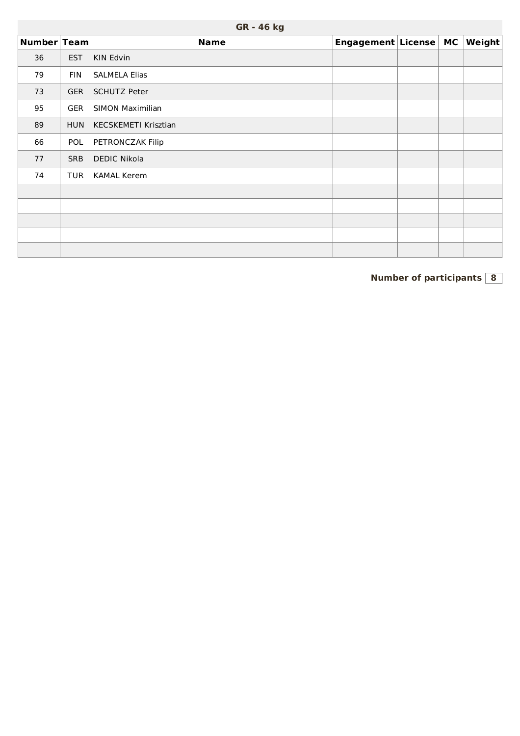## GR - 46 kg

| Number | Team | Name | Engagement | License | MC | Weight |
|---|---|---|---|---|---|---|
| 36 | EST | KIN Edvin | | | | |
| 79 | FIN | SALMELA Elias | | | | |
| 73 | GER | SCHUTZ Peter | | | | |
| 95 | GER | SIMON Maximilian | | | | |
| 89 | HUN | KECSKEMETI Krisztian | | | | |
| 66 | POL | PETRONCZAK Filip | | | | |
| 77 | SRB | DEDIC Nikola | | | | |
| 74 | TUR | KAMAL Kerem | | | | |
| | | | | | | |
| | | | | | | |
| | | | | | | |
| | | | | | | |
| | | | | | | |

**Number of participants** 8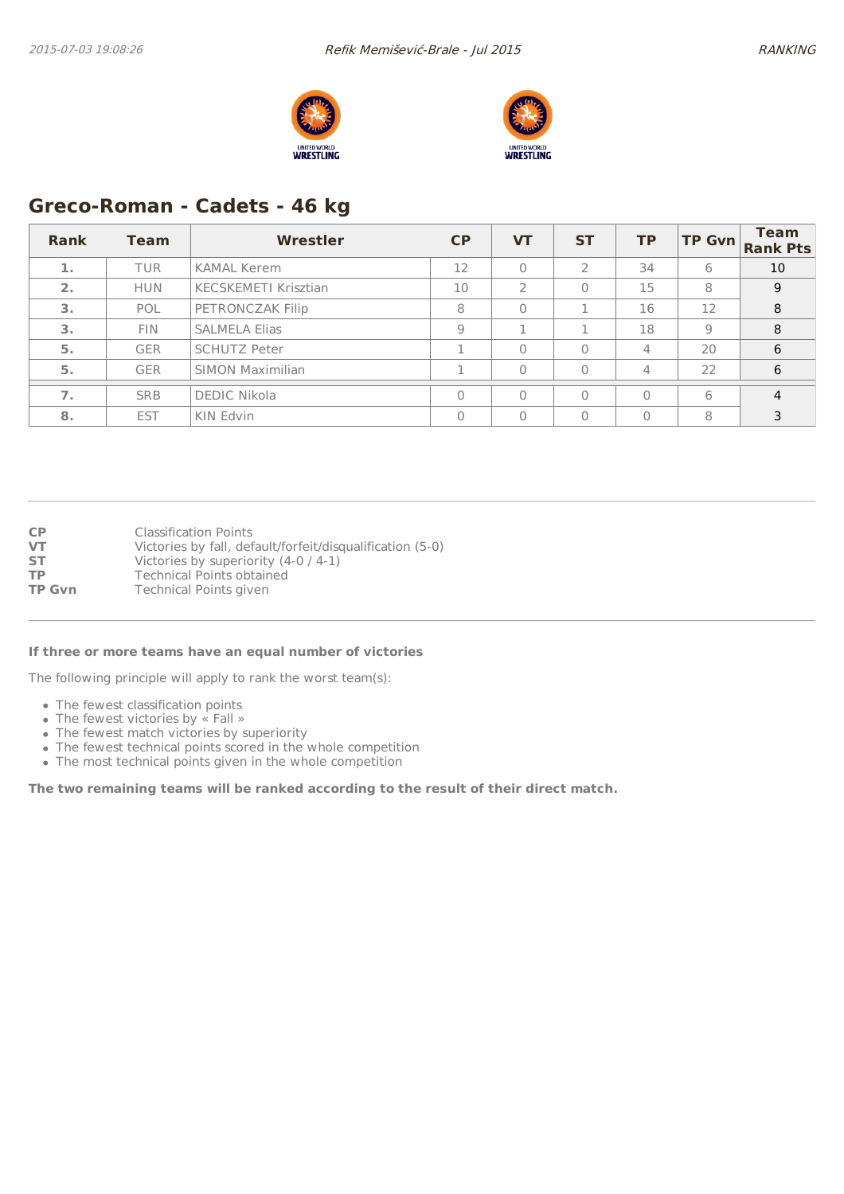## Greco-Roman - Cadets - 46 kg

| Rank | Team | Wrestler | CP | VT | ST | TP | TP Gvn | Team Rank Pts |
|---|---|---|---|---|---|---|---|---|
| 1. | TUR | KAMAL Kerem | 12 | 0 | 2 | 34 | 6 | 10 |
| 2. | HUN | KECSKEMETI Krisztian | 10 | 2 | 0 | 15 | 8 | 9 |
| 3. | POL | PETRONCZAK Filip | 8 | 0 | 1 | 16 | 12 | 8 |
| 3. | FIN | SALMELA Elias | 9 | 1 | 1 | 18 | 9 | 8 |
| 5. | GER | SCHUTZ Peter | 1 | 0 | 0 | 4 | 20 | 6 |
| 5. | GER | SIMON Maximilian | 1 | 0 | 0 | 4 | 22 | 6 |
| 7. | SRB | DEDIC Nikola | 0 | 0 | 0 | 0 | 6 | 4 |
| 8. | EST | KIN Edvin | 0 | 0 | 0 | 0 | 8 | 3 |

**CP** Classification Points
**VT** Victories by fall, default/forfeit/disqualification (5-0)
**ST** Victories by superiority (4-0 / 4-1)
**TP** Technical Points obtained
**TP Gvn** Technical Points given

**If three or more teams have an equal number of victories**

The following principle will apply to rank the worst team(s):

- The fewest classification points
- The fewest victories by « Fall »
- The fewest match victories by superiority
- The fewest technical points scored in the whole competition
- The most technical points given in the whole competition

**The two remaining teams will be ranked according to the result of their direct match.**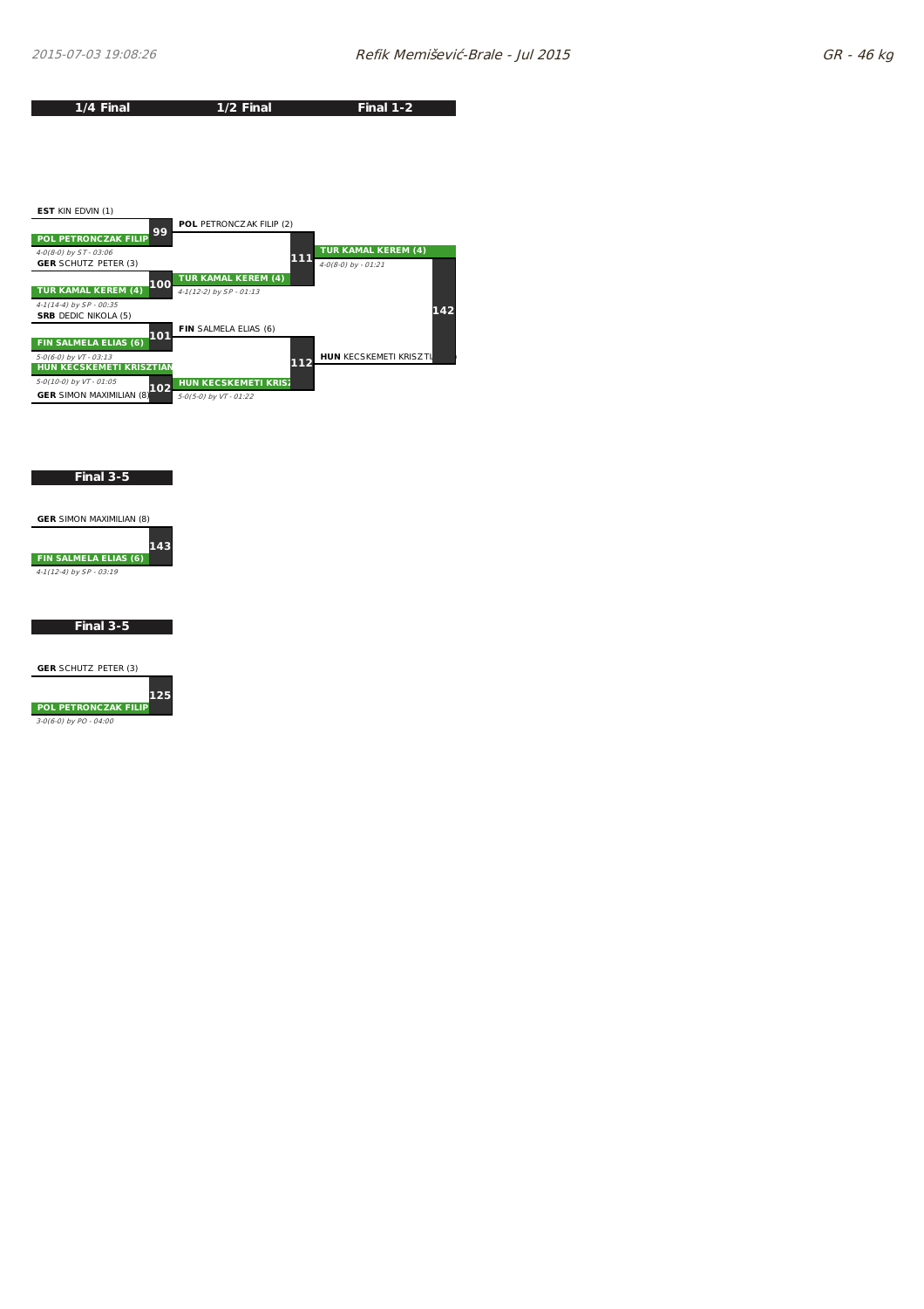## GR - 46 kg

### 1/4 Final

| Bout | Athlete 1 | Athlete 2 | Winner | Result |
|---|---|---|---|---|
| 99 | EST KIN EDVIN (1) | POL PETRONCZAK FILIP | POL PETRONCZAK FILIP | 4-0(8-0) by ST - 03:06 |
| 100 | GER SCHUTZ PETER (3) | TUR KAMAL KEREM (4) | TUR KAMAL KEREM (4) | 4-1(14-4) by SP - 00:35 |
| 101 | SRB DEDIC NIKOLA (5) | FIN SALMELA ELIAS (6) | FIN SALMELA ELIAS (6) | 5-0(6-0) by VT - 03:13 |
| 102 | HUN KECSKEMETI KRISZTIAN | GER SIMON MAXIMILIAN (8) | HUN KECSKEMETI KRISZTIAN | 5-0(10-0) by VT - 01:05 |

### 1/2 Final

| Bout | Athlete 1 | Athlete 2 | Winner | Result |
|---|---|---|---|---|
| 111 | POL PETRONCZAK FILIP (2) | TUR KAMAL KEREM (4) | TUR KAMAL KEREM (4) | 4-1(12-2) by SP - 01:13 |
| 112 | FIN SALMELA ELIAS (6) | HUN KECSKEMETI KRISZ | HUN KECSKEMETI KRISZ | 5-0(5-0) by VT - 01:22 |

### Final 1-2

| Bout | Athlete 1 | Athlete 2 | Winner | Result |
|---|---|---|---|---|
| 142 | TUR KAMAL KEREM (4) | HUN KECSKEMETI KRISZTI | TUR KAMAL KEREM (4) | 4-0(8-0) by - 01:21 |

### Final 3-5

| Bout | Athlete 1 | Athlete 2 | Winner | Result |
|---|---|---|---|---|
| 143 | GER SIMON MAXIMILIAN (8) | FIN SALMELA ELIAS (6) | FIN SALMELA ELIAS (6) | 4-1(12-4) by SP - 03:19 |

### Final 3-5

| Bout | Athlete 1 | Athlete 2 | Winner | Result |
|---|---|---|---|---|
| 125 | GER SCHUTZ PETER (3) | POL PETRONCZAK FILIP | POL PETRONCZAK FILIP | 3-0(6-0) by PO - 04:00 |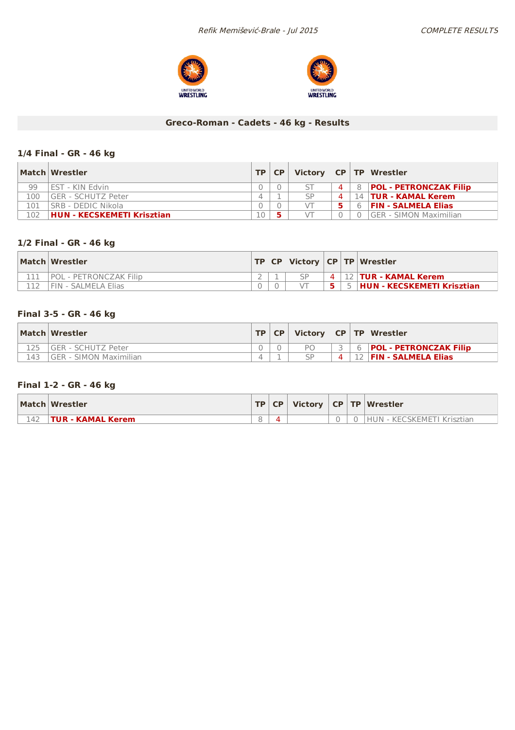## Greco-Roman - Cadets - 46 kg - Results

### 1/4 Final - GR - 46 kg

| Match | Wrestler | TP | CP | Victory | CP | TP | Wrestler |
|---|---|---|---|---|---|---|---|
| 99 | EST - KIN Edvin | 0 | 0 | ST | 4 | 8 | **POL - PETRONCZAK Filip** |
| 100 | GER - SCHUTZ Peter | 4 | 1 | SP | 4 | 14 | **TUR - KAMAL Kerem** |
| 101 | SRB - DEDIC Nikola | 0 | 0 | VT | 5 | 6 | **FIN - SALMELA Elias** |
| 102 | **HUN - KECSKEMETI Krisztian** | 10 | 5 | VT | 0 | 0 | GER - SIMON Maximilian |

### 1/2 Final - GR - 46 kg

| Match | Wrestler | TP | CP | Victory | CP | TP | Wrestler |
|---|---|---|---|---|---|---|---|
| 111 | POL - PETRONCZAK Filip | 2 | 1 | SP | 4 | 12 | **TUR - KAMAL Kerem** |
| 112 | FIN - SALMELA Elias | 0 | 0 | VT | 5 | 5 | **HUN - KECSKEMETI Krisztian** |

### Final 3-5 - GR - 46 kg

| Match | Wrestler | TP | CP | Victory | CP | TP | Wrestler |
|---|---|---|---|---|---|---|---|
| 125 | GER - SCHUTZ Peter | 0 | 0 | PO | 3 | 6 | **POL - PETRONCZAK Filip** |
| 143 | GER - SIMON Maximilian | 4 | 1 | SP | 4 | 12 | **FIN - SALMELA Elias** |

### Final 1-2 - GR - 46 kg

| Match | Wrestler | TP | CP | Victory | CP | TP | Wrestler |
|---|---|---|---|---|---|---|---|
| 142 | **TUR - KAMAL Kerem** | 8 | 4 | | 0 | 0 | HUN - KECSKEMETI Krisztian |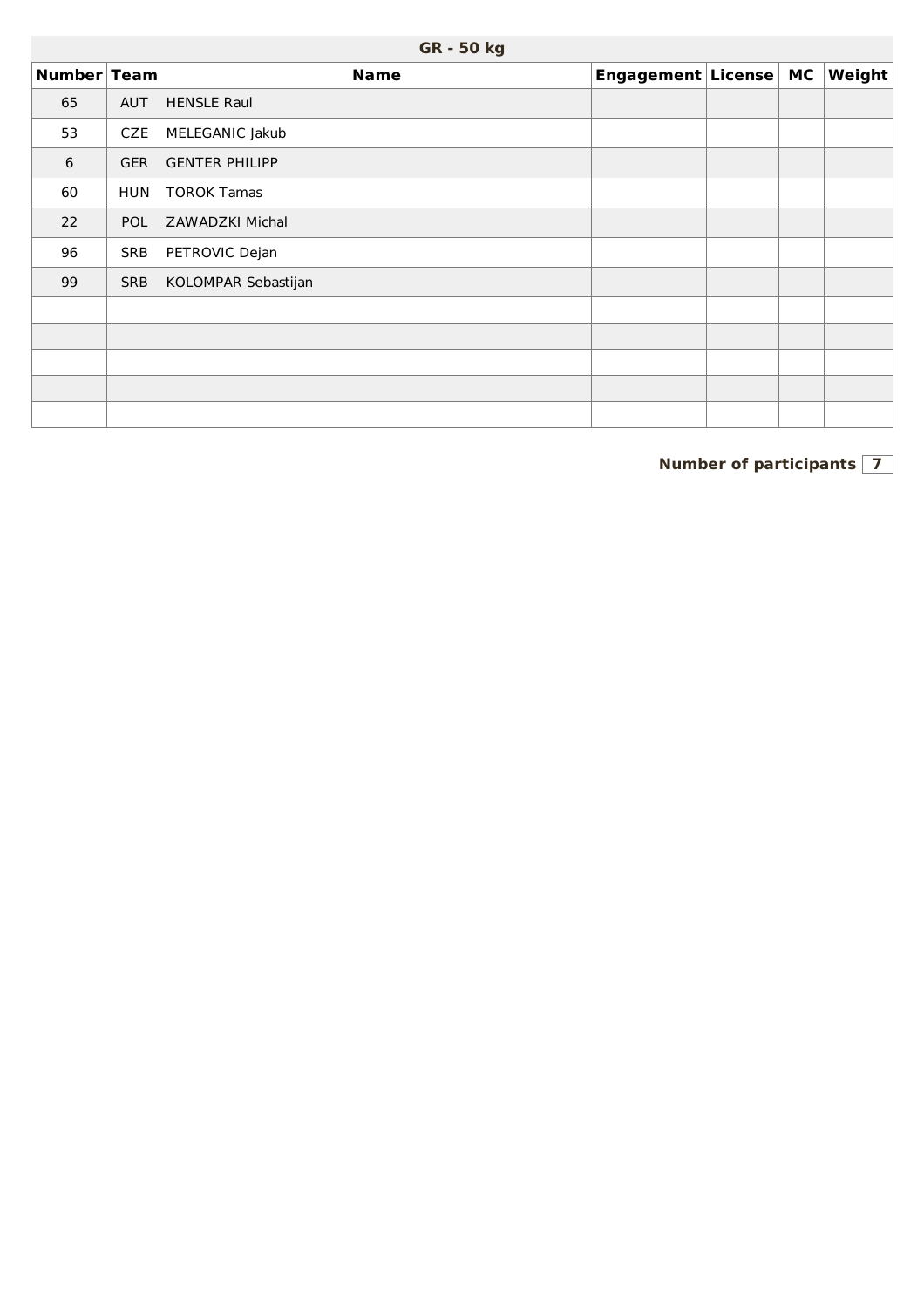## GR - 50 kg

| Number | Team | Name | Engagement | License | MC | Weight |
|---|---|---|---|---|---|---|
| 65 | AUT | HENSLE Raul | | | | |
| 53 | CZE | MELEGANIC Jakub | | | | |
| 6 | GER | GENTER PHILIPP | | | | |
| 60 | HUN | TOROK Tamas | | | | |
| 22 | POL | ZAWADZKI Michal | | | | |
| 96 | SRB | PETROVIC Dejan | | | | |
| 99 | SRB | KOLOMPAR Sebastijan | | | | |
| | | | | | | |
| | | | | | | |
| | | | | | | |
| | | | | | | |
| | | | | | | |

**Number of participants** 7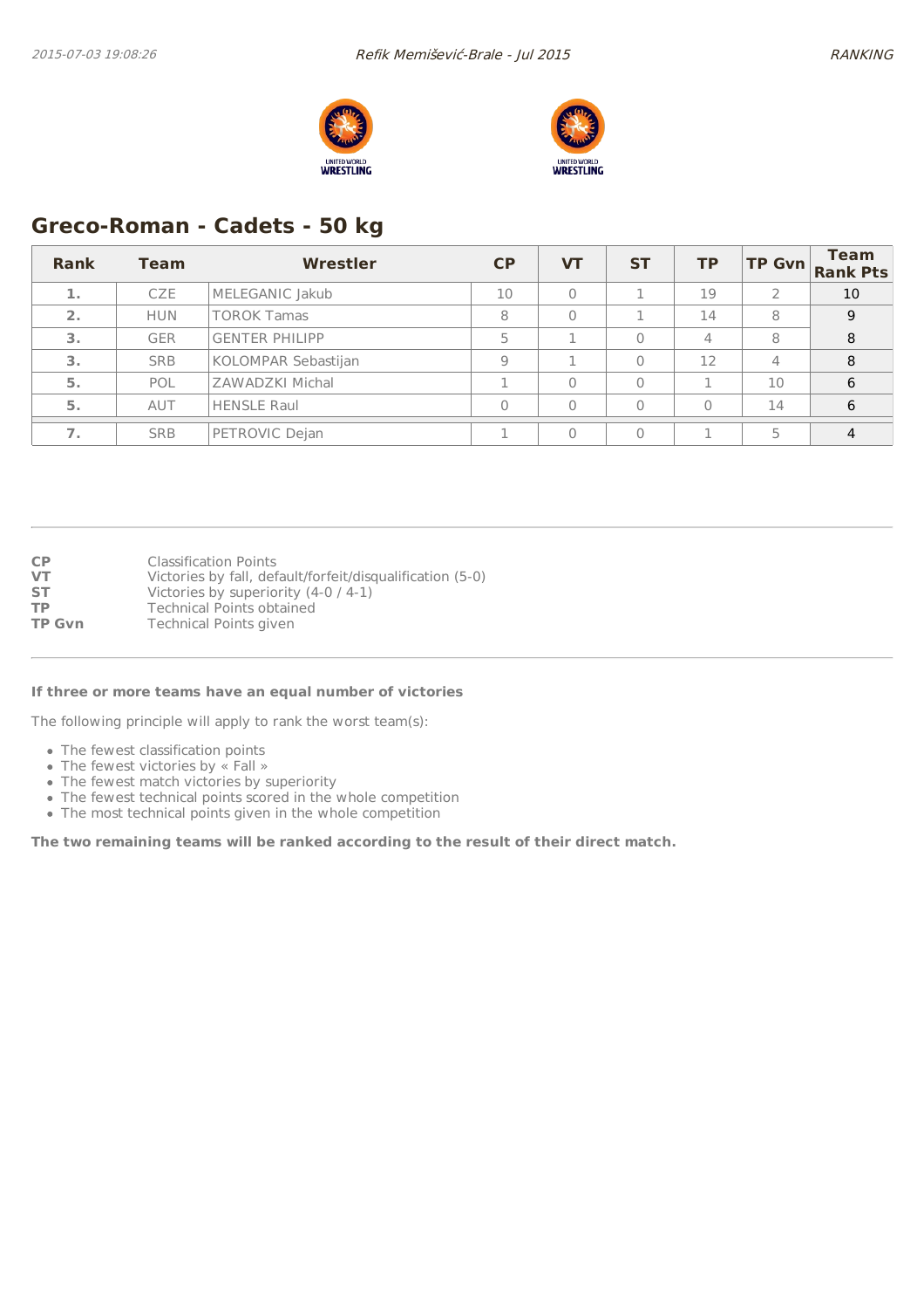## Greco-Roman - Cadets - 50 kg

| Rank | Team | Wrestler | CP | VT | ST | TP | TP Gvn | Team Rank Pts |
|---|---|---|---|---|---|---|---|---|
| 1. | CZE | MELEGANIC Jakub | 10 | 0 | 1 | 19 | 2 | 10 |
| 2. | HUN | TOROK Tamas | 8 | 0 | 1 | 14 | 8 | 9 |
| 3. | GER | GENTER PHILIPP | 5 | 1 | 0 | 4 | 8 | 8 |
| 3. | SRB | KOLOMPAR Sebastijan | 9 | 1 | 0 | 12 | 4 | 8 |
| 5. | POL | ZAWADZKI Michal | 1 | 0 | 0 | 1 | 10 | 6 |
| 5. | AUT | HENSLE Raul | 0 | 0 | 0 | 0 | 14 | 6 |
| 7. | SRB | PETROVIC Dejan | 1 | 0 | 0 | 1 | 5 | 4 |

**CP** Classification Points
**VT** Victories by fall, default/forfeit/disqualification (5-0)
**ST** Victories by superiority (4-0 / 4-1)
**TP** Technical Points obtained
**TP Gvn** Technical Points given

**If three or more teams have an equal number of victories**

The following principle will apply to rank the worst team(s):

- The fewest classification points
- The fewest victories by « Fall »
- The fewest match victories by superiority
- The fewest technical points scored in the whole competition
- The most technical points given in the whole competition

**The two remaining teams will be ranked according to the result of their direct match.**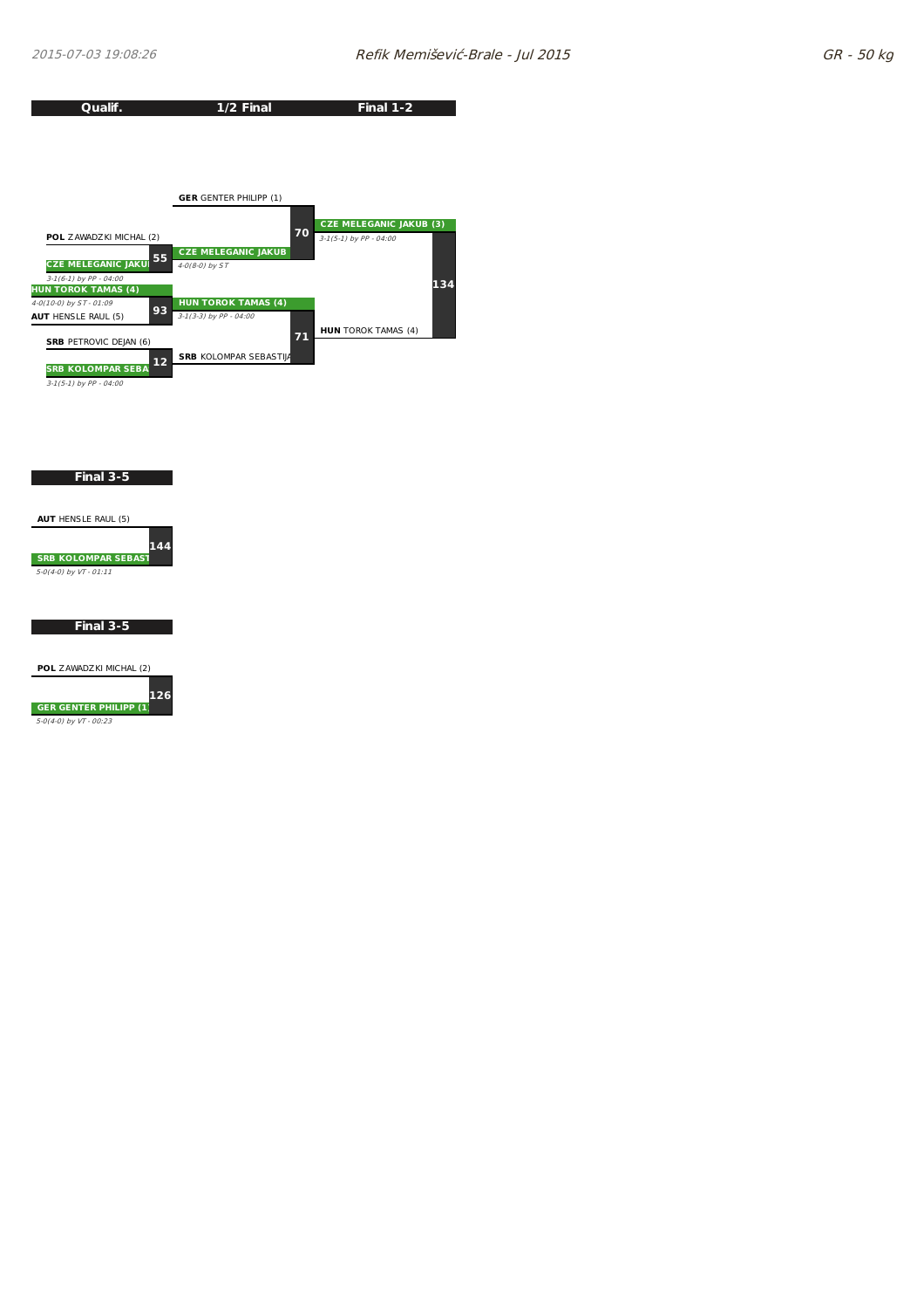# GR - 50 kg

Refik Memišević-Brale - Jul 2015

## Qualif. / 1/2 Final / Final 1-2

**Qualif.**

- Bout 55: **POL** ZAWADZKI MICHAL (2) vs **CZE MELEGANIC JAKU** — 3-1(6-1) by PP - 04:00
- Bout 93: **HUN TOROK TAMAS (4)** vs **AUT** HENSLE RAUL (5) — 4-0(10-0) by ST - 01:09
- Bout 12: **SRB** PETROVIC DEJAN (6) vs **SRB KOLOMPAR SEBA** — 3-1(5-1) by PP - 04:00

**1/2 Final**

- Bout 70: **GER** GENTER PHILIPP (1) vs **CZE MELEGANIC JAKUB** — 4-0(8-0) by ST
- Bout 71: **HUN TOROK TAMAS (4)** vs **SRB** KOLOMPAR SEBASTIJA — 3-1(3-3) by PP - 04:00

**Final 1-2**

- Bout 134: **CZE MELEGANIC JAKUB (3)** vs **HUN** TOROK TAMAS (4) — 3-1(5-1) by PP - 04:00

## Final 3-5

- Bout 144: **AUT** HENSLE RAUL (5) vs **SRB KOLOMPAR SEBAST** — 5-0(4-0) by VT - 01:11

## Final 3-5

- Bout 126: **POL** ZAWADZKI MICHAL (2) vs **GER GENTER PHILIPP (1** — 5-0(4-0) by VT - 00:23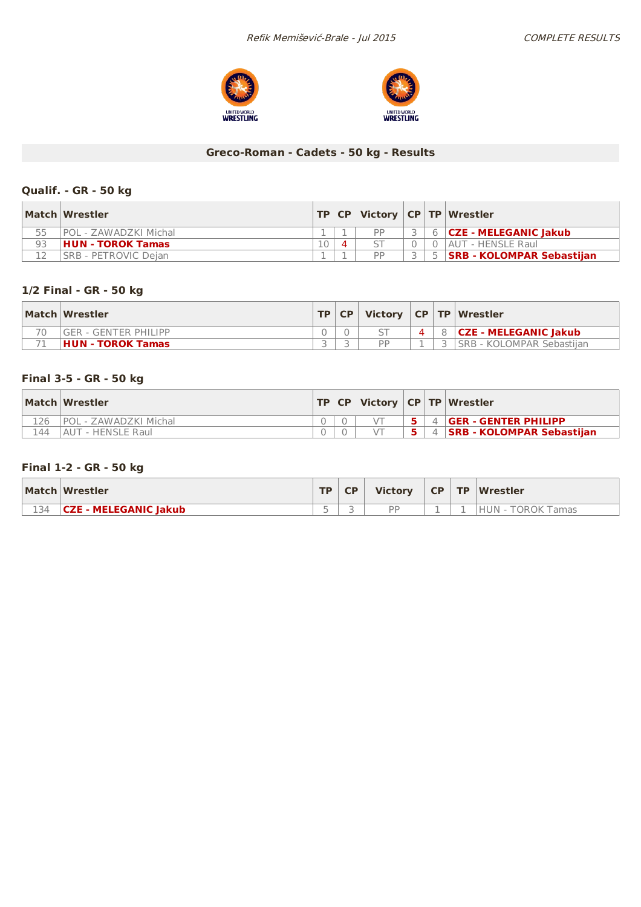## Greco-Roman - Cadets - 50 kg - Results

### Qualif. - GR - 50 kg

| Match | Wrestler | TP | CP | Victory | CP | TP | Wrestler |
|---|---|---|---|---|---|---|---|
| 55 | POL - ZAWADZKI Michal | 1 | 1 | PP | 3 | 6 | **CZE - MELEGANIC Jakub** |
| 93 | **HUN - TOROK Tamas** | 10 | 4 | ST | 0 | 0 | AUT - HENSLE Raul |
| 12 | SRB - PETROVIC Dejan | 1 | 1 | PP | 3 | 5 | **SRB - KOLOMPAR Sebastijan** |

### 1/2 Final - GR - 50 kg

| Match | Wrestler | TP | CP | Victory | CP | TP | Wrestler |
|---|---|---|---|---|---|---|---|
| 70 | GER - GENTER PHILIPP | 0 | 0 | ST | 4 | 8 | **CZE - MELEGANIC Jakub** |
| 71 | **HUN - TOROK Tamas** | 3 | 3 | PP | 1 | 3 | SRB - KOLOMPAR Sebastijan |

### Final 3-5 - GR - 50 kg

| Match | Wrestler | TP | CP | Victory | CP | TP | Wrestler |
|---|---|---|---|---|---|---|---|
| 126 | POL - ZAWADZKI Michal | 0 | 0 | VT | 5 | 4 | **GER - GENTER PHILIPP** |
| 144 | AUT - HENSLE Raul | 0 | 0 | VT | 5 | 4 | **SRB - KOLOMPAR Sebastijan** |

### Final 1-2 - GR - 50 kg

| Match | Wrestler | TP | CP | Victory | CP | TP | Wrestler |
|---|---|---|---|---|---|---|---|
| 134 | **CZE - MELEGANIC Jakub** | 5 | 3 | PP | 1 | 1 | HUN - TOROK Tamas |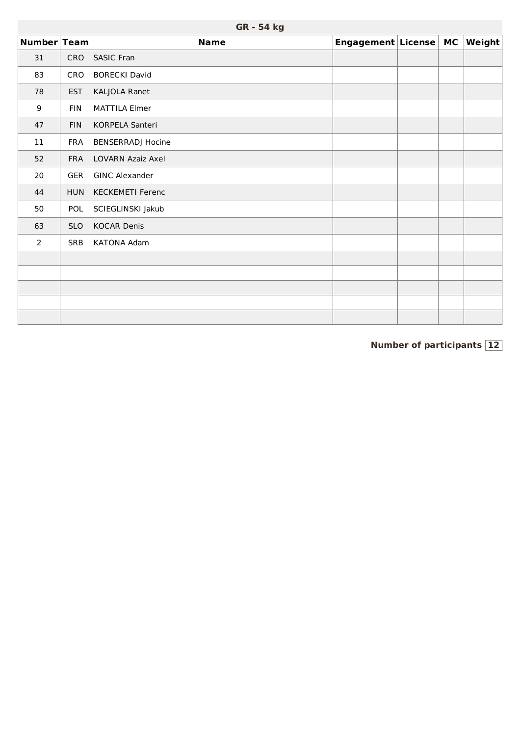## GR - 54 kg

| Number | Team | Name | Engagement | License | MC | Weight |
|---|---|---|---|---|---|---|
| 31 | CRO | SASIC Fran | | | | |
| 83 | CRO | BORECKI David | | | | |
| 78 | EST | KALJOLA Ranet | | | | |
| 9 | FIN | MATTILA Elmer | | | | |
| 47 | FIN | KORPELA Santeri | | | | |
| 11 | FRA | BENSERRADJ Hocine | | | | |
| 52 | FRA | LOVARN Azaiz Axel | | | | |
| 20 | GER | GINC Alexander | | | | |
| 44 | HUN | KECKEMETI Ferenc | | | | |
| 50 | POL | SCIEGLINSKI Jakub | | | | |
| 63 | SLO | KOCAR Denis | | | | |
| 2 | SRB | KATONA Adam | | | | |
| | | | | | | |
| | | | | | | |
| | | | | | | |
| | | | | | | |
| | | | | | | |

**Number of participants** 12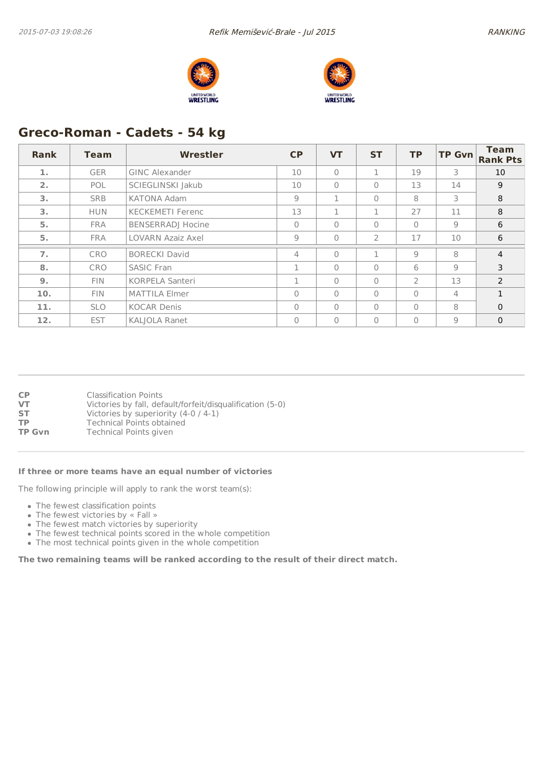## Greco-Roman - Cadets - 54 kg

| Rank | Team | Wrestler | CP | VT | ST | TP | TP Gvn | Team Rank Pts |
|---|---|---|---|---|---|---|---|---|
| 1. | GER | GINC Alexander | 10 | 0 | 1 | 19 | 3 | 10 |
| 2. | POL | SCIEGLINSKI Jakub | 10 | 0 | 0 | 13 | 14 | 9 |
| 3. | SRB | KATONA Adam | 9 | 1 | 0 | 8 | 3 | 8 |
| 3. | HUN | KECKEMETI Ferenc | 13 | 1 | 1 | 27 | 11 | 8 |
| 5. | FRA | BENSERRADJ Hocine | 0 | 0 | 0 | 0 | 9 | 6 |
| 5. | FRA | LOVARN Azaiz Axel | 9 | 0 | 2 | 17 | 10 | 6 |
| 7. | CRO | BORECKI David | 4 | 0 | 1 | 9 | 8 | 4 |
| 8. | CRO | SASIC Fran | 1 | 0 | 0 | 6 | 9 | 3 |
| 9. | FIN | KORPELA Santeri | 1 | 0 | 0 | 2 | 13 | 2 |
| 10. | FIN | MATTILA Elmer | 0 | 0 | 0 | 0 | 4 | 1 |
| 11. | SLO | KOCAR Denis | 0 | 0 | 0 | 0 | 8 | 0 |
| 12. | EST | KALJOLA Ranet | 0 | 0 | 0 | 0 | 9 | 0 |

**CP** Classification Points
**VT** Victories by fall, default/forfeit/disqualification (5-0)
**ST** Victories by superiority (4-0 / 4-1)
**TP** Technical Points obtained
**TP Gvn** Technical Points given

**If three or more teams have an equal number of victories**

The following principle will apply to rank the worst team(s):

- The fewest classification points
- The fewest victories by « Fall »
- The fewest match victories by superiority
- The fewest technical points scored in the whole competition
- The most technical points given in the whole competition

**The two remaining teams will be ranked according to the result of their direct match.**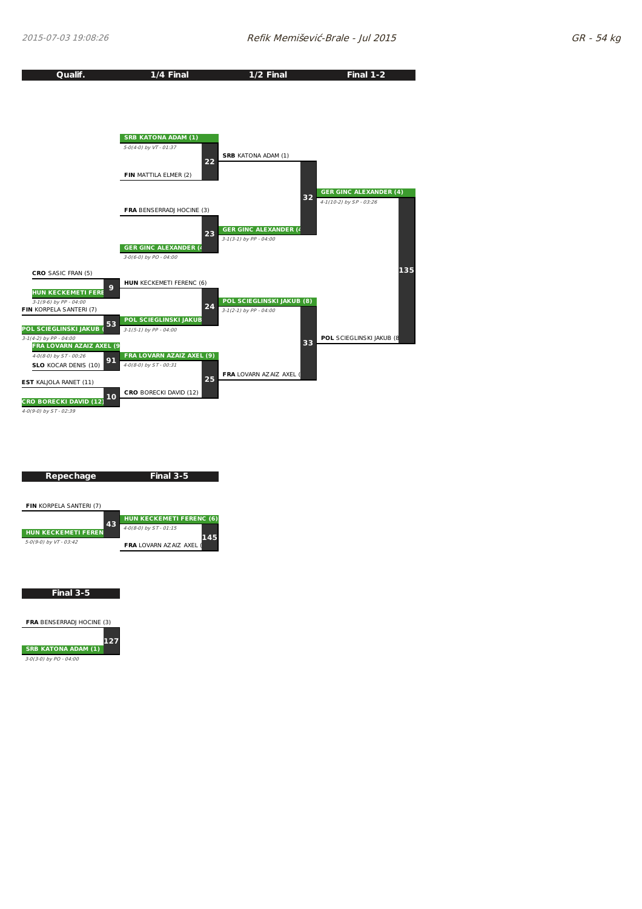## GR - 54 kg

### Qualif. | 1/4 Final | 1/2 Final | Final 1-2

**Qualif.**

| Bout | Wrestler 1 | Wrestler 2 | Winner | Result |
|---|---|---|---|---|
| 9 | CRO SASIC FRAN (5) | HUN KECKEMETI FERE | HUN KECKEMETI FERE | 3-1(9-6) by PP - 04:00 |
| 53 | FIN KORPELA SANTERI (7) | POL SCIEGLINSKI JAKUB ( | POL SCIEGLINSKI JAKUB ( | 3-1(4-2) by PP - 04:00 |
| 91 | FRA LOVARN AZAIZ AXEL (9 | SLO KOCAR DENIS (10) | FRA LOVARN AZAIZ AXEL (9 | 4-0(8-0) by ST - 00:26 |
| 10 | EST KALJOLA RANET (11) | CRO BORECKI DAVID (12) | CRO BORECKI DAVID (12) | 4-0(9-0) by ST - 02:39 |

**1/4 Final**

| Bout | Wrestler 1 | Wrestler 2 | Winner | Result |
|---|---|---|---|---|
| 22 | SRB KATONA ADAM (1) | FIN MATTILA ELMER (2) | SRB KATONA ADAM (1) | 5-0(4-0) by VT - 01:37 |
| 23 | FRA BENSERRADJ HOCINE (3) | GER GINC ALEXANDER (4 | GER GINC ALEXANDER (4 | 3-0(6-0) by PO - 04:00 |
| 24 | HUN KECKEMETI FERENC (6) | POL SCIEGLINSKI JAKUB | POL SCIEGLINSKI JAKUB | 3-1(5-1) by PP - 04:00 |
| 25 | FRA LOVARN AZAIZ AXEL (9) | CRO BORECKI DAVID (12) | FRA LOVARN AZAIZ AXEL (9) | 4-0(8-0) by ST - 00:31 |

**1/2 Final**

| Bout | Wrestler 1 | Wrestler 2 | Winner | Result |
|---|---|---|---|---|
| 32 | SRB KATONA ADAM (1) | GER GINC ALEXANDER (4 | GER GINC ALEXANDER (4 | 3-1(3-1) by PP - 04:00 |
| 33 | POL SCIEGLINSKI JAKUB (8) | FRA LOVARN AZAIZ AXEL ( | POL SCIEGLINSKI JAKUB (8) | 3-1(2-1) by PP - 04:00 |

**Final 1-2**

| Bout | Wrestler 1 | Wrestler 2 | Winner | Result |
|---|---|---|---|---|
| 135 | GER GINC ALEXANDER (4) | POL SCIEGLINSKI JAKUB (8 | GER GINC ALEXANDER (4) | 4-1(10-2) by SP - 03:26 |

### Repechage | Final 3-5

| Bout | Wrestler 1 | Wrestler 2 | Winner | Result |
|---|---|---|---|---|
| 43 | FIN KORPELA SANTERI (7) | HUN KECKEMETI FEREN | HUN KECKEMETI FEREN | 5-0(9-0) by VT - 03:42 |
| 145 | HUN KECKEMETI FERENC (6) | FRA LOVARN AZAIZ AXEL ( | HUN KECKEMETI FERENC (6) | 4-0(8-0) by ST - 01:15 |

### Final 3-5

| Bout | Wrestler 1 | Wrestler 2 | Winner | Result |
|---|---|---|---|---|
| 127 | FRA BENSERRADJ HOCINE (3) | SRB KATONA ADAM (1) | SRB KATONA ADAM (1) | 3-0(3-0) by PO - 04:00 |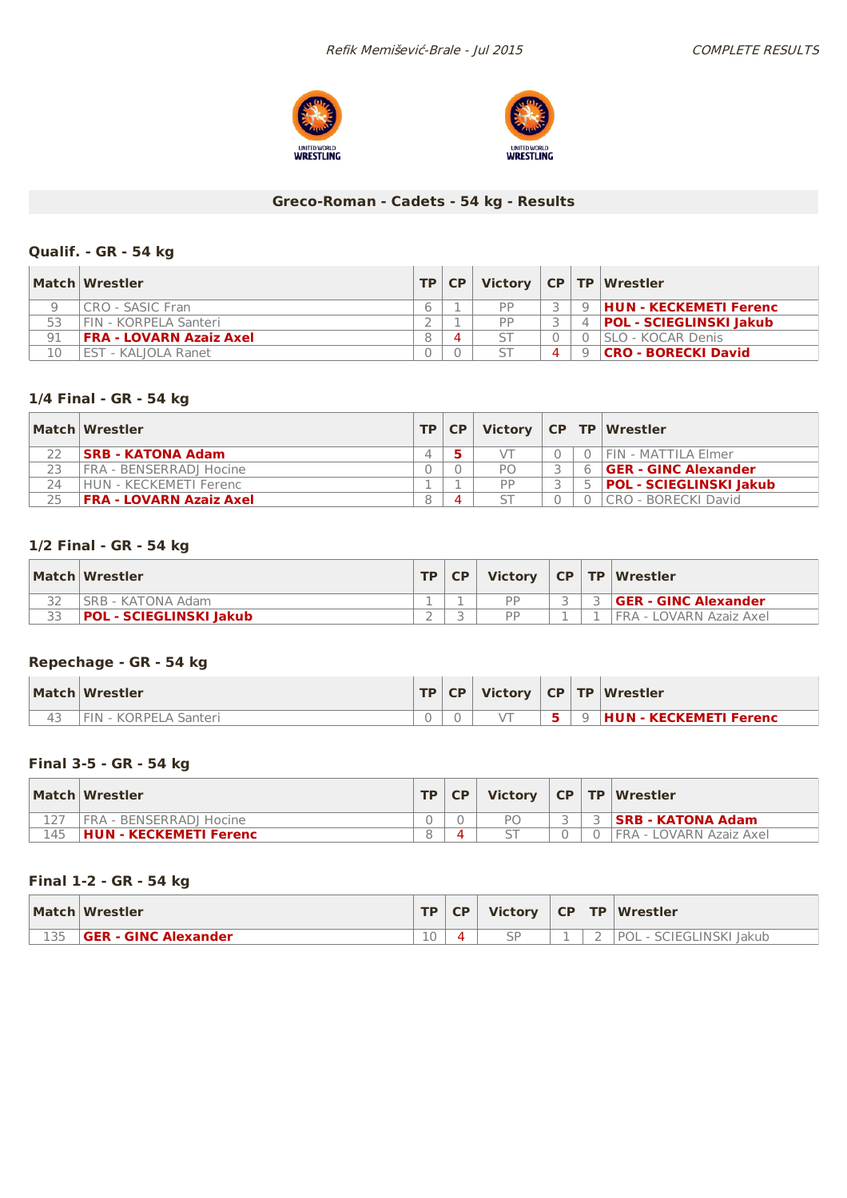## Greco-Roman - Cadets - 54 kg - Results

### Qualif. - GR - 54 kg

| Match | Wrestler | TP | CP | Victory | CP | TP | Wrestler |
|---|---|---|---|---|---|---|---|
| 9 | CRO - SASIC Fran | 6 | 1 | PP | 3 | 9 | **HUN - KECKEMETI Ferenc** |
| 53 | FIN - KORPELA Santeri | 2 | 1 | PP | 3 | 4 | **POL - SCIEGLINSKI Jakub** |
| 91 | **FRA - LOVARN Azaiz Axel** | 8 | 4 | ST | 0 | 0 | SLO - KOCAR Denis |
| 10 | EST - KALJOLA Ranet | 0 | 0 | ST | 4 | 9 | **CRO - BORECKI David** |

### 1/4 Final - GR - 54 kg

| Match | Wrestler | TP | CP | Victory | CP | TP | Wrestler |
|---|---|---|---|---|---|---|---|
| 22 | **SRB - KATONA Adam** | 4 | 5 | VT | 0 | 0 | FIN - MATTILA Elmer |
| 23 | FRA - BENSERRADJ Hocine | 0 | 0 | PO | 3 | 6 | **GER - GINC Alexander** |
| 24 | HUN - KECKEMETI Ferenc | 1 | 1 | PP | 3 | 5 | **POL - SCIEGLINSKI Jakub** |
| 25 | **FRA - LOVARN Azaiz Axel** | 8 | 4 | ST | 0 | 0 | CRO - BORECKI David |

### 1/2 Final - GR - 54 kg

| Match | Wrestler | TP | CP | Victory | CP | TP | Wrestler |
|---|---|---|---|---|---|---|---|
| 32 | SRB - KATONA Adam | 1 | 1 | PP | 3 | 3 | **GER - GINC Alexander** |
| 33 | **POL - SCIEGLINSKI Jakub** | 2 | 3 | PP | 1 | 1 | FRA - LOVARN Azaiz Axel |

### Repechage - GR - 54 kg

| Match | Wrestler | TP | CP | Victory | CP | TP | Wrestler |
|---|---|---|---|---|---|---|---|
| 43 | FIN - KORPELA Santeri | 0 | 0 | VT | 5 | 9 | **HUN - KECKEMETI Ferenc** |

### Final 3-5 - GR - 54 kg

| Match | Wrestler | TP | CP | Victory | CP | TP | Wrestler |
|---|---|---|---|---|---|---|---|
| 127 | FRA - BENSERRADJ Hocine | 0 | 0 | PO | 3 | 3 | **SRB - KATONA Adam** |
| 145 | **HUN - KECKEMETI Ferenc** | 8 | 4 | ST | 0 | 0 | FRA - LOVARN Azaiz Axel |

### Final 1-2 - GR - 54 kg

| Match | Wrestler | TP | CP | Victory | CP | TP | Wrestler |
|---|---|---|---|---|---|---|---|
| 135 | **GER - GINC Alexander** | 10 | 4 | SP | 1 | 2 | POL - SCIEGLINSKI Jakub |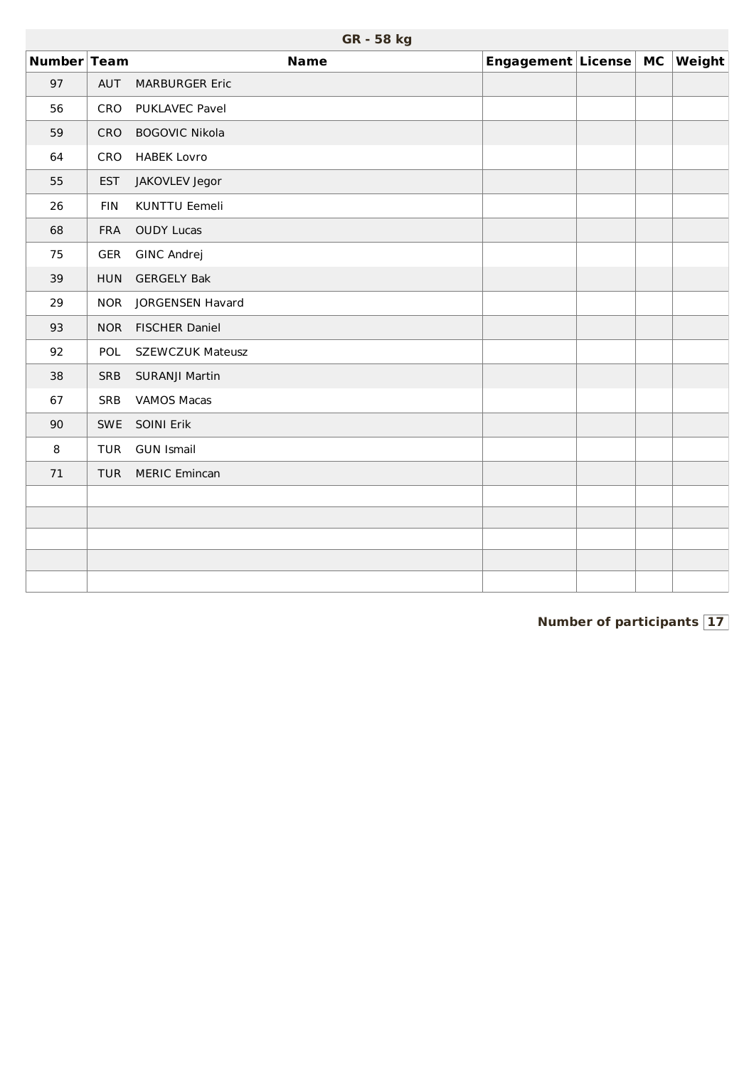| GR - 58 kg | | | | | | |
|---|---|---|---|---|---|---|
| Number | Team | Name | Engagement | License | MC | Weight |
| 97 | AUT | MARBURGER Eric | | | | |
| 56 | CRO | PUKLAVEC Pavel | | | | |
| 59 | CRO | BOGOVIC Nikola | | | | |
| 64 | CRO | HABEK Lovro | | | | |
| 55 | EST | JAKOVLEV Jegor | | | | |
| 26 | FIN | KUNTTU Eemeli | | | | |
| 68 | FRA | OUDY Lucas | | | | |
| 75 | GER | GINC Andrej | | | | |
| 39 | HUN | GERGELY Bak | | | | |
| 29 | NOR | JORGENSEN Havard | | | | |
| 93 | NOR | FISCHER Daniel | | | | |
| 92 | POL | SZEWCZUK Mateusz | | | | |
| 38 | SRB | SURANJI Martin | | | | |
| 67 | SRB | VAMOS Macas | | | | |
| 90 | SWE | SOINI Erik | | | | |
| 8 | TUR | GUN Ismail | | | | |
| 71 | TUR | MERIC Emincan | | | | |
| | | | | | | |
| | | | | | | |
| | | | | | | |
| | | | | | | |
| | | | | | | |

**Number of participants** 17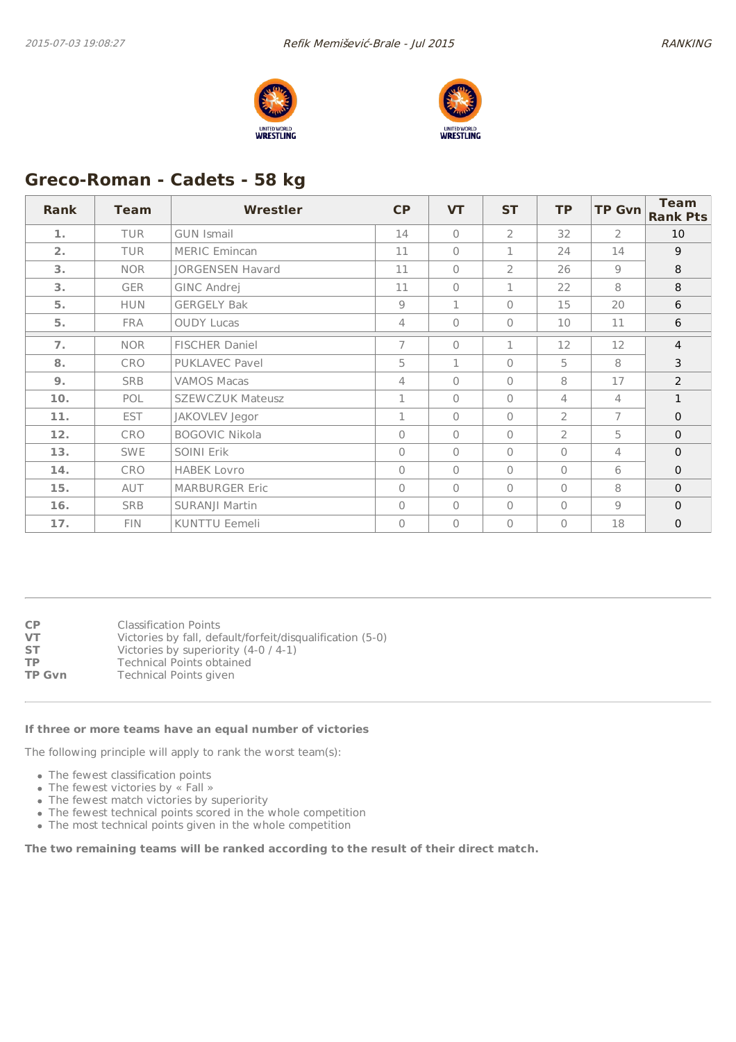## Greco-Roman - Cadets - 58 kg

| Rank | Team | Wrestler | CP | VT | ST | TP | TP Gvn | Team Rank Pts |
|---|---|---|---|---|---|---|---|---|
| 1. | TUR | GUN Ismail | 14 | 0 | 2 | 32 | 2 | 10 |
| 2. | TUR | MERIC Emincan | 11 | 0 | 1 | 24 | 14 | 9 |
| 3. | NOR | JORGENSEN Havard | 11 | 0 | 2 | 26 | 9 | 8 |
| 3. | GER | GINC Andrej | 11 | 0 | 1 | 22 | 8 | 8 |
| 5. | HUN | GERGELY Bak | 9 | 1 | 0 | 15 | 20 | 6 |
| 5. | FRA | OUDY Lucas | 4 | 0 | 0 | 10 | 11 | 6 |
| 7. | NOR | FISCHER Daniel | 7 | 0 | 1 | 12 | 12 | 4 |
| 8. | CRO | PUKLAVEC Pavel | 5 | 1 | 0 | 5 | 8 | 3 |
| 9. | SRB | VAMOS Macas | 4 | 0 | 0 | 8 | 17 | 2 |
| 10. | POL | SZEWCZUK Mateusz | 1 | 0 | 0 | 4 | 4 | 1 |
| 11. | EST | JAKOVLEV Jegor | 1 | 0 | 0 | 2 | 7 | 0 |
| 12. | CRO | BOGOVIC Nikola | 0 | 0 | 0 | 2 | 5 | 0 |
| 13. | SWE | SOINI Erik | 0 | 0 | 0 | 0 | 4 | 0 |
| 14. | CRO | HABEK Lovro | 0 | 0 | 0 | 0 | 6 | 0 |
| 15. | AUT | MARBURGER Eric | 0 | 0 | 0 | 0 | 8 | 0 |
| 16. | SRB | SURANJI Martin | 0 | 0 | 0 | 0 | 9 | 0 |
| 17. | FIN | KUNTTU Eemeli | 0 | 0 | 0 | 0 | 18 | 0 |

**CP** Classification Points
**VT** Victories by fall, default/forfeit/disqualification (5-0)
**ST** Victories by superiority (4-0 / 4-1)
**TP** Technical Points obtained
**TP Gvn** Technical Points given

**If three or more teams have an equal number of victories**

The following principle will apply to rank the worst team(s):

- The fewest classification points
- The fewest victories by « Fall »
- The fewest match victories by superiority
- The fewest technical points scored in the whole competition
- The most technical points given in the whole competition

**The two remaining teams will be ranked according to the result of their direct match.**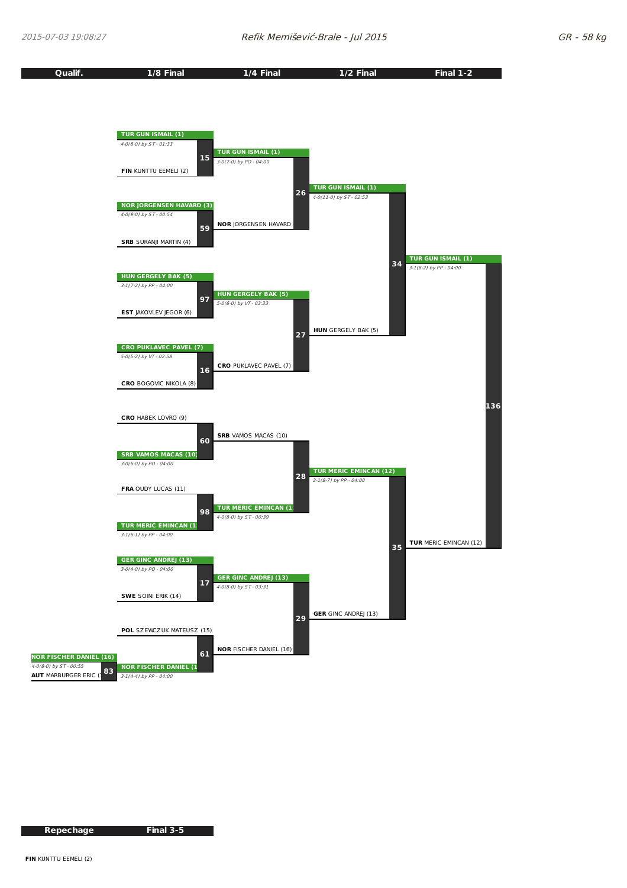2015-07-03 19:08:27 — Refik Memišević-Brale - Jul 2015 — GR - 58 kg

| Qualif. | 1/8 Final | 1/4 Final | 1/2 Final | Final 1-2 |
|---|---|---|---|---|

## 1/8 Final

**Bout 15**
- **TUR GUN ISMAIL (1)** — *4-0(8-0) by ST - 01:33*
- **FIN** KUNTTU EEMELI (2)

**Bout 59**
- **NOR JORGENSEN HAVARD (3)** — *4-0(9-0) by ST - 00:54*
- **SRB** SURANJI MARTIN (4)

**Bout 97**
- **HUN GERGELY BAK (5)** — *3-1(7-2) by PP - 04:00*
- **EST** JAKOVLEV JEGOR (6)

**Bout 16**
- **CRO PUKLAVEC PAVEL (7)** — *5-0(5-2) by VT - 02:58*
- **CRO** BOGOVIC NIKOLA (8)

**Bout 60**
- **CRO** HABEK LOVRO (9)
- **SRB VAMOS MACAS (10)** — *3-0(6-0) by PO - 04:00*

**Bout 98**
- **FRA** OUDY LUCAS (11)
- **TUR MERIC EMINCAN (12)** — *3-1(6-1) by PP - 04:00*

**Bout 17**
- **GER GINC ANDREJ (13)** — *3-0(4-0) by PO - 04:00*
- **SWE** SOINI ERIK (14)

**Bout 61**
- **POL** SZEWCZUK MATEUSZ (15)
- **NOR FISCHER DANIEL (16)** — *3-1(4-4) by PP - 04:00*

## Qualif.

**Bout 83**
- **NOR FISCHER DANIEL (16)** — *4-0(8-0) by ST - 00:55*
- **AUT** MARBURGER ERIC

## 1/4 Final

**Bout 26**
- **TUR GUN ISMAIL (1)** — *3-0(7-0) by PO - 04:00*
- **NOR** JORGENSEN HAVARD

**Bout 27**
- **HUN GERGELY BAK (5)** — *5-0(6-0) by VT - 03:33*
- **CRO** PUKLAVEC PAVEL (7)

**Bout 28**
- **SRB** VAMOS MACAS (10)
- **TUR MERIC EMINCAN (12)** — *4-0(8-0) by ST - 00:39*

**Bout 29**
- **GER GINC ANDREJ (13)** — *4-0(8-0) by ST - 03:31*
- **NOR** FISCHER DANIEL (16)

## 1/2 Final

**Bout 34**
- **TUR GUN ISMAIL (1)** — *4-0(11-0) by ST - 02:53*
- **HUN** GERGELY BAK (5)

**Bout 35**
- **TUR MERIC EMINCAN (12)** — *3-1(8-7) by PP - 04:00*
- **GER** GINC ANDREJ (13)

## Final 1-2

**Bout 136**
- **TUR GUN ISMAIL (1)** — *3-1(6-2) by PP - 04:00*
- **TUR** MERIC EMINCAN (12)

| Repechage | Final 3-5 |
|---|---|

- **FIN** KUNTTU EEMELI (2)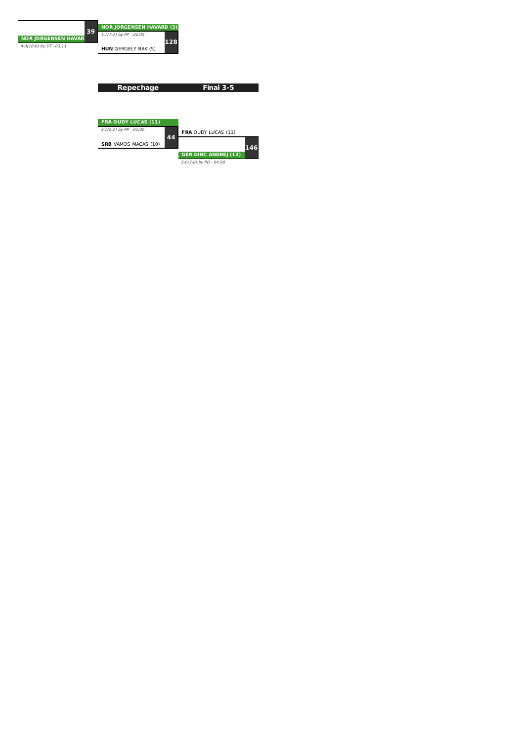| | 39 | NOR JORGENSEN HAVARD (3) | |
|---|---|---|---|
| NOR JORGENSEN HAVAR | | *3-1(7-2) by PP - 04:00* | 128 |
| *4-0(10-0) by ST - 03:11* | | HUN GERGELY BAK (5) | |

| Repechage | | Final 3-5 | |
|---|---|---|---|
| FRA OUDY LUCAS (11) | | | |
| *3-1(9-2) by PP - 04:00* | 44 | FRA OUDY LUCAS (11) | |
| SRB VAMOS MACAS (10) | | | 146 |
| | | GER GINC ANDREJ (13) | |
| | | *3-0(3-0) by PO - 04:00* | |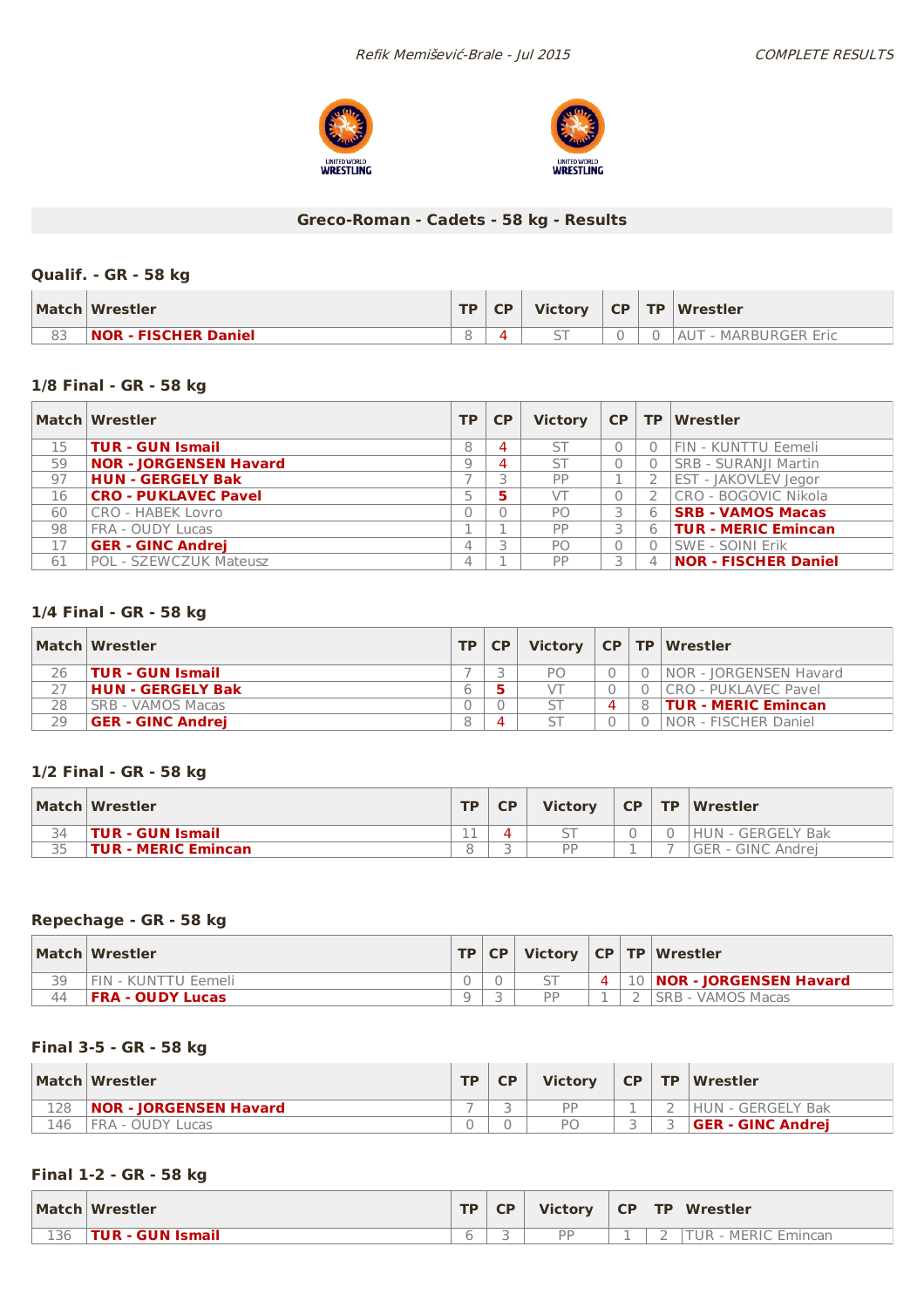## Greco-Roman - Cadets - 58 kg - Results

### Qualif. - GR - 58 kg

| Match | Wrestler | TP | CP | Victory | CP | TP | Wrestler |
|---|---|---|---|---|---|---|---|
| 83 | **NOR - FISCHER Daniel** | 8 | 4 | ST | 0 | 0 | AUT - MARBURGER Eric |

### 1/8 Final - GR - 58 kg

| Match | Wrestler | TP | CP | Victory | CP | TP | Wrestler |
|---|---|---|---|---|---|---|---|
| 15 | **TUR - GUN Ismail** | 8 | 4 | ST | 0 | 0 | FIN - KUNTTU Eemeli |
| 59 | **NOR - JORGENSEN Havard** | 9 | 4 | ST | 0 | 0 | SRB - SURANJI Martin |
| 97 | **HUN - GERGELY Bak** | 7 | 3 | PP | 1 | 2 | EST - JAKOVLEV Jegor |
| 16 | **CRO - PUKLAVEC Pavel** | 5 | **5** | VT | 0 | 2 | CRO - BOGOVIC Nikola |
| 60 | CRO - HABEK Lovro | 0 | 0 | PO | 3 | 6 | **SRB - VAMOS Macas** |
| 98 | FRA - OUDY Lucas | 1 | 1 | PP | 3 | 6 | **TUR - MERIC Emincan** |
| 17 | **GER - GINC Andrej** | 4 | 3 | PO | 0 | 0 | SWE - SOINI Erik |
| 61 | POL - SZEWCZUK Mateusz | 4 | 1 | PP | 3 | 4 | **NOR - FISCHER Daniel** |

### 1/4 Final - GR - 58 kg

| Match | Wrestler | TP | CP | Victory | CP | TP | Wrestler |
|---|---|---|---|---|---|---|---|
| 26 | **TUR - GUN Ismail** | 7 | 3 | PO | 0 | 0 | NOR - JORGENSEN Havard |
| 27 | **HUN - GERGELY Bak** | 6 | **5** | VT | 0 | 0 | CRO - PUKLAVEC Pavel |
| 28 | SRB - VAMOS Macas | 0 | 0 | ST | 4 | 8 | **TUR - MERIC Emincan** |
| 29 | **GER - GINC Andrej** | 8 | 4 | ST | 0 | 0 | NOR - FISCHER Daniel |

### 1/2 Final - GR - 58 kg

| Match | Wrestler | TP | CP | Victory | CP | TP | Wrestler |
|---|---|---|---|---|---|---|---|
| 34 | **TUR - GUN Ismail** | 11 | 4 | ST | 0 | 0 | HUN - GERGELY Bak |
| 35 | **TUR - MERIC Emincan** | 8 | 3 | PP | 1 | 7 | GER - GINC Andrej |

### Repechage - GR - 58 kg

| Match | Wrestler | TP | CP | Victory | CP | TP | Wrestler |
|---|---|---|---|---|---|---|---|
| 39 | FIN - KUNTTU Eemeli | 0 | 0 | ST | 4 | 10 | **NOR - JORGENSEN Havard** |
| 44 | **FRA - OUDY Lucas** | 9 | 3 | PP | 1 | 2 | SRB - VAMOS Macas |

### Final 3-5 - GR - 58 kg

| Match | Wrestler | TP | CP | Victory | CP | TP | Wrestler |
|---|---|---|---|---|---|---|---|
| 128 | **NOR - JORGENSEN Havard** | 7 | 3 | PP | 1 | 2 | HUN - GERGELY Bak |
| 146 | FRA - OUDY Lucas | 0 | 0 | PO | 3 | 3 | **GER - GINC Andrej** |

### Final 1-2 - GR - 58 kg

| Match | Wrestler | TP | CP | Victory | CP | TP | Wrestler |
|---|---|---|---|---|---|---|---|
| 136 | **TUR - GUN Ismail** | 6 | 3 | PP | 1 | 2 | TUR - MERIC Emincan |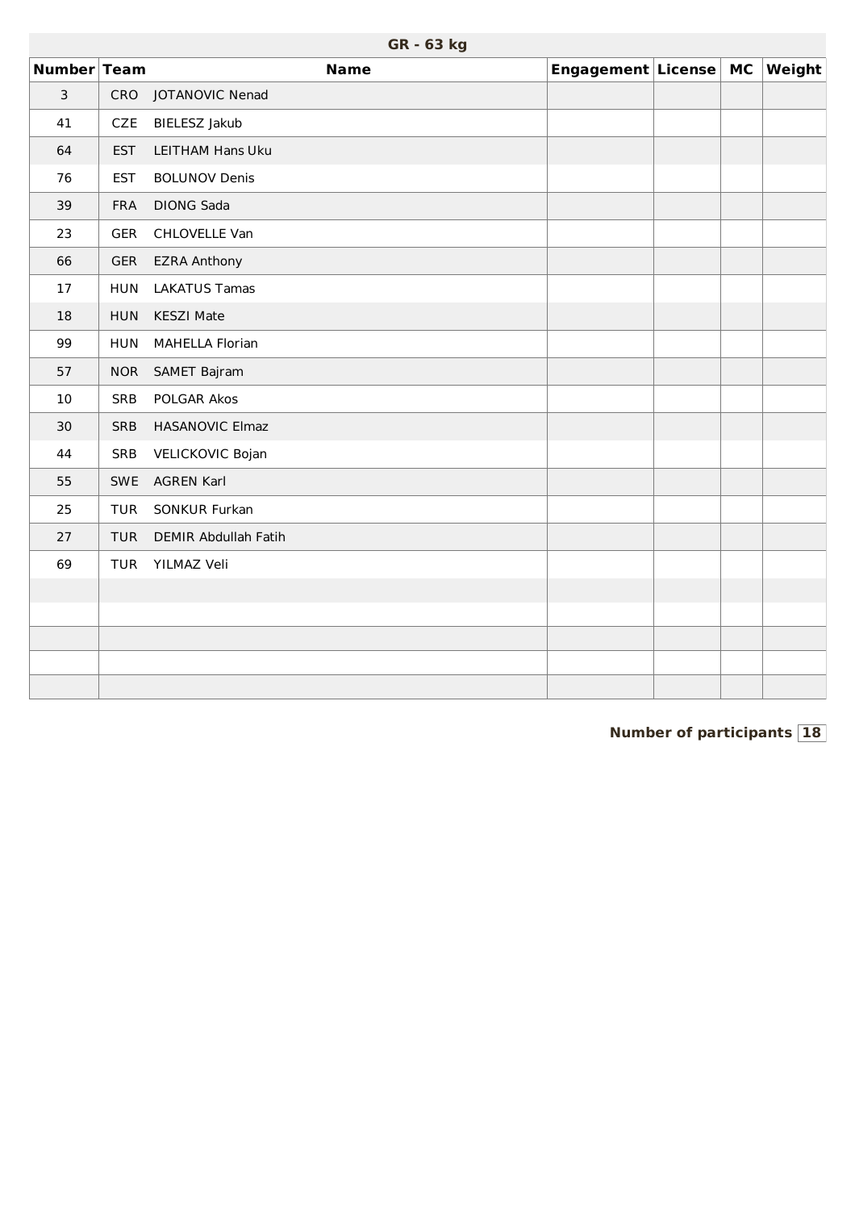## GR - 63 kg

| Number | Team | Name | Engagement | License | MC | Weight |
|---|---|---|---|---|---|---|
| 3 | CRO | JOTANOVIC Nenad | | | | |
| 41 | CZE | BIELESZ Jakub | | | | |
| 64 | EST | LEITHAM Hans Uku | | | | |
| 76 | EST | BOLUNOV Denis | | | | |
| 39 | FRA | DIONG Sada | | | | |
| 23 | GER | CHLOVELLE Van | | | | |
| 66 | GER | EZRA Anthony | | | | |
| 17 | HUN | LAKATUS Tamas | | | | |
| 18 | HUN | KESZI Mate | | | | |
| 99 | HUN | MAHELLA Florian | | | | |
| 57 | NOR | SAMET Bajram | | | | |
| 10 | SRB | POLGAR Akos | | | | |
| 30 | SRB | HASANOVIC Elmaz | | | | |
| 44 | SRB | VELICKOVIC Bojan | | | | |
| 55 | SWE | AGREN Karl | | | | |
| 25 | TUR | SONKUR Furkan | | | | |
| 27 | TUR | DEMIR Abdullah Fatih | | | | |
| 69 | TUR | YILMAZ Veli | | | | |
| | | | | | | |
| | | | | | | |
| | | | | | | |
| | | | | | | |
| | | | | | | |

**Number of participants** 18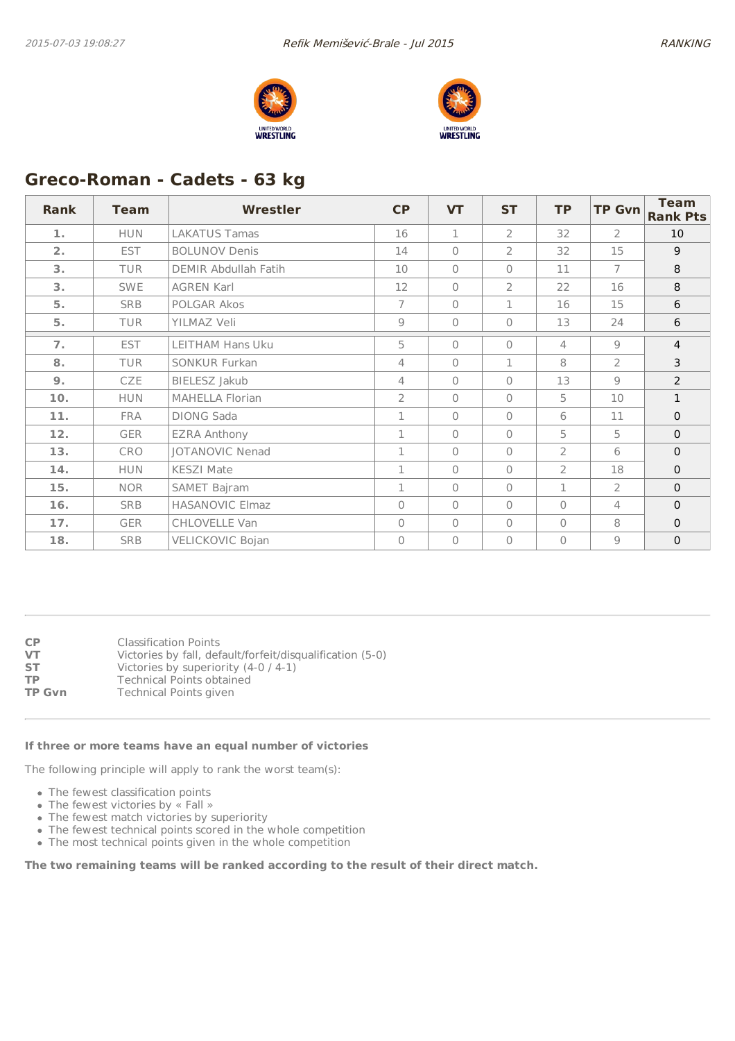## Greco-Roman - Cadets - 63 kg

| Rank | Team | Wrestler | CP | VT | ST | TP | TP Gvn | Team Rank Pts |
|---|---|---|---|---|---|---|---|---|
| 1. | HUN | LAKATUS Tamas | 16 | 1 | 2 | 32 | 2 | 10 |
| 2. | EST | BOLUNOV Denis | 14 | 0 | 2 | 32 | 15 | 9 |
| 3. | TUR | DEMIR Abdullah Fatih | 10 | 0 | 0 | 11 | 7 | 8 |
| 3. | SWE | AGREN Karl | 12 | 0 | 2 | 22 | 16 | 8 |
| 5. | SRB | POLGAR Akos | 7 | 0 | 1 | 16 | 15 | 6 |
| 5. | TUR | YILMAZ Veli | 9 | 0 | 0 | 13 | 24 | 6 |
| 7. | EST | LEITHAM Hans Uku | 5 | 0 | 0 | 4 | 9 | 4 |
| 8. | TUR | SONKUR Furkan | 4 | 0 | 1 | 8 | 2 | 3 |
| 9. | CZE | BIELESZ Jakub | 4 | 0 | 0 | 13 | 9 | 2 |
| 10. | HUN | MAHELLA Florian | 2 | 0 | 0 | 5 | 10 | 1 |
| 11. | FRA | DIONG Sada | 1 | 0 | 0 | 6 | 11 | 0 |
| 12. | GER | EZRA Anthony | 1 | 0 | 0 | 5 | 5 | 0 |
| 13. | CRO | JOTANOVIC Nenad | 1 | 0 | 0 | 2 | 6 | 0 |
| 14. | HUN | KESZI Mate | 1 | 0 | 0 | 2 | 18 | 0 |
| 15. | NOR | SAMET Bajram | 1 | 0 | 0 | 1 | 2 | 0 |
| 16. | SRB | HASANOVIC Elmaz | 0 | 0 | 0 | 0 | 4 | 0 |
| 17. | GER | CHLOVELLE Van | 0 | 0 | 0 | 0 | 8 | 0 |
| 18. | SRB | VELICKOVIC Bojan | 0 | 0 | 0 | 0 | 9 | 0 |

**CP** Classification Points
**VT** Victories by fall, default/forfeit/disqualification (5-0)
**ST** Victories by superiority (4-0 / 4-1)
**TP** Technical Points obtained
**TP Gvn** Technical Points given

**If three or more teams have an equal number of victories**

The following principle will apply to rank the worst team(s):

- The fewest classification points
- The fewest victories by « Fall »
- The fewest match victories by superiority
- The fewest technical points scored in the whole competition
- The most technical points given in the whole competition

**The two remaining teams will be ranked according to the result of their direct match.**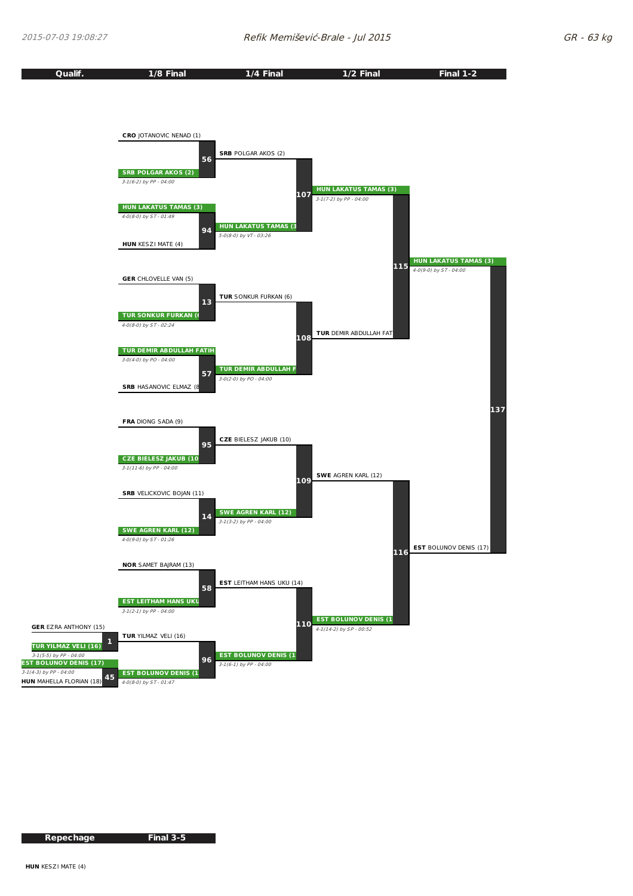# Refik Memišević-Brale - Jul 2015

GR - 63 kg

| Qualif. | 1/8 Final | 1/4 Final | 1/2 Final | Final 1-2 |
|---|---|---|---|---|

## 1/8 Final

| Bout | Wrestler 1 | Wrestler 2 | Winner | Result |
|---|---|---|---|---|
| 56 | **CRO** JOTANOVIC NENAD (1) | **SRB** POLGAR AKOS (2) | **SRB POLGAR AKOS (2)** | *3-1(6-2) by PP - 04:00* |
| 94 | **HUN** LAKATUS TAMAS (3) | **HUN** KESZI MATE (4) | **HUN LAKATUS TAMAS (3)** | *4-0(8-0) by ST - 01:49* |
| 13 | **GER** CHLOVELLE VAN (5) | **TUR** SONKUR FURKAN (6) | **TUR SONKUR FURKAN (6)** | *4-0(8-0) by ST - 02:24* |
| 57 | **TUR** DEMIR ABDULLAH FATIH | **SRB** HASANOVIC ELMAZ (8) | **TUR DEMIR ABDULLAH FATIH** | *3-0(4-0) by PO - 04:00* |
| 95 | **FRA** DIONG SADA (9) | **CZE** BIELESZ JAKUB (10) | **CZE BIELESZ JAKUB (10)** | *3-1(11-6) by PP - 04:00* |
| 14 | **SRB** VELICKOVIC BOJAN (11) | **SWE** AGREN KARL (12) | **SWE AGREN KARL (12)** | *4-0(9-0) by ST - 01:26* |
| 58 | **NOR** SAMET BAJRAM (13) | **EST** LEITHAM HANS UKU (14) | **EST LEITHAM HANS UKU** | *3-1(2-1) by PP - 04:00* |
| 96 | **TUR** YILMAZ VELI (16) | **EST** BOLUNOV DENIS (17) | **EST BOLUNOV DENIS (17)** | *4-0(8-0) by ST - 01:47* |

## Qualif.

| Bout | Wrestler 1 | Wrestler 2 | Winner | Result |
|---|---|---|---|---|
| 1 | **GER** EZRA ANTHONY (15) | **TUR** YILMAZ VELI (16) | **TUR YILMAZ VELI (16)** | *3-1(5-5) by PP - 04:00* |
| 45 | **EST** BOLUNOV DENIS (17) | **HUN** MAHELLA FLORIAN (18) | **EST BOLUNOV DENIS (17)** | *3-1(4-3) by PP - 04:00* |

## 1/4 Final

| Bout | Wrestler 1 | Wrestler 2 | Winner | Result |
|---|---|---|---|---|
| 107 | **SRB** POLGAR AKOS (2) | **HUN** LAKATUS TAMAS (3) | **HUN LAKATUS TAMAS (3)** | *5-0(8-0) by VT - 03:26* |
| 108 | **TUR** SONKUR FURKAN (6) | **TUR** DEMIR ABDULLAH FATIH | **TUR DEMIR ABDULLAH FATIH** | *3-0(2-0) by PO - 04:00* |
| 109 | **CZE** BIELESZ JAKUB (10) | **SWE** AGREN KARL (12) | **SWE AGREN KARL (12)** | *3-1(3-2) by PP - 04:00* |
| 110 | **EST** LEITHAM HANS UKU (14) | **EST** BOLUNOV DENIS (17) | **EST BOLUNOV DENIS (17)** | *3-1(6-1) by PP - 04:00* |

## 1/2 Final

| Bout | Wrestler 1 | Wrestler 2 | Winner | Result |
|---|---|---|---|---|
| 115 | **HUN** LAKATUS TAMAS (3) | **TUR** DEMIR ABDULLAH FATIH | **HUN LAKATUS TAMAS (3)** | *3-1(7-2) by PP - 04:00* |
| 116 | **SWE** AGREN KARL (12) | **EST** BOLUNOV DENIS (17) | **EST BOLUNOV DENIS (17)** | *4-1(14-2) by SP - 00:52* |

## Final 1-2

| Bout | Wrestler 1 | Wrestler 2 | Winner | Result |
|---|---|---|---|---|
| 137 | **HUN** LAKATUS TAMAS (3) | **EST** BOLUNOV DENIS (17) | **HUN LAKATUS TAMAS (3)** | *4-0(9-0) by ST - 04:00* |

| Repechage | Final 3-5 |
|---|---|

**HUN** KESZI MATE (4)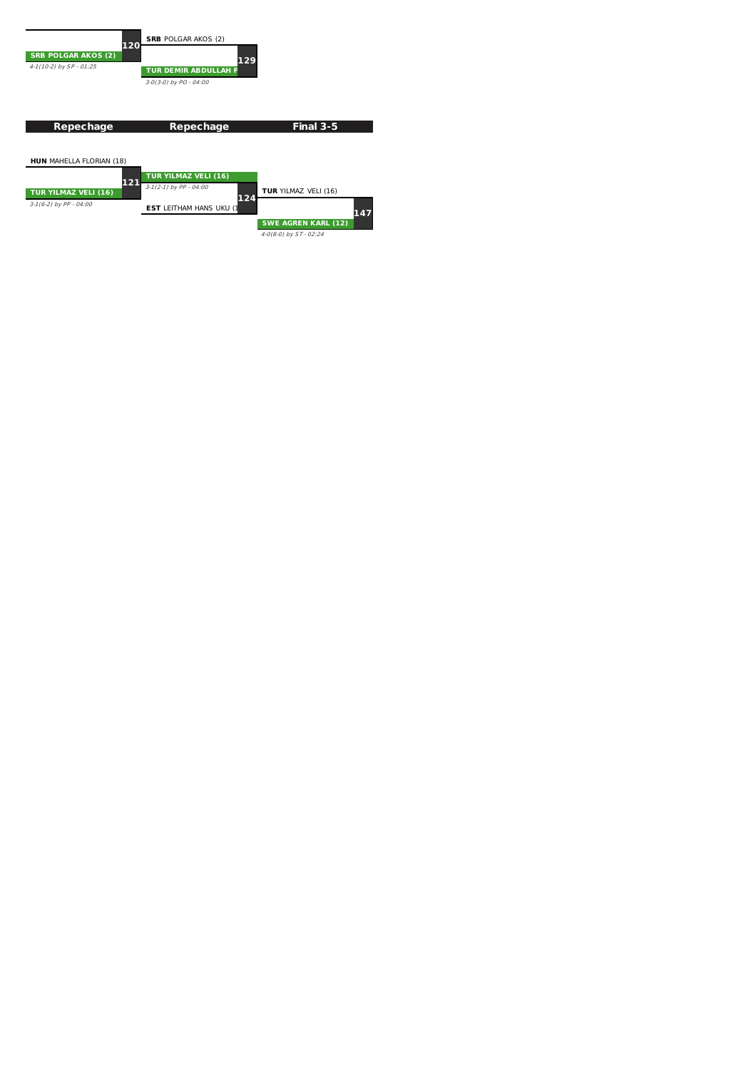| | 120 | SRB POLGAR AKOS (2) | | |
| --- | --- | --- | --- | --- |
| **SRB POLGAR AKOS (2)** | | | 129 | |
| *4-1(10-2) by SP - 01:25* | | **TUR DEMIR ABDULLAH F** | | |
| | | *3-0(3-0) by PO - 04:00* | | |

| Repechage | Repechage | Final 3-5 |
| --- | --- | --- |

**HUN** MAHELLA FLORIAN (18)

| | | | | | |
| --- | --- | --- | --- | --- | --- |
| | 121 | **TUR YILMAZ VELI (16)** | | | |
| **TUR YILMAZ VELI (16)** | | *3-1(2-1) by PP - 04:00* | 124 | **TUR** YILMAZ VELI (16) | |
| *3-1(6-2) by PP - 04:00* | | **EST** LEITHAM HANS UKU (1 | | | 147 |
| | | | | **SWE AGREN KARL (12)** | |
| | | | | *4-0(8-0) by ST - 02:24* | |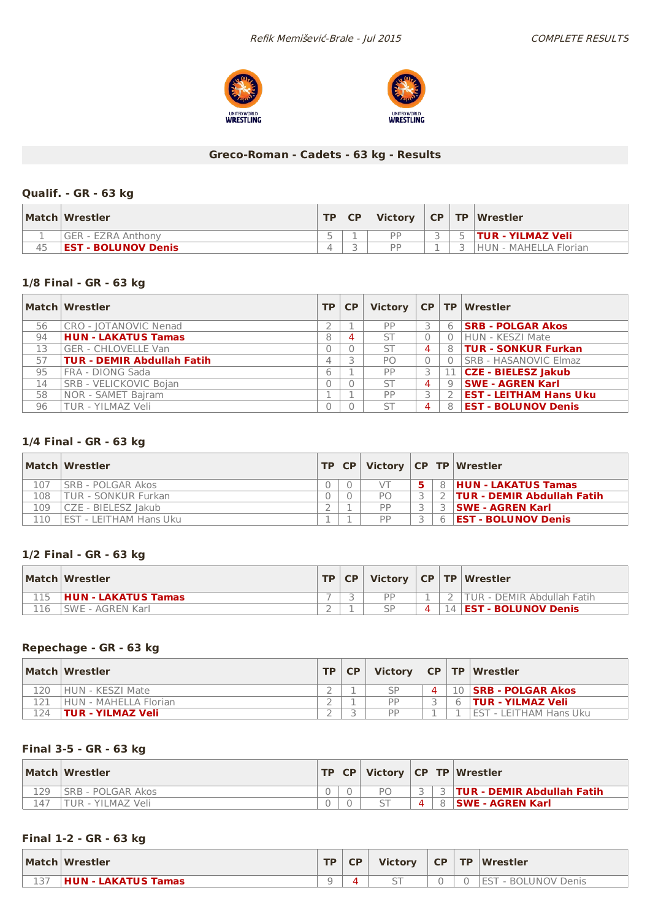## Greco-Roman - Cadets - 63 kg - Results

### Qualif. - GR - 63 kg

| Match | Wrestler | TP | CP | Victory | CP | TP | Wrestler |
|---|---|---|---|---|---|---|---|
| 1 | GER - EZRA Anthony | 5 | 1 | PP | 3 | 5 | **TUR - YILMAZ Veli** |
| 45 | **EST - BOLUNOV Denis** | 4 | 3 | PP | 1 | 3 | HUN - MAHELLA Florian |

### 1/8 Final - GR - 63 kg

| Match | Wrestler | TP | CP | Victory | CP | TP | Wrestler |
|---|---|---|---|---|---|---|---|
| 56 | CRO - JOTANOVIC Nenad | 2 | 1 | PP | 3 | 6 | **SRB - POLGAR Akos** |
| 94 | **HUN - LAKATUS Tamas** | 8 | 4 | ST | 0 | 0 | HUN - KESZI Mate |
| 13 | GER - CHLOVELLE Van | 0 | 0 | ST | 4 | 8 | **TUR - SONKUR Furkan** |
| 57 | **TUR - DEMIR Abdullah Fatih** | 4 | 3 | PO | 0 | 0 | SRB - HASANOVIC Elmaz |
| 95 | FRA - DIONG Sada | 6 | 1 | PP | 3 | 11 | **CZE - BIELESZ Jakub** |
| 14 | SRB - VELICKOVIC Bojan | 0 | 0 | ST | 4 | 9 | **SWE - AGREN Karl** |
| 58 | NOR - SAMET Bajram | 1 | 1 | PP | 3 | 2 | **EST - LEITHAM Hans Uku** |
| 96 | TUR - YILMAZ Veli | 0 | 0 | ST | 4 | 8 | **EST - BOLUNOV Denis** |

### 1/4 Final - GR - 63 kg

| Match | Wrestler | TP | CP | Victory | CP | TP | Wrestler |
|---|---|---|---|---|---|---|---|
| 107 | SRB - POLGAR Akos | 0 | 0 | VT | 5 | 8 | **HUN - LAKATUS Tamas** |
| 108 | TUR - SONKUR Furkan | 0 | 0 | PO | 3 | 2 | **TUR - DEMIR Abdullah Fatih** |
| 109 | CZE - BIELESZ Jakub | 2 | 1 | PP | 3 | 3 | **SWE - AGREN Karl** |
| 110 | EST - LEITHAM Hans Uku | 1 | 1 | PP | 3 | 6 | **EST - BOLUNOV Denis** |

### 1/2 Final - GR - 63 kg

| Match | Wrestler | TP | CP | Victory | CP | TP | Wrestler |
|---|---|---|---|---|---|---|---|
| 115 | **HUN - LAKATUS Tamas** | 7 | 3 | PP | 1 | 2 | TUR - DEMIR Abdullah Fatih |
| 116 | SWE - AGREN Karl | 2 | 1 | SP | 4 | 14 | **EST - BOLUNOV Denis** |

### Repechage - GR - 63 kg

| Match | Wrestler | TP | CP | Victory | CP | TP | Wrestler |
|---|---|---|---|---|---|---|---|
| 120 | HUN - KESZI Mate | 2 | 1 | SP | 4 | 10 | **SRB - POLGAR Akos** |
| 121 | HUN - MAHELLA Florian | 2 | 1 | PP | 3 | 6 | **TUR - YILMAZ Veli** |
| 124 | **TUR - YILMAZ Veli** | 2 | 3 | PP | 1 | 1 | EST - LEITHAM Hans Uku |

### Final 3-5 - GR - 63 kg

| Match | Wrestler | TP | CP | Victory | CP | TP | Wrestler |
|---|---|---|---|---|---|---|---|
| 129 | SRB - POLGAR Akos | 0 | 0 | PO | 3 | 3 | **TUR - DEMIR Abdullah Fatih** |
| 147 | TUR - YILMAZ Veli | 0 | 0 | ST | 4 | 8 | **SWE - AGREN Karl** |

### Final 1-2 - GR - 63 kg

| Match | Wrestler | TP | CP | Victory | CP | TP | Wrestler |
|---|---|---|---|---|---|---|---|
| 137 | **HUN - LAKATUS Tamas** | 9 | 4 | ST | 0 | 0 | EST - BOLUNOV Denis |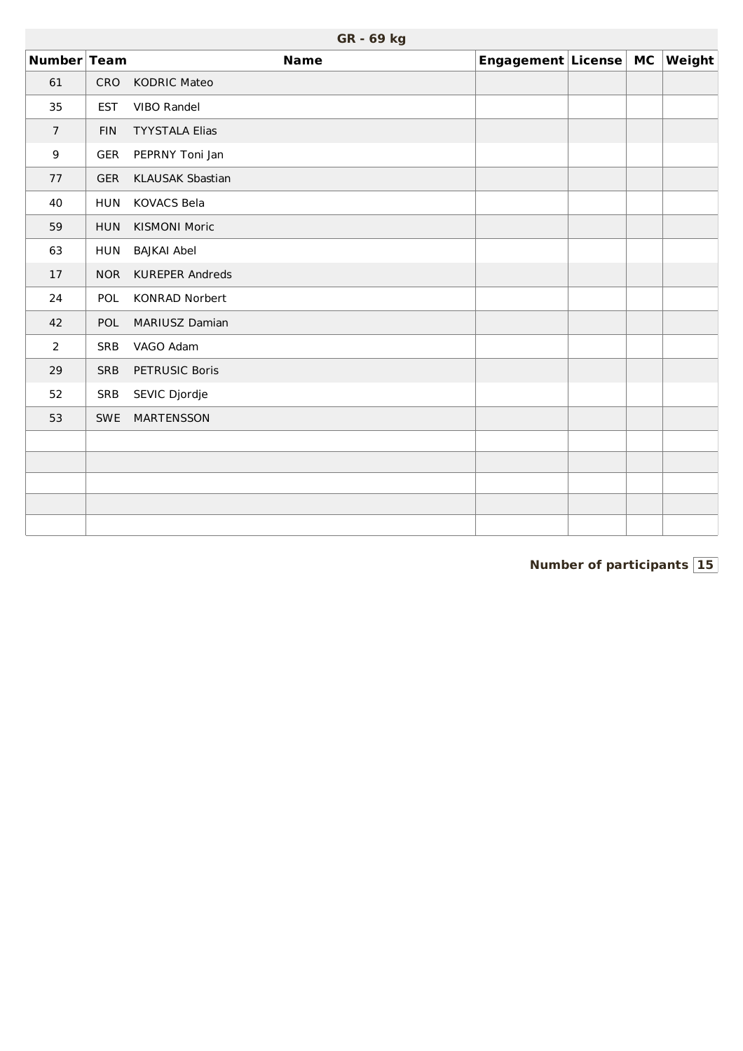## GR - 69 kg

| Number | Team | Name | Engagement | License | MC | Weight |
|---|---|---|---|---|---|---|
| 61 | CRO | KODRIC Mateo | | | | |
| 35 | EST | VIBO Randel | | | | |
| 7 | FIN | TYYSTALA Elias | | | | |
| 9 | GER | PEPRNY Toni Jan | | | | |
| 77 | GER | KLAUSAK Sbastian | | | | |
| 40 | HUN | KOVACS Bela | | | | |
| 59 | HUN | KISMONI Moric | | | | |
| 63 | HUN | BAJKAI Abel | | | | |
| 17 | NOR | KUREPER Andreds | | | | |
| 24 | POL | KONRAD Norbert | | | | |
| 42 | POL | MARIUSZ Damian | | | | |
| 2 | SRB | VAGO Adam | | | | |
| 29 | SRB | PETRUSIC Boris | | | | |
| 52 | SRB | SEVIC Djordje | | | | |
| 53 | SWE | MARTENSSON | | | | |
| | | | | | | |
| | | | | | | |
| | | | | | | |
| | | | | | | |
| | | | | | | |

**Number of participants** 15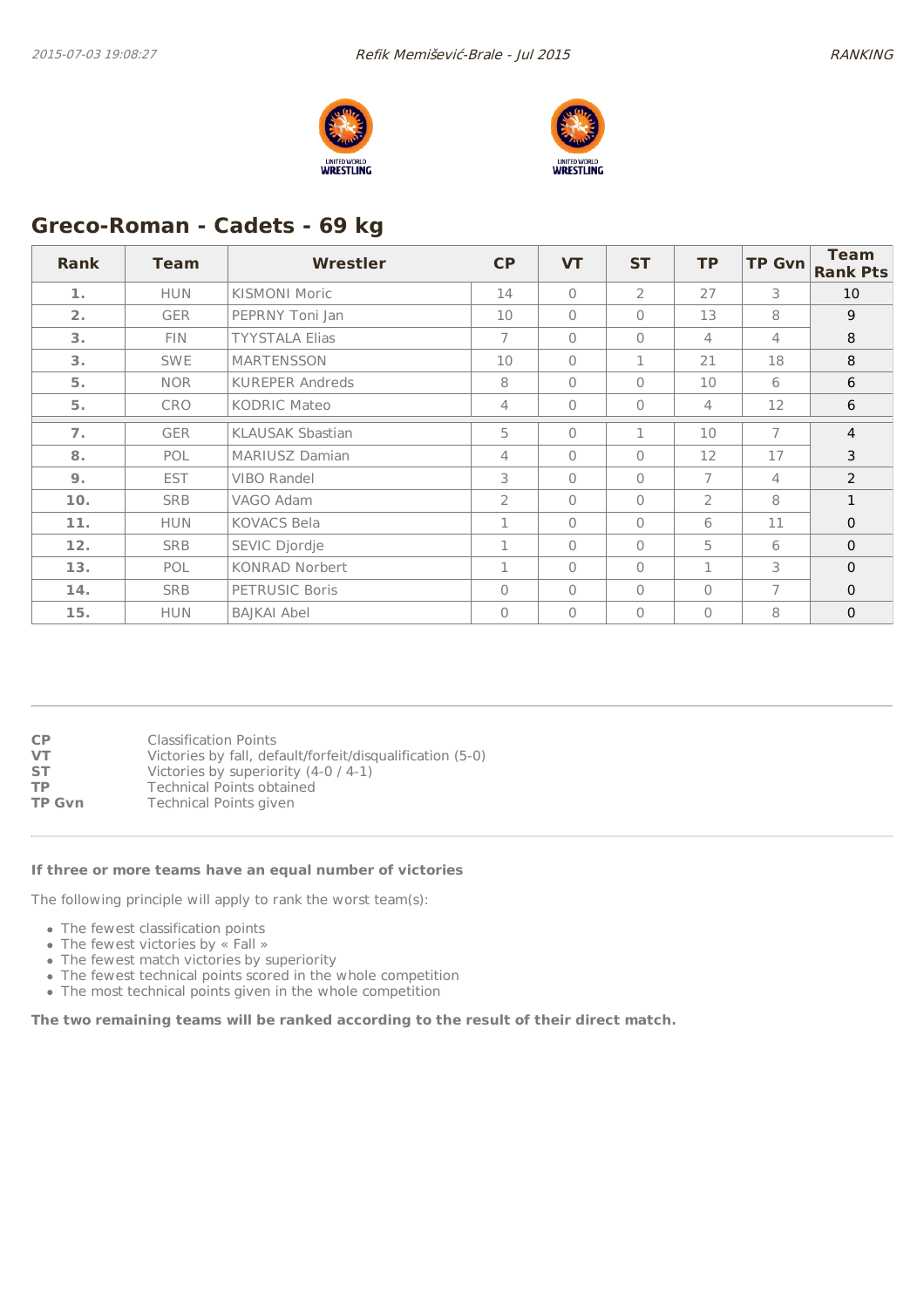## Greco-Roman - Cadets - 69 kg

| Rank | Team | Wrestler | CP | VT | ST | TP | TP Gvn | Team Rank Pts |
|---|---|---|---|---|---|---|---|---|
| 1. | HUN | KISMONI Moric | 14 | 0 | 2 | 27 | 3 | 10 |
| 2. | GER | PEPRNY Toni Jan | 10 | 0 | 0 | 13 | 8 | 9 |
| 3. | FIN | TYYSTALA Elias | 7 | 0 | 0 | 4 | 4 | 8 |
| 3. | SWE | MARTENSSON | 10 | 0 | 1 | 21 | 18 | 8 |
| 5. | NOR | KUREPER Andreds | 8 | 0 | 0 | 10 | 6 | 6 |
| 5. | CRO | KODRIC Mateo | 4 | 0 | 0 | 4 | 12 | 6 |
| 7. | GER | KLAUSAK Sbastian | 5 | 0 | 1 | 10 | 7 | 4 |
| 8. | POL | MARIUSZ Damian | 4 | 0 | 0 | 12 | 17 | 3 |
| 9. | EST | VIBO Randel | 3 | 0 | 0 | 7 | 4 | 2 |
| 10. | SRB | VAGO Adam | 2 | 0 | 0 | 2 | 8 | 1 |
| 11. | HUN | KOVACS Bela | 1 | 0 | 0 | 6 | 11 | 0 |
| 12. | SRB | SEVIC Djordje | 1 | 0 | 0 | 5 | 6 | 0 |
| 13. | POL | KONRAD Norbert | 1 | 0 | 0 | 1 | 3 | 0 |
| 14. | SRB | PETRUSIC Boris | 0 | 0 | 0 | 0 | 7 | 0 |
| 15. | HUN | BAJKAI Abel | 0 | 0 | 0 | 0 | 8 | 0 |

**CP** Classification Points
**VT** Victories by fall, default/forfeit/disqualification (5-0)
**ST** Victories by superiority (4-0 / 4-1)
**TP** Technical Points obtained
**TP Gvn** Technical Points given

**If three or more teams have an equal number of victories**

The following principle will apply to rank the worst team(s):

- The fewest classification points
- The fewest victories by « Fall »
- The fewest match victories by superiority
- The fewest technical points scored in the whole competition
- The most technical points given in the whole competition

**The two remaining teams will be ranked according to the result of their direct match.**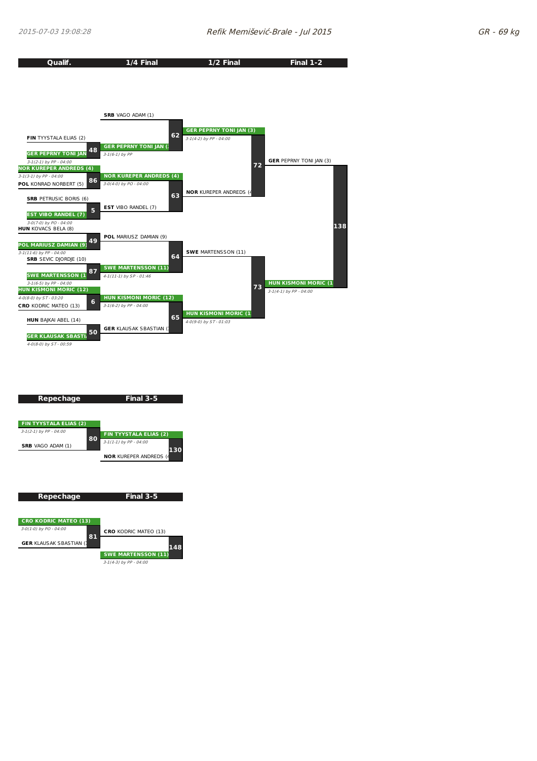Refik Memišević-Brale - Jul 2015

GR - 69 kg

## Qualif. / 1/4 Final / 1/2 Final / Final 1-2

### Qualif.

| Bout | Wrestlers | Winner | Result |
|---|---|---|---|
| 48 | FIN TYYSTALA ELIAS (2) vs GER PEPRNY TONI JAN (3) | GER PEPRNY TONI JAN | 3-1(2-1) by PP - 04:00 |
| 86 | NOR KUREPER ANDREDS (4) vs POL KONRAD NORBERT (5) | NOR KUREPER ANDREDS (4) | 3-1(3-1) by PP - 04:00 |
| 5 | SRB PETRUSIC BORIS (6) vs EST VIBO RANDEL (7) | EST VIBO RANDEL (7) | 3-0(7-0) by PO - 04:00 |
| 49 | HUN KOVACS BELA (8) vs POL MARIUSZ DAMIAN (9) | POL MARIUSZ DAMIAN (9) | 3-1(11-6) by PP - 04:00 |
| 87 | SRB SEVIC DJORDJE (10) vs SWE MARTENSSON (11) | SWE MARTENSSON (1 | 3-1(6-5) by PP - 04:00 |
| 6 | HUN KISMONI MORIC (12) vs CRO KODRIC MATEO (13) | HUN KISMONI MORIC (12) | 4-0(8-0) by ST - 03:20 |
| 50 | HUN BAJKAI ABEL (14) vs GER KLAUSAK SBASTIAN | GER KLAUSAK SBASTI. | 4-0(8-0) by ST - 00:59 |

### 1/4 Final

| Bout | Wrestlers | Winner | Result |
|---|---|---|---|
| 62 | SRB VAGO ADAM (1) vs GER PEPRNY TONI JAN (3) | GER PEPRNY TONI JAN (3 | 3-1(6-1) by PP |
| 63 | NOR KUREPER ANDREDS (4) vs EST VIBO RANDEL (7) | NOR KUREPER ANDREDS (4) | 3-0(4-0) by PO - 04:00 |
| 64 | POL MARIUSZ DAMIAN (9) vs SWE MARTENSSON (11) | SWE MARTENSSON (11) | 4-1(11-1) by SP - 01:46 |
| 65 | HUN KISMONI MORIC (12) vs GER KLAUSAK SBASTIAN ( | HUN KISMONI MORIC (12) | 3-1(6-2) by PP - 04:00 |

### 1/2 Final

| Bout | Wrestlers | Winner | Result |
|---|---|---|---|
| 72 | GER PEPRNY TONI JAN (3) vs NOR KUREPER ANDREDS (4 | GER PEPRNY TONI JAN (3) | 3-1(4-2) by PP - 04:00 |
| 73 | SWE MARTENSSON (11) vs HUN KISMONI MORIC (1 | HUN KISMONI MORIC (1 | 4-0(9-0) by ST - 01:03 |

### Final 1-2

| Bout | Wrestlers | Winner | Result |
|---|---|---|---|
| 138 | GER PEPRNY TONI JAN (3) vs HUN KISMONI MORIC (1 | HUN KISMONI MORIC (1 | 3-1(4-1) by PP - 04:00 |

## Repechage / Final 3-5

| Bout | Wrestlers | Winner | Result |
|---|---|---|---|
| 80 | FIN TYYSTALA ELIAS (2) vs SRB VAGO ADAM (1) | FIN TYYSTALA ELIAS (2) | 3-1(2-1) by PP - 04:00 |
| 130 | FIN TYYSTALA ELIAS (2) vs NOR KUREPER ANDREDS (4 | FIN TYYSTALA ELIAS (2) | 3-1(1-1) by PP - 04:00 |

## Repechage / Final 3-5

| Bout | Wrestlers | Winner | Result |
|---|---|---|---|
| 81 | CRO KODRIC MATEO (13) vs GER KLAUSAK SBASTIAN ( | CRO KODRIC MATEO (13) | 3-0(1-0) by PO - 04:00 |
| 148 | CRO KODRIC MATEO (13) vs SWE MARTENSSON (11) | SWE MARTENSSON (11) | 3-1(4-3) by PP - 04:00 |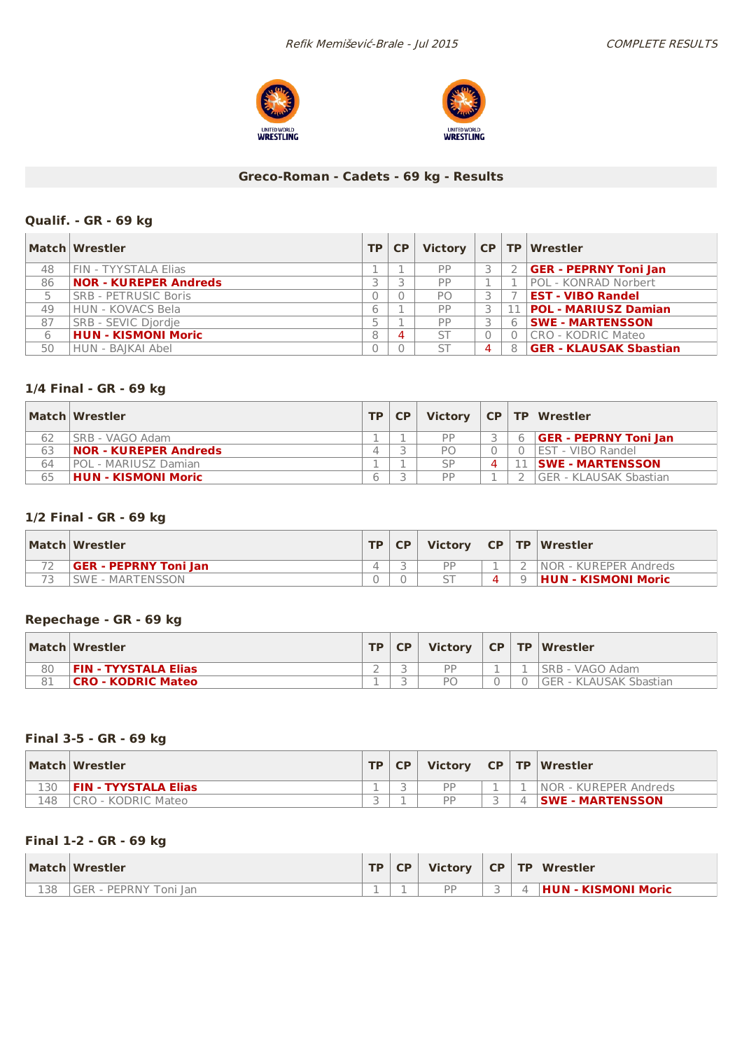## Greco-Roman - Cadets - 69 kg - Results

### Qualif. - GR - 69 kg

| Match | Wrestler | TP | CP | Victory | CP | TP | Wrestler |
|---|---|---|---|---|---|---|---|
| 48 | FIN - TYYSTALA Elias | 1 | 1 | PP | 3 | 2 | **GER - PEPRNY Toni Jan** |
| 86 | **NOR - KUREPER Andreds** | 3 | 3 | PP | 1 | 1 | POL - KONRAD Norbert |
| 5 | SRB - PETRUSIC Boris | 0 | 0 | PO | 3 | 7 | **EST - VIBO Randel** |
| 49 | HUN - KOVACS Bela | 6 | 1 | PP | 3 | 11 | **POL - MARIUSZ Damian** |
| 87 | SRB - SEVIC Djordje | 5 | 1 | PP | 3 | 6 | **SWE - MARTENSSON** |
| 6 | **HUN - KISMONI Moric** | 8 | 4 | ST | 0 | 0 | CRO - KODRIC Mateo |
| 50 | HUN - BAJKAI Abel | 0 | 0 | ST | 4 | 8 | **GER - KLAUSAK Sbastian** |

### 1/4 Final - GR - 69 kg

| Match | Wrestler | TP | CP | Victory | CP | TP | Wrestler |
|---|---|---|---|---|---|---|---|
| 62 | SRB - VAGO Adam | 1 | 1 | PP | 3 | 6 | **GER - PEPRNY Toni Jan** |
| 63 | **NOR - KUREPER Andreds** | 4 | 3 | PO | 0 | 0 | EST - VIBO Randel |
| 64 | POL - MARIUSZ Damian | 1 | 1 | SP | 4 | 11 | **SWE - MARTENSSON** |
| 65 | **HUN - KISMONI Moric** | 6 | 3 | PP | 1 | 2 | GER - KLAUSAK Sbastian |

### 1/2 Final - GR - 69 kg

| Match | Wrestler | TP | CP | Victory | CP | TP | Wrestler |
|---|---|---|---|---|---|---|---|
| 72 | **GER - PEPRNY Toni Jan** | 4 | 3 | PP | 1 | 2 | NOR - KUREPER Andreds |
| 73 | SWE - MARTENSSON | 0 | 0 | ST | 4 | 9 | **HUN - KISMONI Moric** |

### Repechage - GR - 69 kg

| Match | Wrestler | TP | CP | Victory | CP | TP | Wrestler |
|---|---|---|---|---|---|---|---|
| 80 | **FIN - TYYSTALA Elias** | 2 | 3 | PP | 1 | 1 | SRB - VAGO Adam |
| 81 | **CRO - KODRIC Mateo** | 1 | 3 | PO | 0 | 0 | GER - KLAUSAK Sbastian |

### Final 3-5 - GR - 69 kg

| Match | Wrestler | TP | CP | Victory | CP | TP | Wrestler |
|---|---|---|---|---|---|---|---|
| 130 | **FIN - TYYSTALA Elias** | 1 | 3 | PP | 1 | 1 | NOR - KUREPER Andreds |
| 148 | CRO - KODRIC Mateo | 3 | 1 | PP | 3 | 4 | **SWE - MARTENSSON** |

### Final 1-2 - GR - 69 kg

| Match | Wrestler | TP | CP | Victory | CP | TP | Wrestler |
|---|---|---|---|---|---|---|---|
| 138 | GER - PEPRNY Toni Jan | 1 | 1 | PP | 3 | 4 | **HUN - KISMONI Moric** |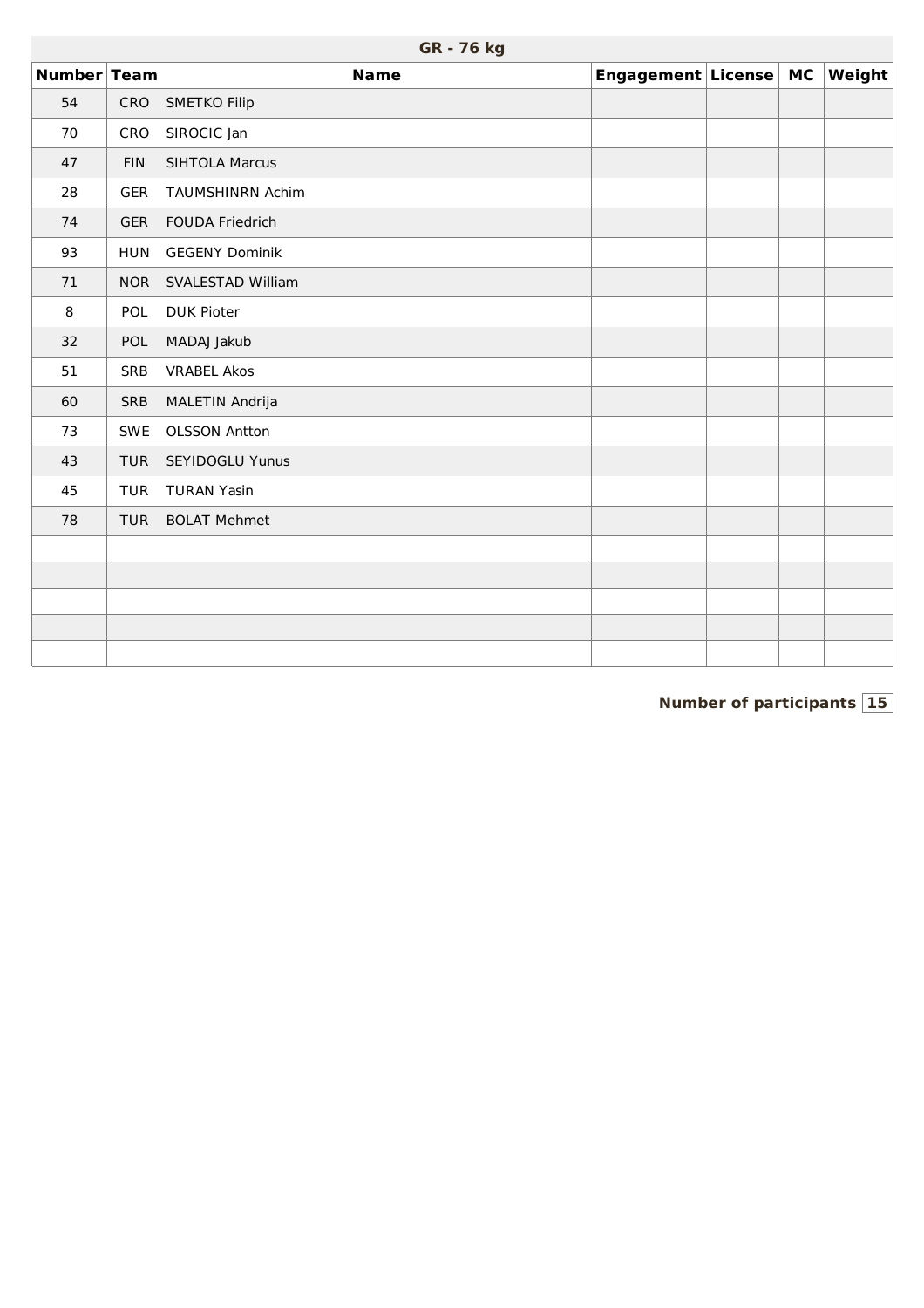| GR - 76 kg | | | | | | |
|---|---|---|---|---|---|---|
| **Number** | **Team** | **Name** | **Engagement** | **License** | **MC** | **Weight** |
| 54 | CRO | SMETKO Filip | | | | |
| 70 | CRO | SIROCIC Jan | | | | |
| 47 | FIN | SIHTOLA Marcus | | | | |
| 28 | GER | TAUMSHINRN Achim | | | | |
| 74 | GER | FOUDA Friedrich | | | | |
| 93 | HUN | GEGENY Dominik | | | | |
| 71 | NOR | SVALESTAD William | | | | |
| 8 | POL | DUK Pioter | | | | |
| 32 | POL | MADAJ Jakub | | | | |
| 51 | SRB | VRABEL Akos | | | | |
| 60 | SRB | MALETIN Andrija | | | | |
| 73 | SWE | OLSSON Antton | | | | |
| 43 | TUR | SEYIDOGLU Yunus | | | | |
| 45 | TUR | TURAN Yasin | | | | |
| 78 | TUR | BOLAT Mehmet | | | | |
| | | | | | | |
| | | | | | | |
| | | | | | | |
| | | | | | | |
| | | | | | | |

**Number of participants** 15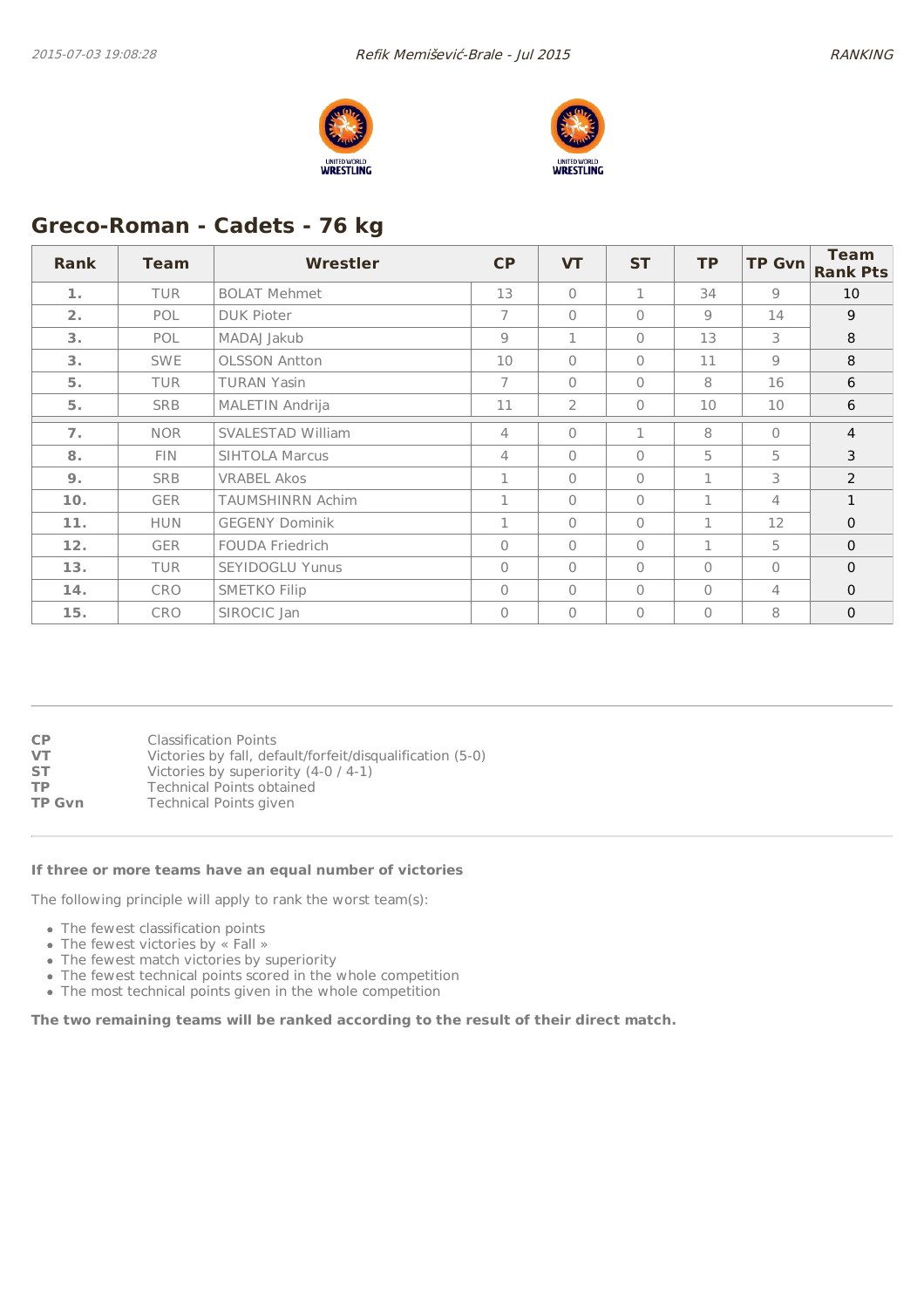## Greco-Roman - Cadets - 76 kg

| Rank | Team | Wrestler | CP | VT | ST | TP | TP Gvn | Team Rank Pts |
|---|---|---|---|---|---|---|---|---|
| 1. | TUR | BOLAT Mehmet | 13 | 0 | 1 | 34 | 9 | 10 |
| 2. | POL | DUK Pioter | 7 | 0 | 0 | 9 | 14 | 9 |
| 3. | POL | MADAJ Jakub | 9 | 1 | 0 | 13 | 3 | 8 |
| 3. | SWE | OLSSON Antton | 10 | 0 | 0 | 11 | 9 | 8 |
| 5. | TUR | TURAN Yasin | 7 | 0 | 0 | 8 | 16 | 6 |
| 5. | SRB | MALETIN Andrija | 11 | 2 | 0 | 10 | 10 | 6 |
| 7. | NOR | SVALESTAD William | 4 | 0 | 1 | 8 | 0 | 4 |
| 8. | FIN | SIHTOLA Marcus | 4 | 0 | 0 | 5 | 5 | 3 |
| 9. | SRB | VRABEL Akos | 1 | 0 | 0 | 1 | 3 | 2 |
| 10. | GER | TAUMSHINRN Achim | 1 | 0 | 0 | 1 | 4 | 1 |
| 11. | HUN | GEGENY Dominik | 1 | 0 | 0 | 1 | 12 | 0 |
| 12. | GER | FOUDA Friedrich | 0 | 0 | 0 | 1 | 5 | 0 |
| 13. | TUR | SEYIDOGLU Yunus | 0 | 0 | 0 | 0 | 0 | 0 |
| 14. | CRO | SMETKO Filip | 0 | 0 | 0 | 0 | 4 | 0 |
| 15. | CRO | SIROCIC Jan | 0 | 0 | 0 | 0 | 8 | 0 |

**CP** Classification Points
**VT** Victories by fall, default/forfeit/disqualification (5-0)
**ST** Victories by superiority (4-0 / 4-1)
**TP** Technical Points obtained
**TP Gvn** Technical Points given

**If three or more teams have an equal number of victories**

The following principle will apply to rank the worst team(s):

- The fewest classification points
- The fewest victories by « Fall »
- The fewest match victories by superiority
- The fewest technical points scored in the whole competition
- The most technical points given in the whole competition

**The two remaining teams will be ranked according to the result of their direct match.**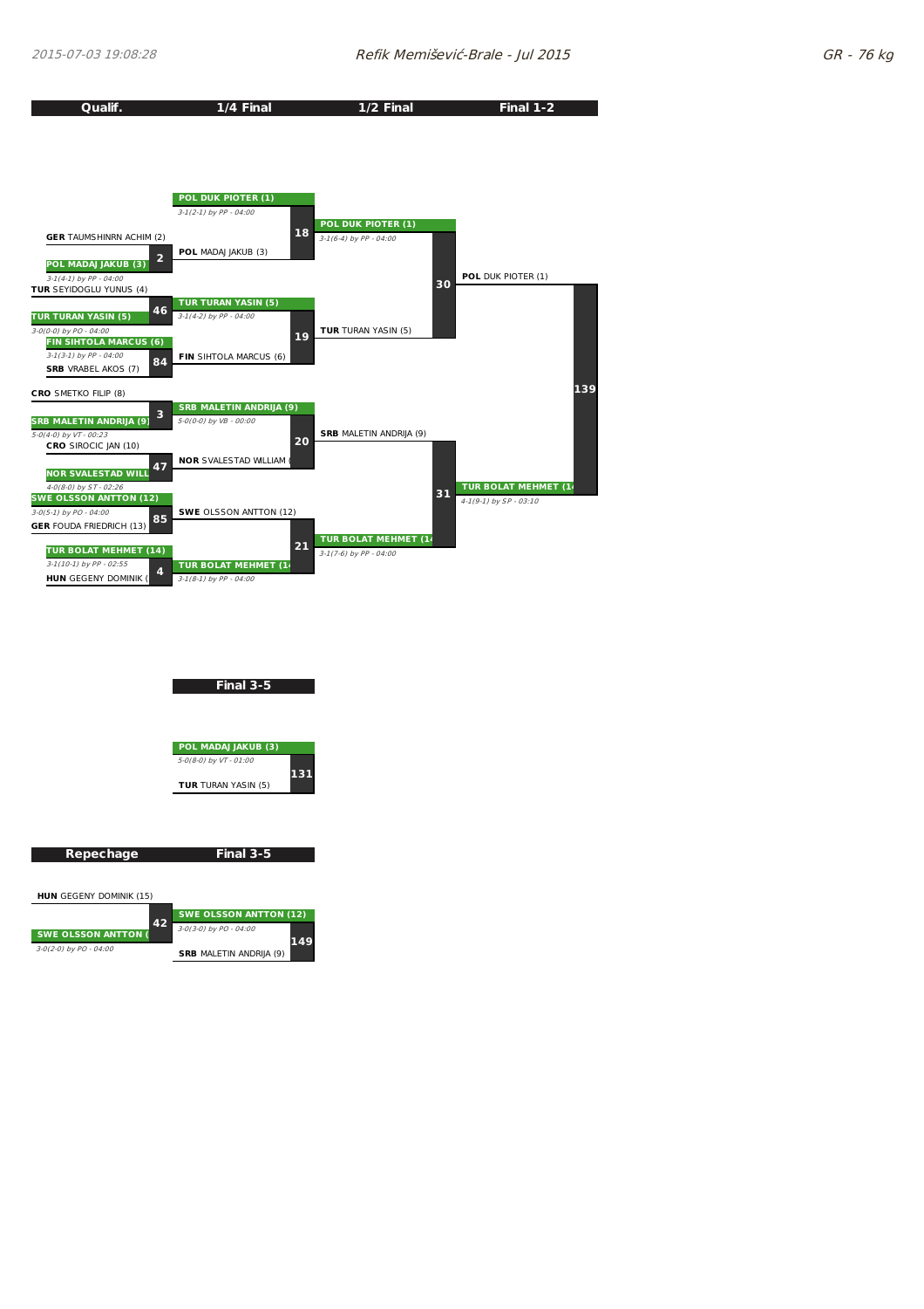# Refik Memišević-Brale - Jul 2015

## GR - 76 kg

### Qualif. / 1/4 Final / 1/2 Final / Final 1-2

**Qualif.**

| Match | Athlete 1 | Athlete 2 | Winner | Result |
|---|---|---|---|---|
| 2 | GER TAUMSHINRN ACHIM (2) | POL MADAJ JAKUB (3) | POL MADAJ JAKUB (3) | 3-1(4-1) by PP - 04:00 |
| 46 | TUR SEYIDOGLU YUNUS (4) | TUR TURAN YASIN (5) | TUR TURAN YASIN (5) | 3-0(0-0) by PO - 04:00 |
| 84 | FIN SIHTOLA MARCUS (6) | SRB VRABEL AKOS (7) | FIN SIHTOLA MARCUS (6) | 3-1(3-1) by PP - 04:00 |
| 3 | CRO SMETKO FILIP (8) | SRB MALETIN ANDRIJA (9) | SRB MALETIN ANDRIJA (9) | 5-0(4-0) by VT - 00:23 |
| 47 | CRO SIROCIC JAN (10) | NOR SVALESTAD WILL | NOR SVALESTAD WILL | 4-0(8-0) by ST - 02:26 |
| 85 | SWE OLSSON ANTTON (12) | GER FOUDA FRIEDRICH (13) | SWE OLSSON ANTTON (12) | 3-0(5-1) by PO - 04:00 |
| 4 | TUR BOLAT MEHMET (14) | HUN GEGENY DOMINIK ( | TUR BOLAT MEHMET (14) | 3-1(10-1) by PP - 02:55 |

**1/4 Final**

| Match | Athlete 1 | Athlete 2 | Winner | Result |
|---|---|---|---|---|
| 18 | POL DUK PIOTER (1) | POL MADAJ JAKUB (3) | POL DUK PIOTER (1) | 3-1(2-1) by PP - 04:00 |
| 19 | TUR TURAN YASIN (5) | FIN SIHTOLA MARCUS (6) | TUR TURAN YASIN (5) | 3-1(4-2) by PP - 04:00 |
| 20 | SRB MALETIN ANDRIJA (9) | NOR SVALESTAD WILLIAM ( | SRB MALETIN ANDRIJA (9) | 5-0(0-0) by VB - 00:00 |
| 21 | SWE OLSSON ANTTON (12) | TUR BOLAT MEHMET (1 | TUR BOLAT MEHMET (1 | 3-1(8-1) by PP - 04:00 |

**1/2 Final**

| Match | Athlete 1 | Athlete 2 | Winner | Result |
|---|---|---|---|---|
| 30 | POL DUK PIOTER (1) | TUR TURAN YASIN (5) | POL DUK PIOTER (1) | 3-1(6-4) by PP - 04:00 |
| 31 | SRB MALETIN ANDRIJA (9) | TUR BOLAT MEHMET (1 | TUR BOLAT MEHMET (1 | 3-1(7-6) by PP - 04:00 |

**Final 1-2**

| Match | Athlete 1 | Athlete 2 | Winner | Result |
|---|---|---|---|---|
| 139 | POL DUK PIOTER (1) | TUR BOLAT MEHMET (1 | TUR BOLAT MEHMET (1 | 4-1(9-1) by SP - 03:10 |

### Final 3-5

| Match | Athlete 1 | Athlete 2 | Winner | Result |
|---|---|---|---|---|
| 131 | POL MADAJ JAKUB (3) | TUR TURAN YASIN (5) | POL MADAJ JAKUB (3) | 5-0(8-0) by VT - 01:00 |

### Repechage / Final 3-5

**Repechage**

| Match | Athlete 1 | Athlete 2 | Winner | Result |
|---|---|---|---|---|
| 42 | HUN GEGENY DOMINIK (15) | SWE OLSSON ANTTON ( | SWE OLSSON ANTTON ( | 3-0(2-0) by PO - 04:00 |

**Final 3-5**

| Match | Athlete 1 | Athlete 2 | Winner | Result |
|---|---|---|---|---|
| 149 | SWE OLSSON ANTTON (12) | SRB MALETIN ANDRIJA (9) | SWE OLSSON ANTTON (12) | 3-0(3-0) by PO - 04:00 |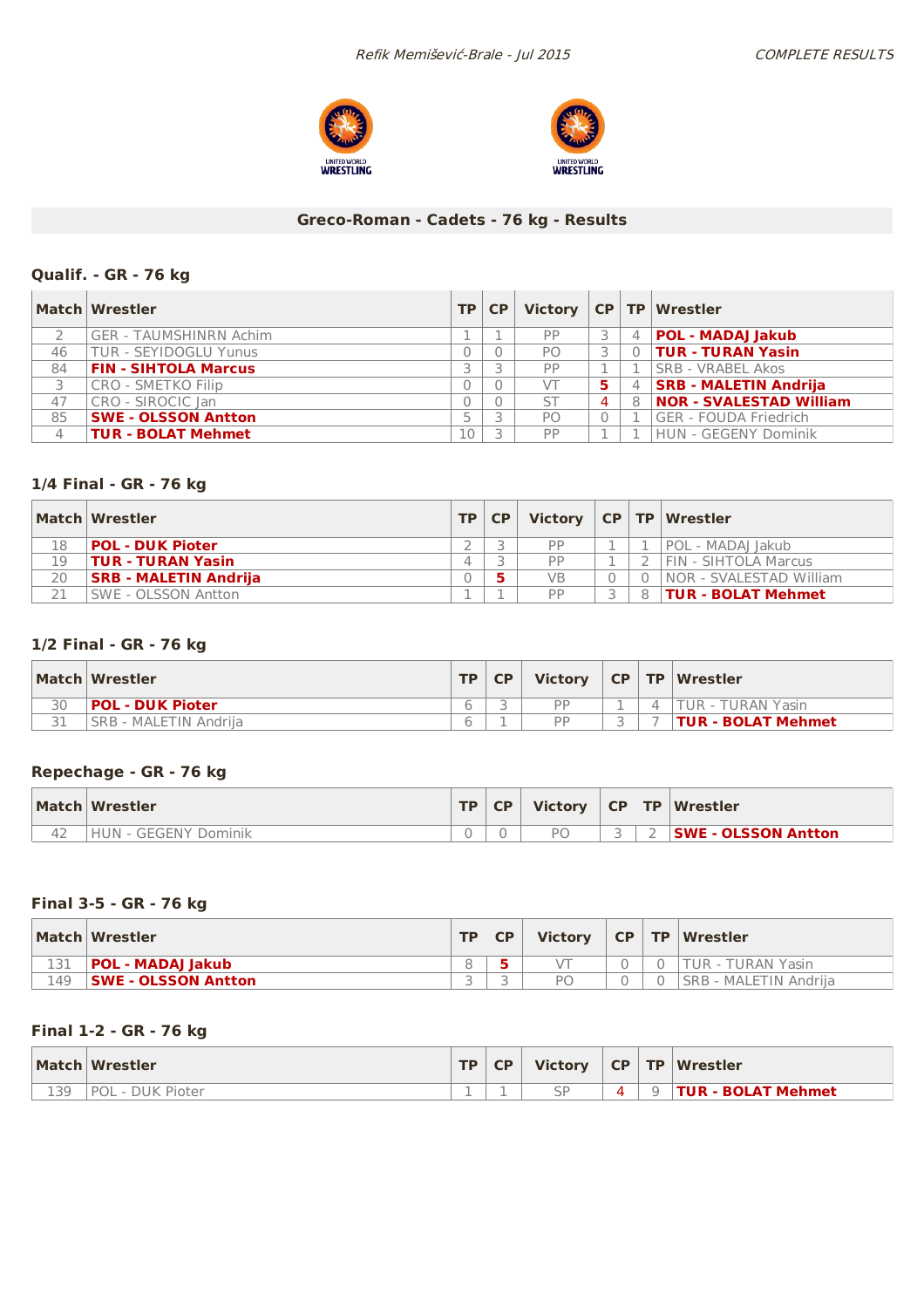*Refik Memišević-Brale - Jul 2015*

*COMPLETE RESULTS*

## Greco-Roman - Cadets - 76 kg - Results

### Qualif. - GR - 76 kg

| Match | Wrestler | TP | CP | Victory | CP | TP | Wrestler |
|---|---|---|---|---|---|---|---|
| 2 | GER - TAUMSHINRN Achim | 1 | 1 | PP | 3 | 4 | **POL - MADAJ Jakub** |
| 46 | TUR - SEYIDOGLU Yunus | 0 | 0 | PO | 3 | 0 | **TUR - TURAN Yasin** |
| 84 | **FIN - SIHTOLA Marcus** | 3 | 3 | PP | 1 | 1 | SRB - VRABEL Akos |
| 3 | CRO - SMETKO Filip | 0 | 0 | VT | **5** | 4 | **SRB - MALETIN Andrija** |
| 47 | CRO - SIROCIC Jan | 0 | 0 | ST | 4 | 8 | **NOR - SVALESTAD William** |
| 85 | **SWE - OLSSON Antton** | 5 | 3 | PO | 0 | 1 | GER - FOUDA Friedrich |
| 4 | **TUR - BOLAT Mehmet** | 10 | 3 | PP | 1 | 1 | HUN - GEGENY Dominik |

### 1/4 Final - GR - 76 kg

| Match | Wrestler | TP | CP | Victory | CP | TP | Wrestler |
|---|---|---|---|---|---|---|---|
| 18 | **POL - DUK Pioter** | 2 | 3 | PP | 1 | 1 | POL - MADAJ Jakub |
| 19 | **TUR - TURAN Yasin** | 4 | 3 | PP | 1 | 2 | FIN - SIHTOLA Marcus |
| 20 | **SRB - MALETIN Andrija** | 0 | **5** | VB | 0 | 0 | NOR - SVALESTAD William |
| 21 | SWE - OLSSON Antton | 1 | 1 | PP | 3 | 8 | **TUR - BOLAT Mehmet** |

### 1/2 Final - GR - 76 kg

| Match | Wrestler | TP | CP | Victory | CP | TP | Wrestler |
|---|---|---|---|---|---|---|---|
| 30 | **POL - DUK Pioter** | 6 | 3 | PP | 1 | 4 | TUR - TURAN Yasin |
| 31 | SRB - MALETIN Andrija | 6 | 1 | PP | 3 | 7 | **TUR - BOLAT Mehmet** |

### Repechage - GR - 76 kg

| Match | Wrestler | TP | CP | Victory | CP | TP | Wrestler |
|---|---|---|---|---|---|---|---|
| 42 | HUN - GEGENY Dominik | 0 | 0 | PO | 3 | 2 | **SWE - OLSSON Antton** |

### Final 3-5 - GR - 76 kg

| Match | Wrestler | TP | CP | Victory | CP | TP | Wrestler |
|---|---|---|---|---|---|---|---|
| 131 | **POL - MADAJ Jakub** | 8 | **5** | VT | 0 | 0 | TUR - TURAN Yasin |
| 149 | **SWE - OLSSON Antton** | 3 | 3 | PO | 0 | 0 | SRB - MALETIN Andrija |

### Final 1-2 - GR - 76 kg

| Match | Wrestler | TP | CP | Victory | CP | TP | Wrestler |
|---|---|---|---|---|---|---|---|
| 139 | POL - DUK Pioter | 1 | 1 | SP | 4 | 9 | **TUR - BOLAT Mehmet** |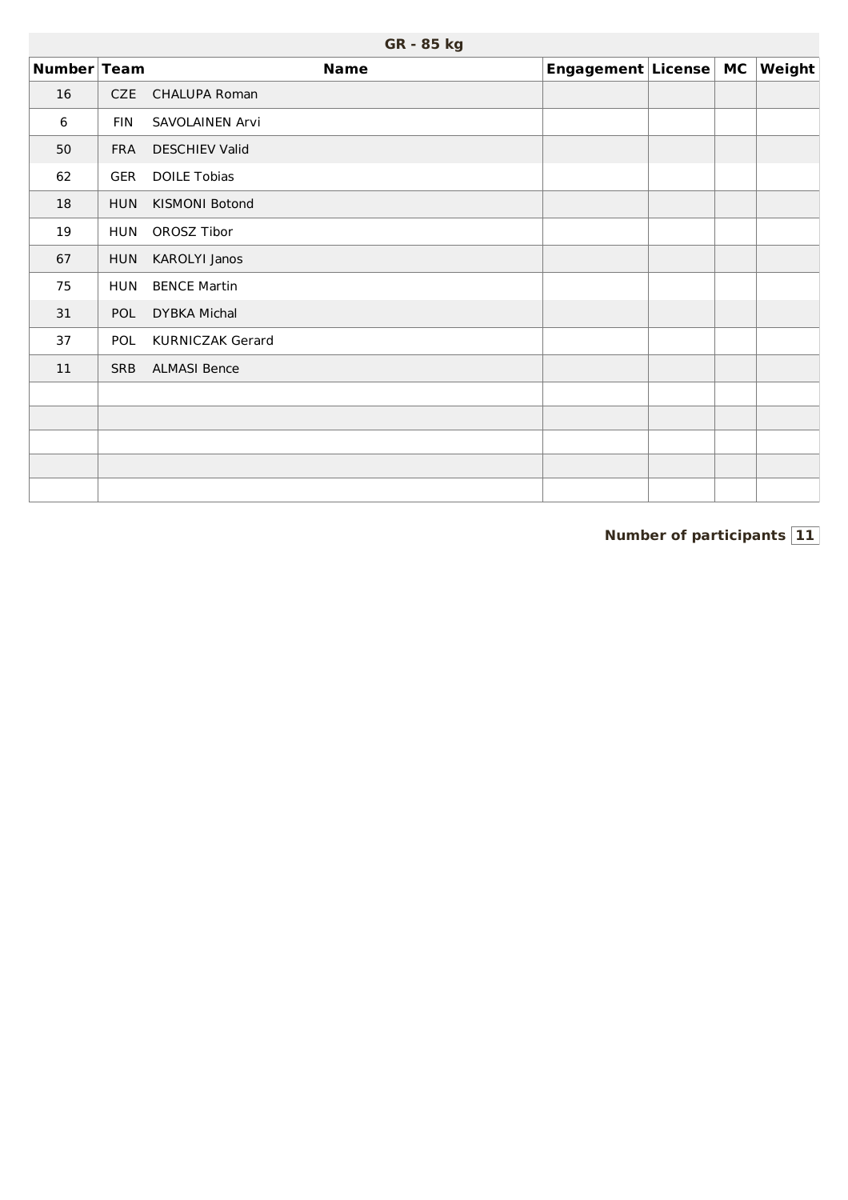## GR - 85 kg

| Number | Team | Name | Engagement | License | MC | Weight |
|---|---|---|---|---|---|---|
| 16 | CZE | CHALUPA Roman | | | | |
| 6 | FIN | SAVOLAINEN Arvi | | | | |
| 50 | FRA | DESCHIEV Valid | | | | |
| 62 | GER | DOILE Tobias | | | | |
| 18 | HUN | KISMONI Botond | | | | |
| 19 | HUN | OROSZ Tibor | | | | |
| 67 | HUN | KAROLYI Janos | | | | |
| 75 | HUN | BENCE Martin | | | | |
| 31 | POL | DYBKA Michal | | | | |
| 37 | POL | KURNICZAK Gerard | | | | |
| 11 | SRB | ALMASI Bence | | | | |
| | | | | | | |
| | | | | | | |
| | | | | | | |
| | | | | | | |
| | | | | | | |

**Number of participants** 11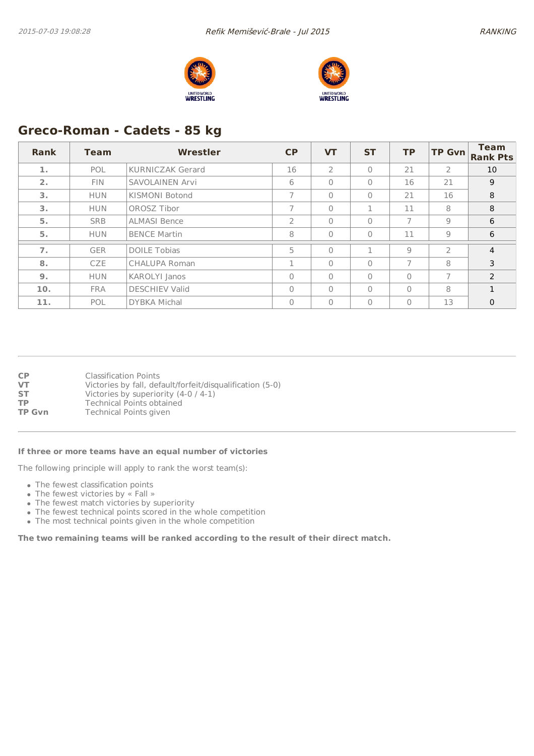## Greco-Roman - Cadets - 85 kg

| Rank | Team | Wrestler | CP | VT | ST | TP | TP Gvn | Team Rank Pts |
|---|---|---|---|---|---|---|---|---|
| 1. | POL | KURNICZAK Gerard | 16 | 2 | 0 | 21 | 2 | 10 |
| 2. | FIN | SAVOLAINEN Arvi | 6 | 0 | 0 | 16 | 21 | 9 |
| 3. | HUN | KISMONI Botond | 7 | 0 | 0 | 21 | 16 | 8 |
| 3. | HUN | OROSZ Tibor | 7 | 0 | 1 | 11 | 8 | 8 |
| 5. | SRB | ALMASI Bence | 2 | 0 | 0 | 7 | 9 | 6 |
| 5. | HUN | BENCE Martin | 8 | 0 | 0 | 11 | 9 | 6 |
| 7. | GER | DOILE Tobias | 5 | 0 | 1 | 9 | 2 | 4 |
| 8. | CZE | CHALUPA Roman | 1 | 0 | 0 | 7 | 8 | 3 |
| 9. | HUN | KAROLYI Janos | 0 | 0 | 0 | 0 | 7 | 2 |
| 10. | FRA | DESCHIEV Valid | 0 | 0 | 0 | 0 | 8 | 1 |
| 11. | POL | DYBKA Michal | 0 | 0 | 0 | 0 | 13 | 0 |

**CP** Classification Points
**VT** Victories by fall, default/forfeit/disqualification (5-0)
**ST** Victories by superiority (4-0 / 4-1)
**TP** Technical Points obtained
**TP Gvn** Technical Points given

**If three or more teams have an equal number of victories**

The following principle will apply to rank the worst team(s):

- The fewest classification points
- The fewest victories by « Fall »
- The fewest match victories by superiority
- The fewest technical points scored in the whole competition
- The most technical points given in the whole competition

**The two remaining teams will be ranked according to the result of their direct match.**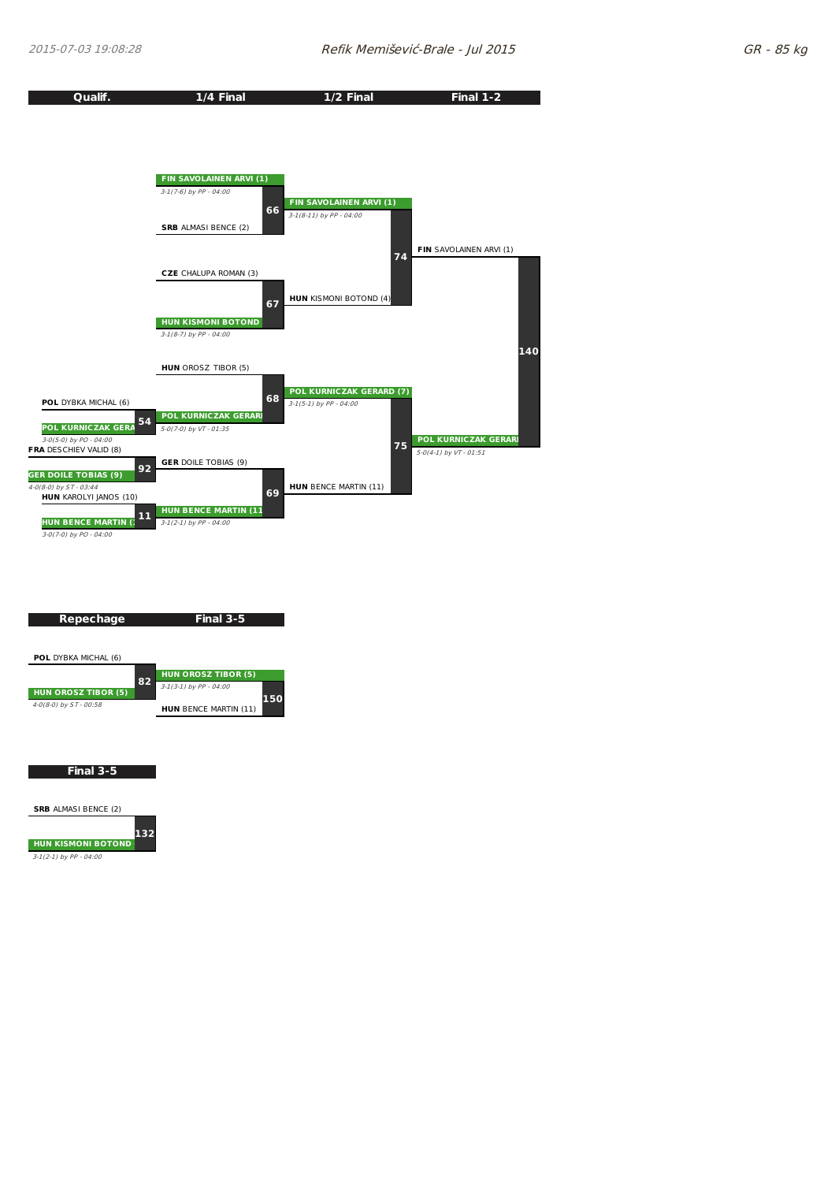Refik Memišević-Brale - Jul 2015

GR - 85 kg

## Qualif. / 1/4 Final / 1/2 Final / Final 1-2

**Qualif.**

- Match 54: **POL** DYBKA MICHAL (6) vs **POL KURNICZAK GERA** — 3-0(5-0) by PO - 04:00
- Match 92: **FRA** DESCHIEV VALID (8) vs **GER DOILE TOBIAS (9)** — 4-0(8-0) by ST - 03:44
- Match 11: **HUN** KAROLYI JANOS (10) vs **HUN BENCE MARTIN (** — 3-0(7-0) by PO - 04:00

**1/4 Final**

- Match 66: **FIN SAVOLAINEN ARVI (1)** vs **SRB** ALMASI BENCE (2) — 3-1(7-6) by PP - 04:00
- Match 67: **CZE** CHALUPA ROMAN (3) vs **HUN KISMONI BOTOND** — 3-1(8-7) by PP - 04:00
- Match 68: **HUN** OROSZ TIBOR (5) vs **POL KURNICZAK GERARI** — 5-0(7-0) by VT - 01:35
- Match 69: **GER** DOILE TOBIAS (9) vs **HUN BENCE MARTIN (11** — 3-1(2-1) by PP - 04:00

**1/2 Final**

- Match 74: **FIN SAVOLAINEN ARVI (1)** vs **HUN** KISMONI BOTOND (4) — 3-1(8-11) by PP - 04:00
- Match 75: **POL KURNICZAK GERARD (7)** vs **HUN** BENCE MARTIN (11) — 3-1(5-1) by PP - 04:00

**Final 1-2**

- Match 140: **FIN** SAVOLAINEN ARVI (1) vs **POL KURNICZAK GERARI** — 5-0(4-1) by VT - 01:51

## Repechage / Final 3-5

- Match 82: **POL** DYBKA MICHAL (6) vs **HUN OROSZ TIBOR (5)** — 4-0(8-0) by ST - 00:58
- Match 150: **HUN OROSZ TIBOR (5)** vs **HUN** BENCE MARTIN (11) — 3-1(3-1) by PP - 04:00

## Final 3-5

- Match 132: **SRB** ALMASI BENCE (2) vs **HUN KISMONI BOTOND** — 3-1(2-1) by PP - 04:00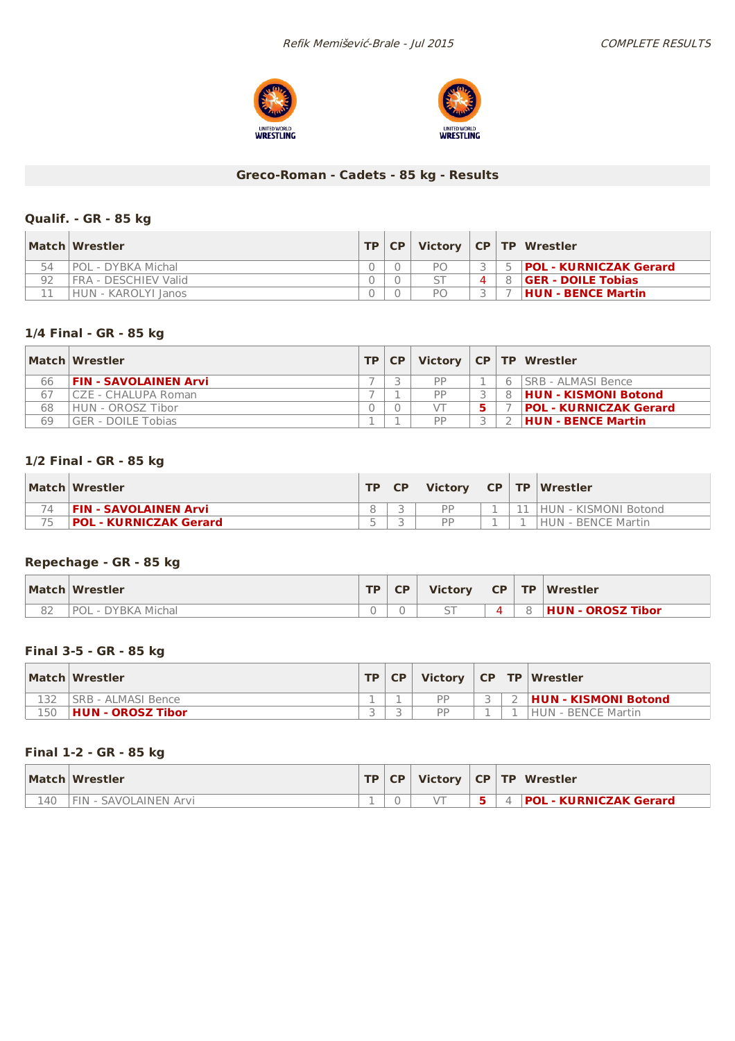Refik Memišević-Brale - Jul 2015 — COMPLETE RESULTS

## Greco-Roman - Cadets - 85 kg - Results

### Qualif. - GR - 85 kg

| Match | Wrestler | TP | CP | Victory | CP | TP | Wrestler |
|---|---|---|---|---|---|---|---|
| 54 | POL - DYBKA Michal | 0 | 0 | PO | 3 | 5 | **POL - KURNICZAK Gerard** |
| 92 | FRA - DESCHIEV Valid | 0 | 0 | ST | 4 | 8 | **GER - DOILE Tobias** |
| 11 | HUN - KAROLYI Janos | 0 | 0 | PO | 3 | 7 | **HUN - BENCE Martin** |

### 1/4 Final - GR - 85 kg

| Match | Wrestler | TP | CP | Victory | CP | TP | Wrestler |
|---|---|---|---|---|---|---|---|
| 66 | **FIN - SAVOLAINEN Arvi** | 7 | 3 | PP | 1 | 6 | SRB - ALMASI Bence |
| 67 | CZE - CHALUPA Roman | 7 | 1 | PP | 3 | 8 | **HUN - KISMONI Botond** |
| 68 | HUN - OROSZ Tibor | 0 | 0 | VT | 5 | 7 | **POL - KURNICZAK Gerard** |
| 69 | GER - DOILE Tobias | 1 | 1 | PP | 3 | 2 | **HUN - BENCE Martin** |

### 1/2 Final - GR - 85 kg

| Match | Wrestler | TP | CP | Victory | CP | TP | Wrestler |
|---|---|---|---|---|---|---|---|
| 74 | **FIN - SAVOLAINEN Arvi** | 8 | 3 | PP | 1 | 11 | HUN - KISMONI Botond |
| 75 | **POL - KURNICZAK Gerard** | 5 | 3 | PP | 1 | 1 | HUN - BENCE Martin |

### Repechage - GR - 85 kg

| Match | Wrestler | TP | CP | Victory | CP | TP | Wrestler |
|---|---|---|---|---|---|---|---|
| 82 | POL - DYBKA Michal | 0 | 0 | ST | 4 | 8 | **HUN - OROSZ Tibor** |

### Final 3-5 - GR - 85 kg

| Match | Wrestler | TP | CP | Victory | CP | TP | Wrestler |
|---|---|---|---|---|---|---|---|
| 132 | SRB - ALMASI Bence | 1 | 1 | PP | 3 | 2 | **HUN - KISMONI Botond** |
| 150 | **HUN - OROSZ Tibor** | 3 | 3 | PP | 1 | 1 | HUN - BENCE Martin |

### Final 1-2 - GR - 85 kg

| Match | Wrestler | TP | CP | Victory | CP | TP | Wrestler |
|---|---|---|---|---|---|---|---|
| 140 | FIN - SAVOLAINEN Arvi | 1 | 0 | VT | 5 | 4 | **POL - KURNICZAK Gerard** |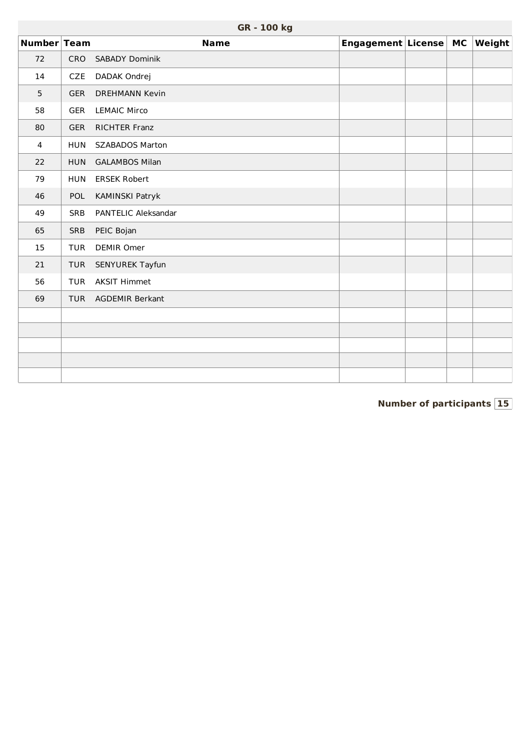## GR - 100 kg

| Number | Team | Name | Engagement | License | MC | Weight |
|---|---|---|---|---|---|---|
| 72 | CRO | SABADY Dominik | | | | |
| 14 | CZE | DADAK Ondrej | | | | |
| 5 | GER | DREHMANN Kevin | | | | |
| 58 | GER | LEMAIC Mirco | | | | |
| 80 | GER | RICHTER Franz | | | | |
| 4 | HUN | SZABADOS Marton | | | | |
| 22 | HUN | GALAMBOS Milan | | | | |
| 79 | HUN | ERSEK Robert | | | | |
| 46 | POL | KAMINSKI Patryk | | | | |
| 49 | SRB | PANTELIC Aleksandar | | | | |
| 65 | SRB | PEIC Bojan | | | | |
| 15 | TUR | DEMIR Omer | | | | |
| 21 | TUR | SENYUREK Tayfun | | | | |
| 56 | TUR | AKSIT Himmet | | | | |
| 69 | TUR | AGDEMIR Berkant | | | | |
| | | | | | | |
| | | | | | | |
| | | | | | | |
| | | | | | | |
| | | | | | | |

**Number of participants** **15**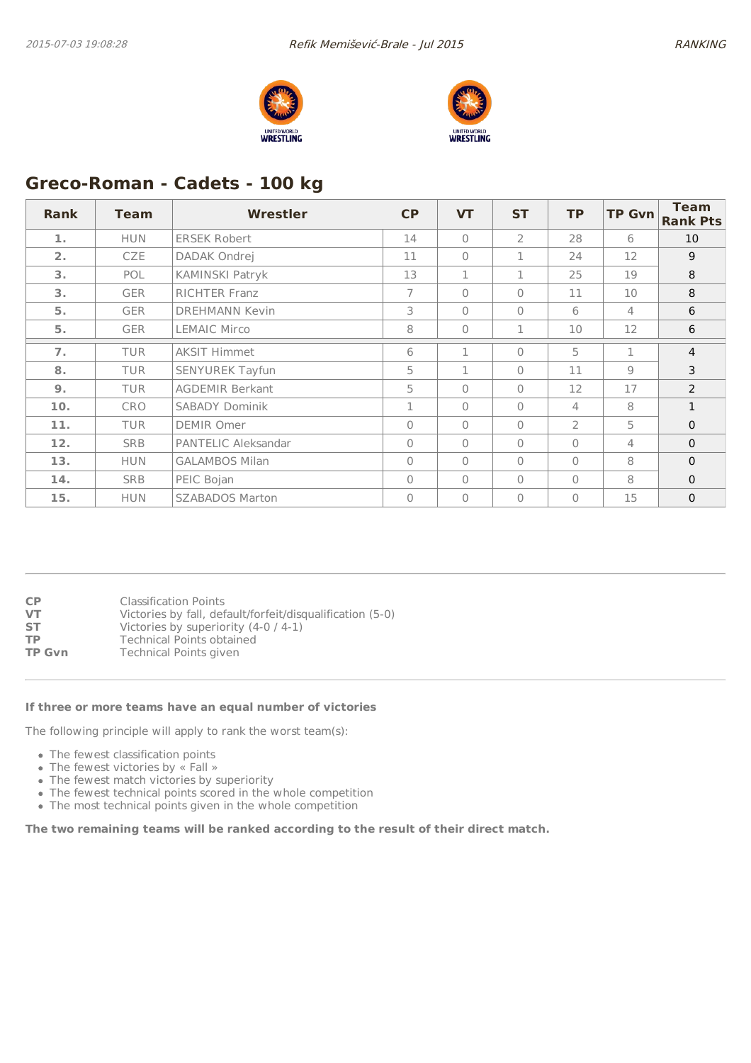## Greco-Roman - Cadets - 100 kg

| Rank | Team | Wrestler | CP | VT | ST | TP | TP Gvn | Team Rank Pts |
|---|---|---|---|---|---|---|---|---|
| 1. | HUN | ERSEK Robert | 14 | 0 | 2 | 28 | 6 | 10 |
| 2. | CZE | DADAK Ondrej | 11 | 0 | 1 | 24 | 12 | 9 |
| 3. | POL | KAMINSKI Patryk | 13 | 1 | 1 | 25 | 19 | 8 |
| 3. | GER | RICHTER Franz | 7 | 0 | 0 | 11 | 10 | 8 |
| 5. | GER | DREHMANN Kevin | 3 | 0 | 0 | 6 | 4 | 6 |
| 5. | GER | LEMAIC Mirco | 8 | 0 | 1 | 10 | 12 | 6 |
| 7. | TUR | AKSIT Himmet | 6 | 1 | 0 | 5 | 1 | 4 |
| 8. | TUR | SENYUREK Tayfun | 5 | 1 | 0 | 11 | 9 | 3 |
| 9. | TUR | AGDEMIR Berkant | 5 | 0 | 0 | 12 | 17 | 2 |
| 10. | CRO | SABADY Dominik | 1 | 0 | 0 | 4 | 8 | 1 |
| 11. | TUR | DEMIR Omer | 0 | 0 | 0 | 2 | 5 | 0 |
| 12. | SRB | PANTELIC Aleksandar | 0 | 0 | 0 | 0 | 4 | 0 |
| 13. | HUN | GALAMBOS Milan | 0 | 0 | 0 | 0 | 8 | 0 |
| 14. | SRB | PEIC Bojan | 0 | 0 | 0 | 0 | 8 | 0 |
| 15. | HUN | SZABADOS Marton | 0 | 0 | 0 | 0 | 15 | 0 |

**CP** Classification Points
**VT** Victories by fall, default/forfeit/disqualification (5-0)
**ST** Victories by superiority (4-0 / 4-1)
**TP** Technical Points obtained
**TP Gvn** Technical Points given

**If three or more teams have an equal number of victories**

The following principle will apply to rank the worst team(s):

- The fewest classification points
- The fewest victories by « Fall »
- The fewest match victories by superiority
- The fewest technical points scored in the whole competition
- The most technical points given in the whole competition

**The two remaining teams will be ranked according to the result of their direct match.**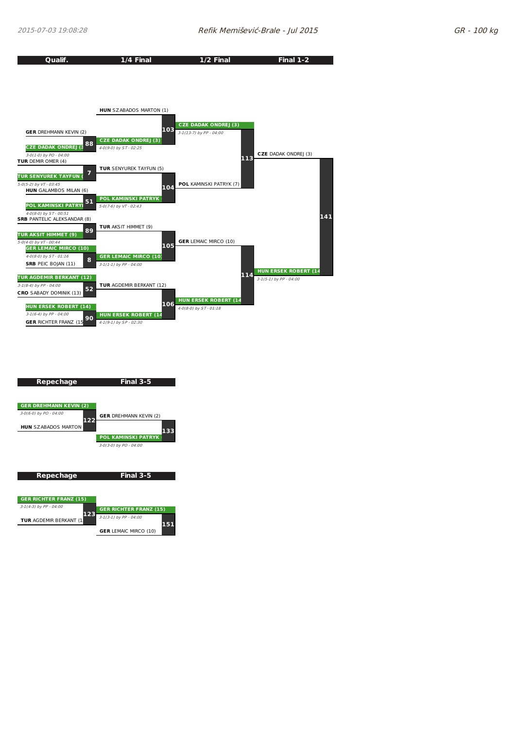## Refik Memišević-Brale - Jul 2015

## GR - 100 kg

| Qualif. | 1/4 Final | 1/2 Final | Final 1-2 |
|---|---|---|---|

**Qualif.**

- Match 88: **GER** DREHMANN KEVIN (2) vs **CZE DADAK ONDREJ (3)** — *3-0(1-0) by PO - 04:00*
- Match 7: **TUR** DEMIR OMER (4) vs **TUR SENYUREK TAYFUN (5)** — *5-0(5-2) by VT - 03:45*
- Match 51: **HUN** GALAMBOS MILAN (6) vs **POL KAMINSKI PATRYK (7)** — *4-0(8-0) by ST - 00:51*
- Match 89: **SRB** PANTELIC ALEKSANDAR (8) vs **TUR AKSIT HIMMET (9)** — *5-0(4-0) by VT - 00:44*
- Match 8: **GER LEMAIC MIRCO (10)** vs **SRB** PEIC BOJAN (11) — *4-0(8-0) by ST - 01:16*
- Match 52: **TUR AGDEMIR BERKANT (12)** vs **CRO** SABADY DOMINIK (13) — *3-1(8-4) by PP - 04:00*
- Match 90: **HUN ERSEK ROBERT (14)** vs **GER** RICHTER FRANZ (15) — *3-1(6-4) by PP - 04:00*

**1/4 Final**

- Match 103: **HUN** SZABADOS MARTON (1) vs **CZE DADAK ONDREJ (3)** — *4-0(9-0) by ST - 02:25*
- Match 104: **TUR** SENYUREK TAYFUN (5) vs **POL KAMINSKI PATRYK (7)** — *5-0(7-6) by VT - 02:43*
- Match 105: **TUR** AKSIT HIMMET (9) vs **GER LEMAIC MIRCO (10)** — *3-1(1-1) by PP - 04:00*
- Match 106: **TUR** AGDEMIR BERKANT (12) vs **HUN ERSEK ROBERT (14)** — *4-1(9-1) by SP - 02:30*

**1/2 Final**

- Match 113: **CZE DADAK ONDREJ (3)** vs **POL** KAMINSKI PATRYK (7) — *3-1(13-7) by PP - 04:00*
- Match 114: **GER** LEMAIC MIRCO (10) vs **HUN ERSEK ROBERT (14)** — *4-0(8-0) by ST - 01:18*

**Final 1-2**

- Match 141: **CZE** DADAK ONDREJ (3) vs **HUN ERSEK ROBERT (14)** — *3-1(5-1) by PP - 04:00*

| Repechage | Final 3-5 |
|---|---|

- Match 122: **GER DREHMANN KEVIN (2)** vs **HUN** SZABADOS MARTON — *3-0(6-0) by PO - 04:00*
- Match 133: **GER** DREHMANN KEVIN (2) vs **POL KAMINSKI PATRYK** — *3-0(3-0) by PO - 04:00*

| Repechage | Final 3-5 |
|---|---|

- Match 123: **GER RICHTER FRANZ (15)** vs **TUR** AGDEMIR BERKANT (1 — *3-1(4-3) by PP - 04:00*
- Match 151: **GER RICHTER FRANZ (15)** vs **GER** LEMAIC MIRCO (10) — *3-1(3-1) by PP - 04:00*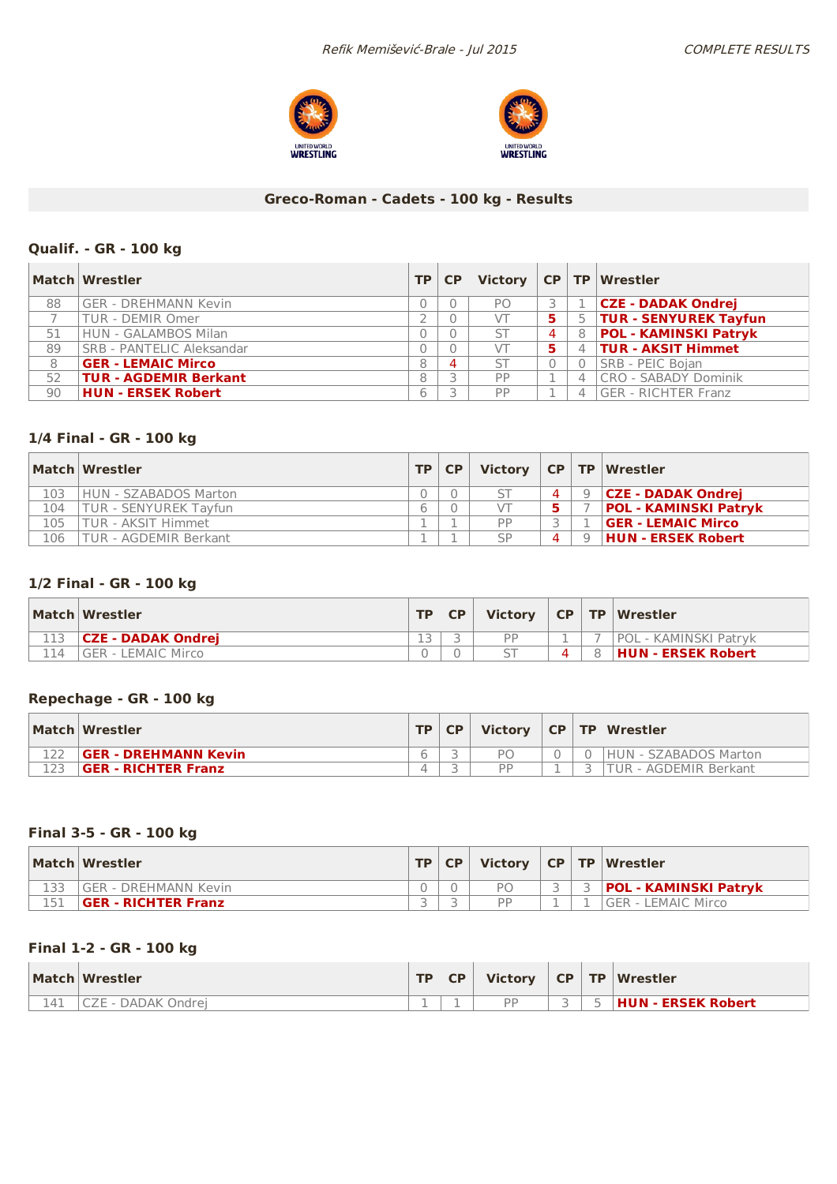Refik Memišević-Brale - Jul 2015

COMPLETE RESULTS

## Greco-Roman - Cadets - 100 kg - Results

### Qualif. - GR - 100 kg

| Match | Wrestler | TP | CP | Victory | CP | TP | Wrestler |
|---|---|---|---|---|---|---|---|
| 88 | GER - DREHMANN Kevin | 0 | 0 | PO | 3 | 1 | **CZE - DADAK Ondrej** |
| 7 | TUR - DEMIR Omer | 2 | 0 | VT | **5** | 5 | **TUR - SENYUREK Tayfun** |
| 51 | HUN - GALAMBOS Milan | 0 | 0 | ST | 4 | 8 | **POL - KAMINSKI Patryk** |
| 89 | SRB - PANTELIC Aleksandar | 0 | 0 | VT | **5** | 4 | **TUR - AKSIT Himmet** |
| 8 | **GER - LEMAIC Mirco** | 8 | 4 | ST | 0 | 0 | SRB - PEIC Bojan |
| 52 | **TUR - AGDEMIR Berkant** | 8 | 3 | PP | 1 | 4 | CRO - SABADY Dominik |
| 90 | **HUN - ERSEK Robert** | 6 | 3 | PP | 1 | 4 | GER - RICHTER Franz |

### 1/4 Final - GR - 100 kg

| Match | Wrestler | TP | CP | Victory | CP | TP | Wrestler |
|---|---|---|---|---|---|---|---|
| 103 | HUN - SZABADOS Marton | 0 | 0 | ST | 4 | 9 | **CZE - DADAK Ondrej** |
| 104 | TUR - SENYUREK Tayfun | 6 | 0 | VT | **5** | 7 | **POL - KAMINSKI Patryk** |
| 105 | TUR - AKSIT Himmet | 1 | 1 | PP | 3 | 1 | **GER - LEMAIC Mirco** |
| 106 | TUR - AGDEMIR Berkant | 1 | 1 | SP | 4 | 9 | **HUN - ERSEK Robert** |

### 1/2 Final - GR - 100 kg

| Match | Wrestler | TP | CP | Victory | CP | TP | Wrestler |
|---|---|---|---|---|---|---|---|
| 113 | **CZE - DADAK Ondrej** | 13 | 3 | PP | 1 | 7 | POL - KAMINSKI Patryk |
| 114 | GER - LEMAIC Mirco | 0 | 0 | ST | 4 | 8 | **HUN - ERSEK Robert** |

### Repechage - GR - 100 kg

| Match | Wrestler | TP | CP | Victory | CP | TP | Wrestler |
|---|---|---|---|---|---|---|---|
| 122 | **GER - DREHMANN Kevin** | 6 | 3 | PO | 0 | 0 | HUN - SZABADOS Marton |
| 123 | **GER - RICHTER Franz** | 4 | 3 | PP | 1 | 3 | TUR - AGDEMIR Berkant |

### Final 3-5 - GR - 100 kg

| Match | Wrestler | TP | CP | Victory | CP | TP | Wrestler |
|---|---|---|---|---|---|---|---|
| 133 | GER - DREHMANN Kevin | 0 | 0 | PO | 3 | 3 | **POL - KAMINSKI Patryk** |
| 151 | **GER - RICHTER Franz** | 3 | 3 | PP | 1 | 1 | GER - LEMAIC Mirco |

### Final 1-2 - GR - 100 kg

| Match | Wrestler | TP | CP | Victory | CP | TP | Wrestler |
|---|---|---|---|---|---|---|---|
| 141 | CZE - DADAK Ondrej | 1 | 1 | PP | 3 | 5 | **HUN - ERSEK Robert** |